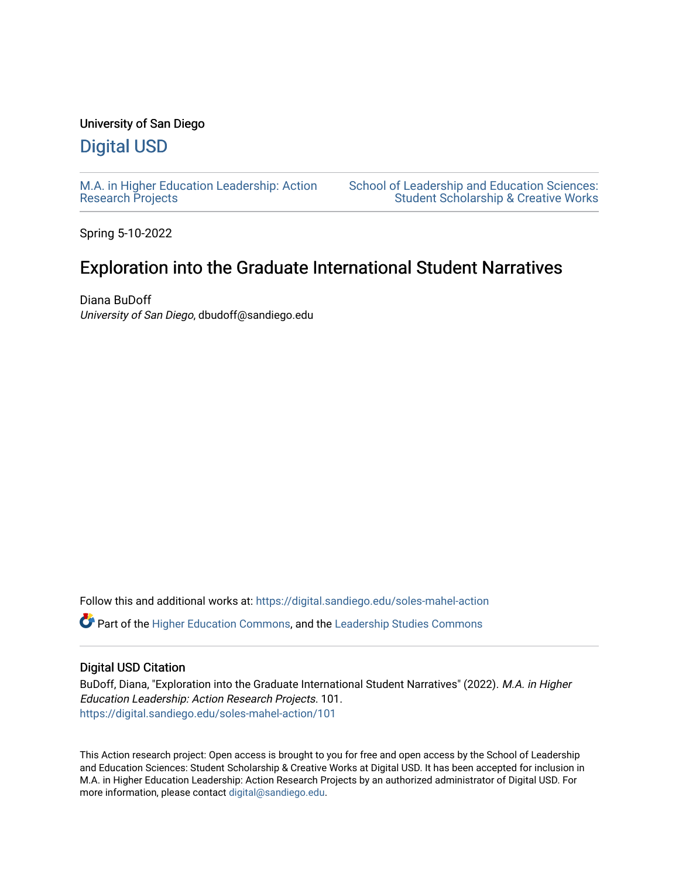University of San Diego

## Digital USD

M.A. in Higher Education Leadership: Action Research Projects

School of Leadership and Education Sciences: Student Scholarship & Creative Works

Spring 5-10-2022

# Exploration into the Graduate International Student Narratives

Diana BuDoff
*University of San Diego*, dbudoff@sandiego.edu

Follow this and additional works at: https://digital.sandiego.edu/soles-mahel-action

Part of the Higher Education Commons, and the Leadership Studies Commons

### Digital USD Citation

BuDoff, Diana, "Exploration into the Graduate International Student Narratives" (2022). *M.A. in Higher Education Leadership: Action Research Projects*. 101.
https://digital.sandiego.edu/soles-mahel-action/101

This Action research project: Open access is brought to you for free and open access by the School of Leadership and Education Sciences: Student Scholarship & Creative Works at Digital USD. It has been accepted for inclusion in M.A. in Higher Education Leadership: Action Research Projects by an authorized administrator of Digital USD. For more information, please contact digital@sandiego.edu.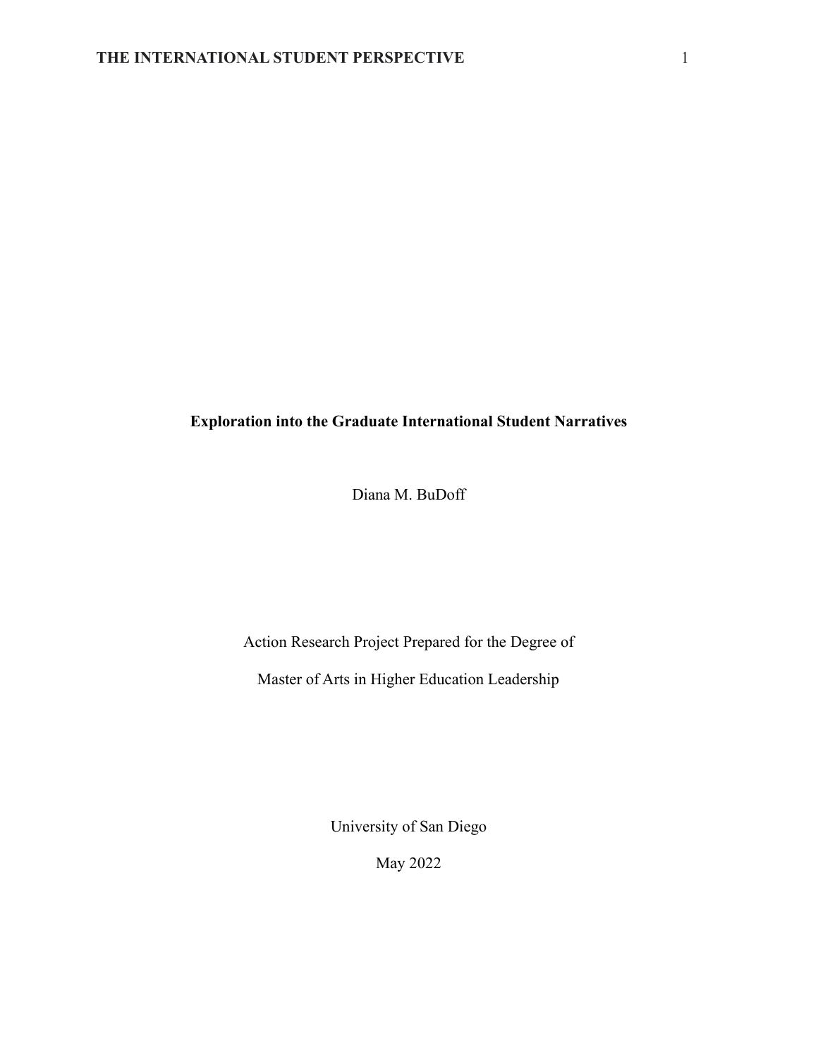# Exploration into the Graduate International Student Narratives

Diana M. BuDoff

Action Research Project Prepared for the Degree of

Master of Arts in Higher Education Leadership

University of San Diego

May 2022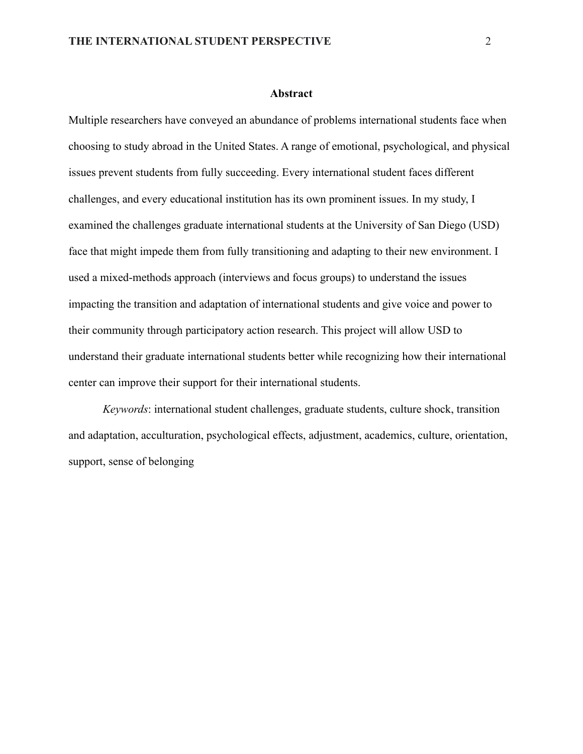## Abstract

Multiple researchers have conveyed an abundance of problems international students face when choosing to study abroad in the United States. A range of emotional, psychological, and physical issues prevent students from fully succeeding. Every international student faces different challenges, and every educational institution has its own prominent issues. In my study, I examined the challenges graduate international students at the University of San Diego (USD) face that might impede them from fully transitioning and adapting to their new environment. I used a mixed-methods approach (interviews and focus groups) to understand the issues impacting the transition and adaptation of international students and give voice and power to their community through participatory action research. This project will allow USD to understand their graduate international students better while recognizing how their international center can improve their support for their international students.

*Keywords*: international student challenges, graduate students, culture shock, transition and adaptation, acculturation, psychological effects, adjustment, academics, culture, orientation, support, sense of belonging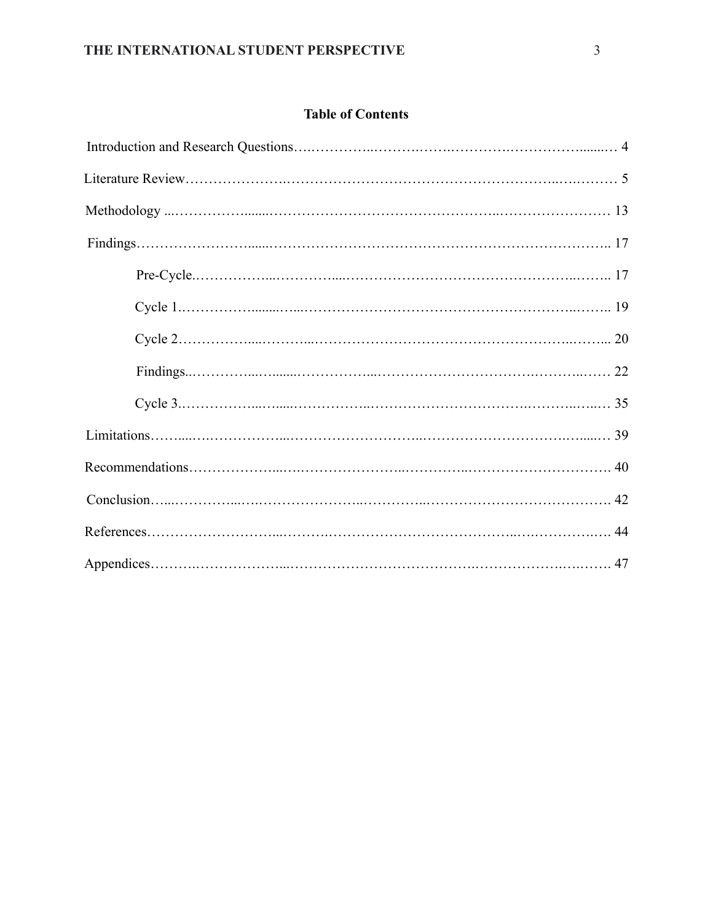## Table of Contents

Introduction and Research Questions……………………………………………………………… 4

Literature Review……………………………………………………………………………… 5

Methodology ………………………………………………………………………………… 13

Findings……………………………………………………………………………………… 17

- Pre-Cycle……………………………………………………………………………… 17
- Cycle 1………………………………………………………………………………… 19
- Cycle 2………………………………………………………………………………… 20
- Findings……………………………………………………………………………… 22
- Cycle 3………………………………………………………………………………… 35

Limitations…………………………………………………………………………………… 39

Recommendations…………………………………………………………………………… 40

Conclusion…………………………………………………………………………………… 42

References…………………………………………………………………………………… 44

Appendices…………………………………………………………………………………… 47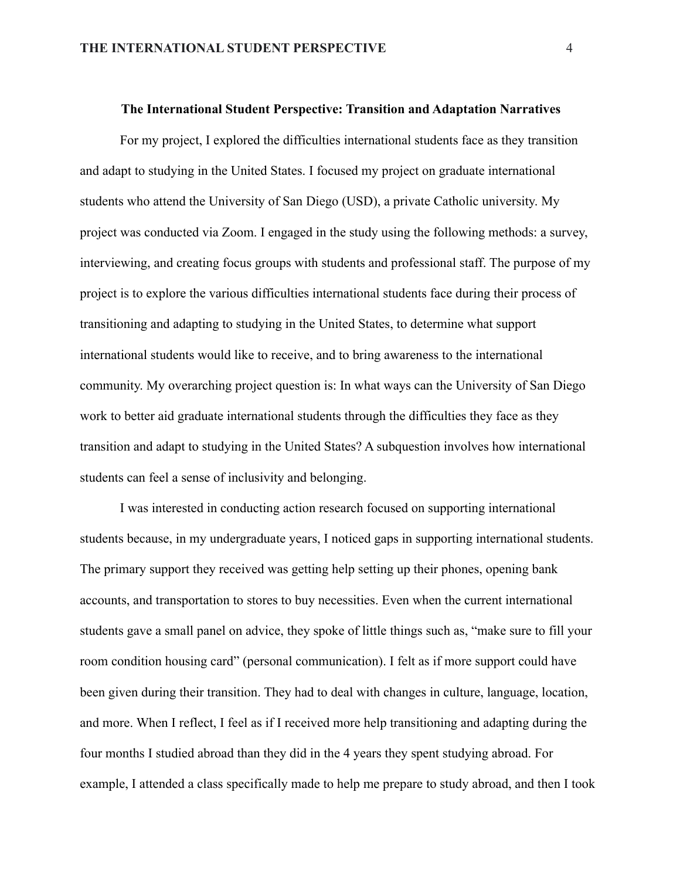# The International Student Perspective: Transition and Adaptation Narratives

For my project, I explored the difficulties international students face as they transition and adapt to studying in the United States. I focused my project on graduate international students who attend the University of San Diego (USD), a private Catholic university. My project was conducted via Zoom. I engaged in the study using the following methods: a survey, interviewing, and creating focus groups with students and professional staff. The purpose of my project is to explore the various difficulties international students face during their process of transitioning and adapting to studying in the United States, to determine what support international students would like to receive, and to bring awareness to the international community. My overarching project question is: In what ways can the University of San Diego work to better aid graduate international students through the difficulties they face as they transition and adapt to studying in the United States? A subquestion involves how international students can feel a sense of inclusivity and belonging.

I was interested in conducting action research focused on supporting international students because, in my undergraduate years, I noticed gaps in supporting international students. The primary support they received was getting help setting up their phones, opening bank accounts, and transportation to stores to buy necessities. Even when the current international students gave a small panel on advice, they spoke of little things such as, "make sure to fill your room condition housing card" (personal communication). I felt as if more support could have been given during their transition. They had to deal with changes in culture, language, location, and more. When I reflect, I feel as if I received more help transitioning and adapting during the four months I studied abroad than they did in the 4 years they spent studying abroad. For example, I attended a class specifically made to help me prepare to study abroad, and then I took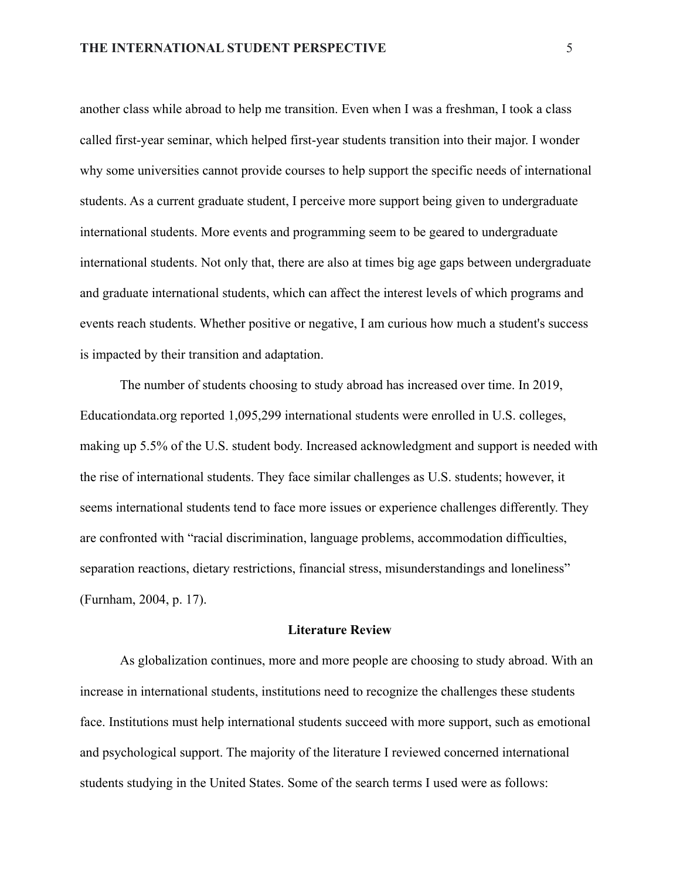another class while abroad to help me transition. Even when I was a freshman, I took a class called first-year seminar, which helped first-year students transition into their major. I wonder why some universities cannot provide courses to help support the specific needs of international students. As a current graduate student, I perceive more support being given to undergraduate international students. More events and programming seem to be geared to undergraduate international students. Not only that, there are also at times big age gaps between undergraduate and graduate international students, which can affect the interest levels of which programs and events reach students. Whether positive or negative, I am curious how much a student's success is impacted by their transition and adaptation.

The number of students choosing to study abroad has increased over time. In 2019, Educationdata.org reported 1,095,299 international students were enrolled in U.S. colleges, making up 5.5% of the U.S. student body. Increased acknowledgment and support is needed with the rise of international students. They face similar challenges as U.S. students; however, it seems international students tend to face more issues or experience challenges differently. They are confronted with "racial discrimination, language problems, accommodation difficulties, separation reactions, dietary restrictions, financial stress, misunderstandings and loneliness" (Furnham, 2004, p. 17).

## Literature Review

As globalization continues, more and more people are choosing to study abroad. With an increase in international students, institutions need to recognize the challenges these students face. Institutions must help international students succeed with more support, such as emotional and psychological support. The majority of the literature I reviewed concerned international students studying in the United States. Some of the search terms I used were as follows: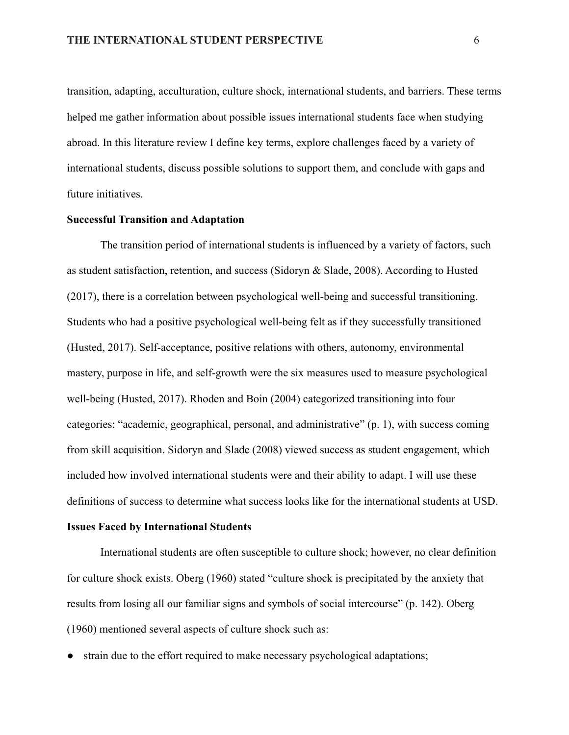transition, adapting, acculturation, culture shock, international students, and barriers. These terms helped me gather information about possible issues international students face when studying abroad. In this literature review I define key terms, explore challenges faced by a variety of international students, discuss possible solutions to support them, and conclude with gaps and future initiatives.

**Successful Transition and Adaptation**

The transition period of international students is influenced by a variety of factors, such as student satisfaction, retention, and success (Sidoryn & Slade, 2008). According to Husted (2017), there is a correlation between psychological well-being and successful transitioning. Students who had a positive psychological well-being felt as if they successfully transitioned (Husted, 2017). Self-acceptance, positive relations with others, autonomy, environmental mastery, purpose in life, and self-growth were the six measures used to measure psychological well-being (Husted, 2017). Rhoden and Boin (2004) categorized transitioning into four categories: "academic, geographical, personal, and administrative" (p. 1), with success coming from skill acquisition. Sidoryn and Slade (2008) viewed success as student engagement, which included how involved international students were and their ability to adapt. I will use these definitions of success to determine what success looks like for the international students at USD.

**Issues Faced by International Students**

International students are often susceptible to culture shock; however, no clear definition for culture shock exists. Oberg (1960) stated "culture shock is precipitated by the anxiety that results from losing all our familiar signs and symbols of social intercourse" (p. 142). Oberg (1960) mentioned several aspects of culture shock such as:

- strain due to the effort required to make necessary psychological adaptations;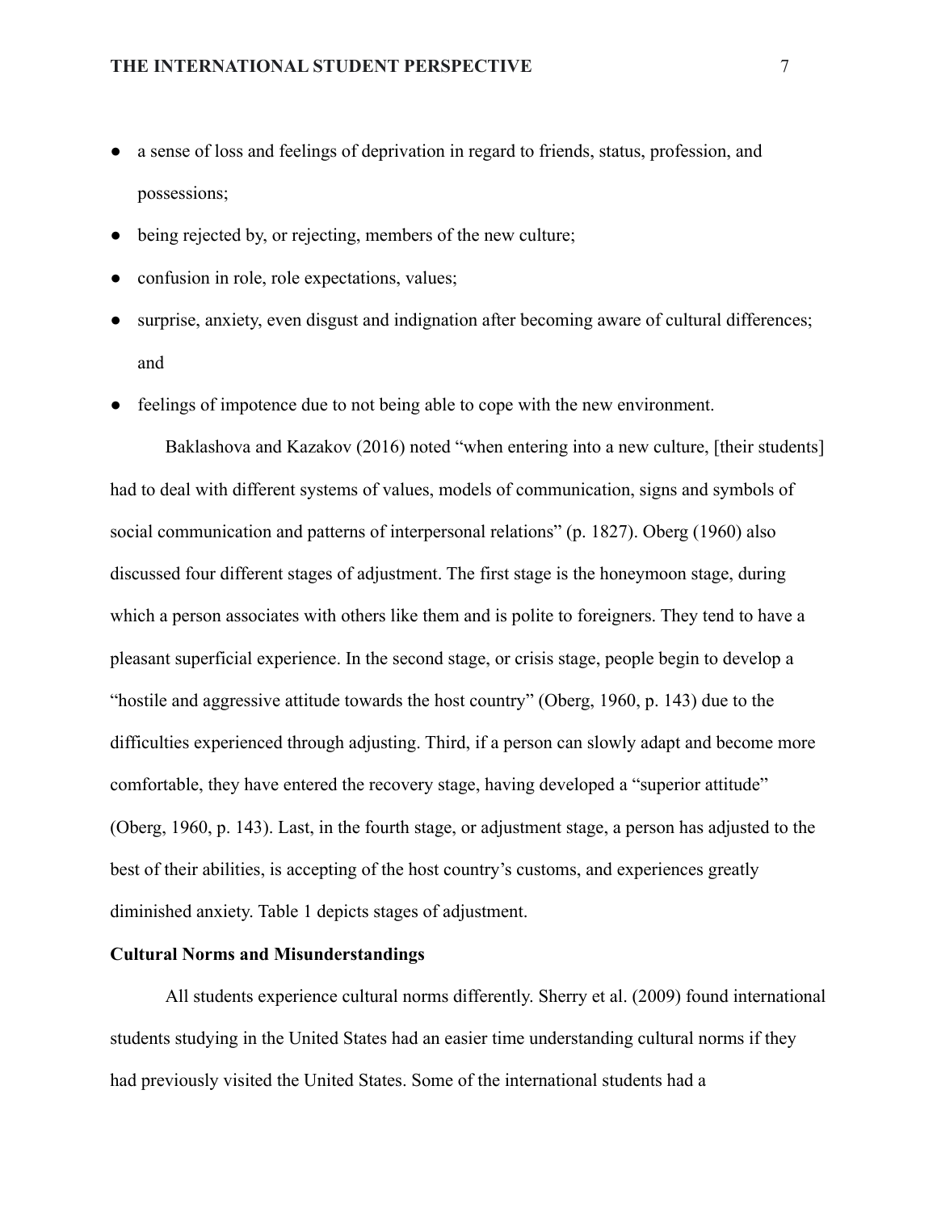- a sense of loss and feelings of deprivation in regard to friends, status, profession, and possessions;
- being rejected by, or rejecting, members of the new culture;
- confusion in role, role expectations, values;
- surprise, anxiety, even disgust and indignation after becoming aware of cultural differences; and
- feelings of impotence due to not being able to cope with the new environment.

Baklashova and Kazakov (2016) noted "when entering into a new culture, [their students] had to deal with different systems of values, models of communication, signs and symbols of social communication and patterns of interpersonal relations" (p. 1827). Oberg (1960) also discussed four different stages of adjustment. The first stage is the honeymoon stage, during which a person associates with others like them and is polite to foreigners. They tend to have a pleasant superficial experience. In the second stage, or crisis stage, people begin to develop a "hostile and aggressive attitude towards the host country" (Oberg, 1960, p. 143) due to the difficulties experienced through adjusting. Third, if a person can slowly adapt and become more comfortable, they have entered the recovery stage, having developed a "superior attitude" (Oberg, 1960, p. 143). Last, in the fourth stage, or adjustment stage, a person has adjusted to the best of their abilities, is accepting of the host country's customs, and experiences greatly diminished anxiety. Table 1 depicts stages of adjustment.

**Cultural Norms and Misunderstandings**

All students experience cultural norms differently. Sherry et al. (2009) found international students studying in the United States had an easier time understanding cultural norms if they had previously visited the United States. Some of the international students had a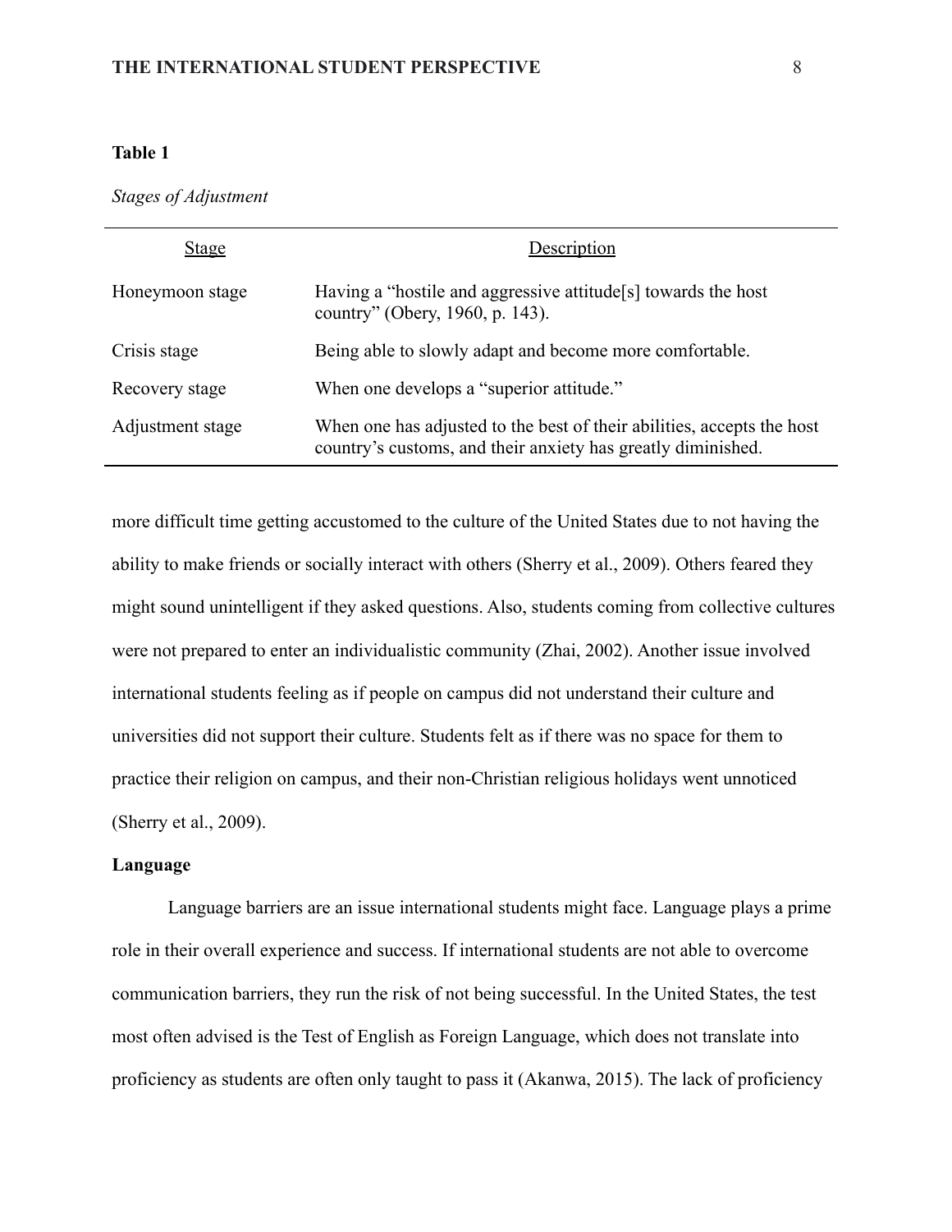**Table 1**

*Stages of Adjustment*

| Stage | Description |
| --- | --- |
| Honeymoon stage | Having a "hostile and aggressive attitude[s] towards the host country" (Obery, 1960, p. 143). |
| Crisis stage | Being able to slowly adapt and become more comfortable. |
| Recovery stage | When one develops a "superior attitude." |
| Adjustment stage | When one has adjusted to the best of their abilities, accepts the host country's customs, and their anxiety has greatly diminished. |

more difficult time getting accustomed to the culture of the United States due to not having the ability to make friends or socially interact with others (Sherry et al., 2009). Others feared they might sound unintelligent if they asked questions. Also, students coming from collective cultures were not prepared to enter an individualistic community (Zhai, 2002). Another issue involved international students feeling as if people on campus did not understand their culture and universities did not support their culture. Students felt as if there was no space for them to practice their religion on campus, and their non-Christian religious holidays went unnoticed (Sherry et al., 2009).

**Language**

Language barriers are an issue international students might face. Language plays a prime role in their overall experience and success. If international students are not able to overcome communication barriers, they run the risk of not being successful. In the United States, the test most often advised is the Test of English as Foreign Language, which does not translate into proficiency as students are often only taught to pass it (Akanwa, 2015). The lack of proficiency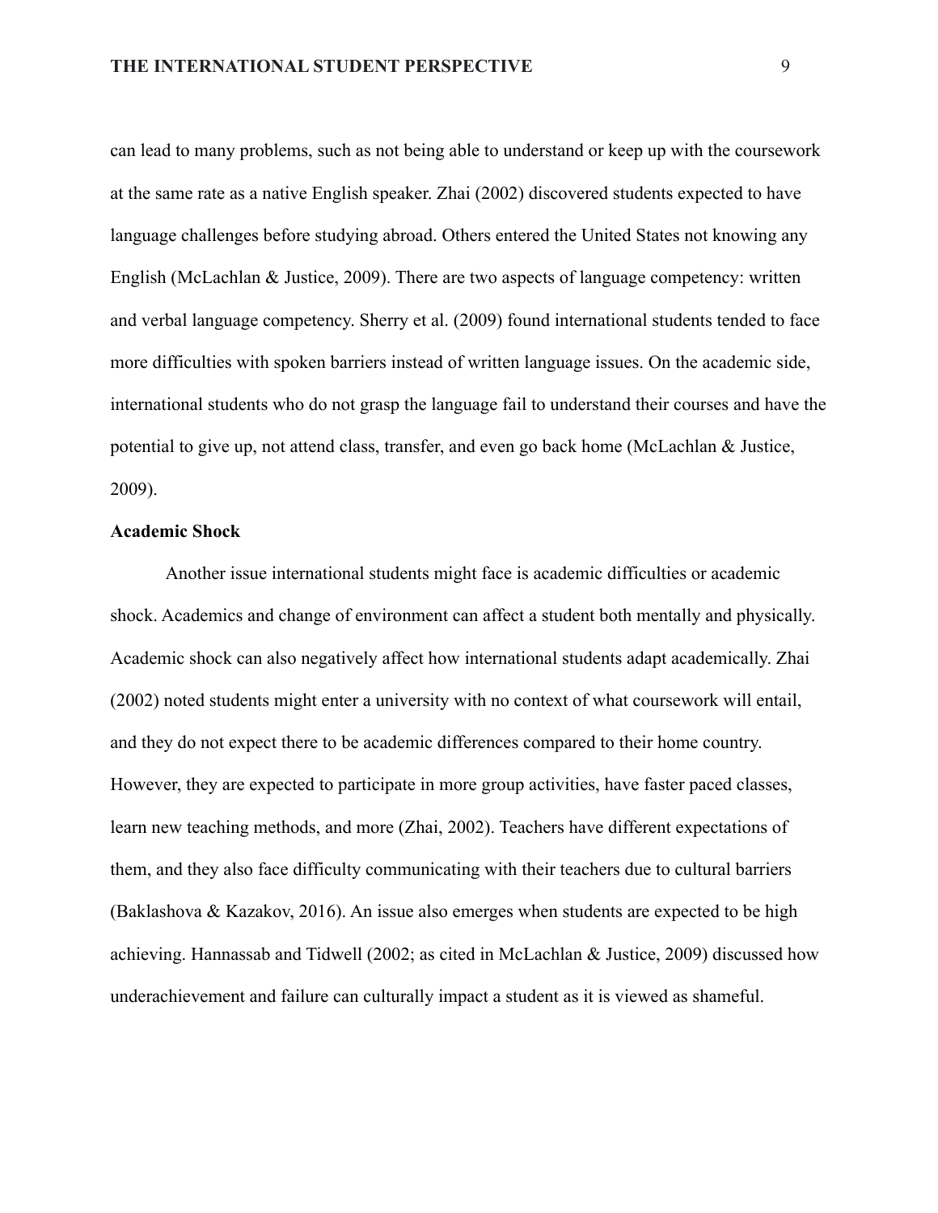can lead to many problems, such as not being able to understand or keep up with the coursework at the same rate as a native English speaker. Zhai (2002) discovered students expected to have language challenges before studying abroad. Others entered the United States not knowing any English (McLachlan & Justice, 2009). There are two aspects of language competency: written and verbal language competency. Sherry et al. (2009) found international students tended to face more difficulties with spoken barriers instead of written language issues. On the academic side, international students who do not grasp the language fail to understand their courses and have the potential to give up, not attend class, transfer, and even go back home (McLachlan & Justice, 2009).

**Academic Shock**

Another issue international students might face is academic difficulties or academic shock. Academics and change of environment can affect a student both mentally and physically. Academic shock can also negatively affect how international students adapt academically. Zhai (2002) noted students might enter a university with no context of what coursework will entail, and they do not expect there to be academic differences compared to their home country. However, they are expected to participate in more group activities, have faster paced classes, learn new teaching methods, and more (Zhai, 2002). Teachers have different expectations of them, and they also face difficulty communicating with their teachers due to cultural barriers (Baklashova & Kazakov, 2016). An issue also emerges when students are expected to be high achieving. Hannassab and Tidwell (2002; as cited in McLachlan & Justice, 2009) discussed how underachievement and failure can culturally impact a student as it is viewed as shameful.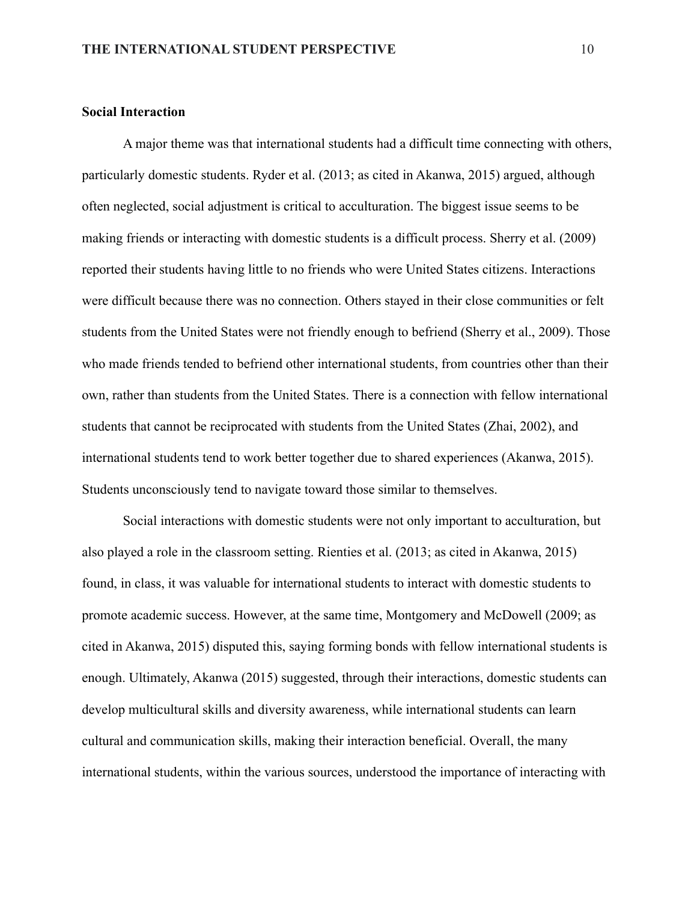**Social Interaction**

A major theme was that international students had a difficult time connecting with others, particularly domestic students. Ryder et al. (2013; as cited in Akanwa, 2015) argued, although often neglected, social adjustment is critical to acculturation. The biggest issue seems to be making friends or interacting with domestic students is a difficult process. Sherry et al. (2009) reported their students having little to no friends who were United States citizens. Interactions were difficult because there was no connection. Others stayed in their close communities or felt students from the United States were not friendly enough to befriend (Sherry et al., 2009). Those who made friends tended to befriend other international students, from countries other than their own, rather than students from the United States. There is a connection with fellow international students that cannot be reciprocated with students from the United States (Zhai, 2002), and international students tend to work better together due to shared experiences (Akanwa, 2015). Students unconsciously tend to navigate toward those similar to themselves.

Social interactions with domestic students were not only important to acculturation, but also played a role in the classroom setting. Rienties et al. (2013; as cited in Akanwa, 2015) found, in class, it was valuable for international students to interact with domestic students to promote academic success. However, at the same time, Montgomery and McDowell (2009; as cited in Akanwa, 2015) disputed this, saying forming bonds with fellow international students is enough. Ultimately, Akanwa (2015) suggested, through their interactions, domestic students can develop multicultural skills and diversity awareness, while international students can learn cultural and communication skills, making their interaction beneficial. Overall, the many international students, within the various sources, understood the importance of interacting with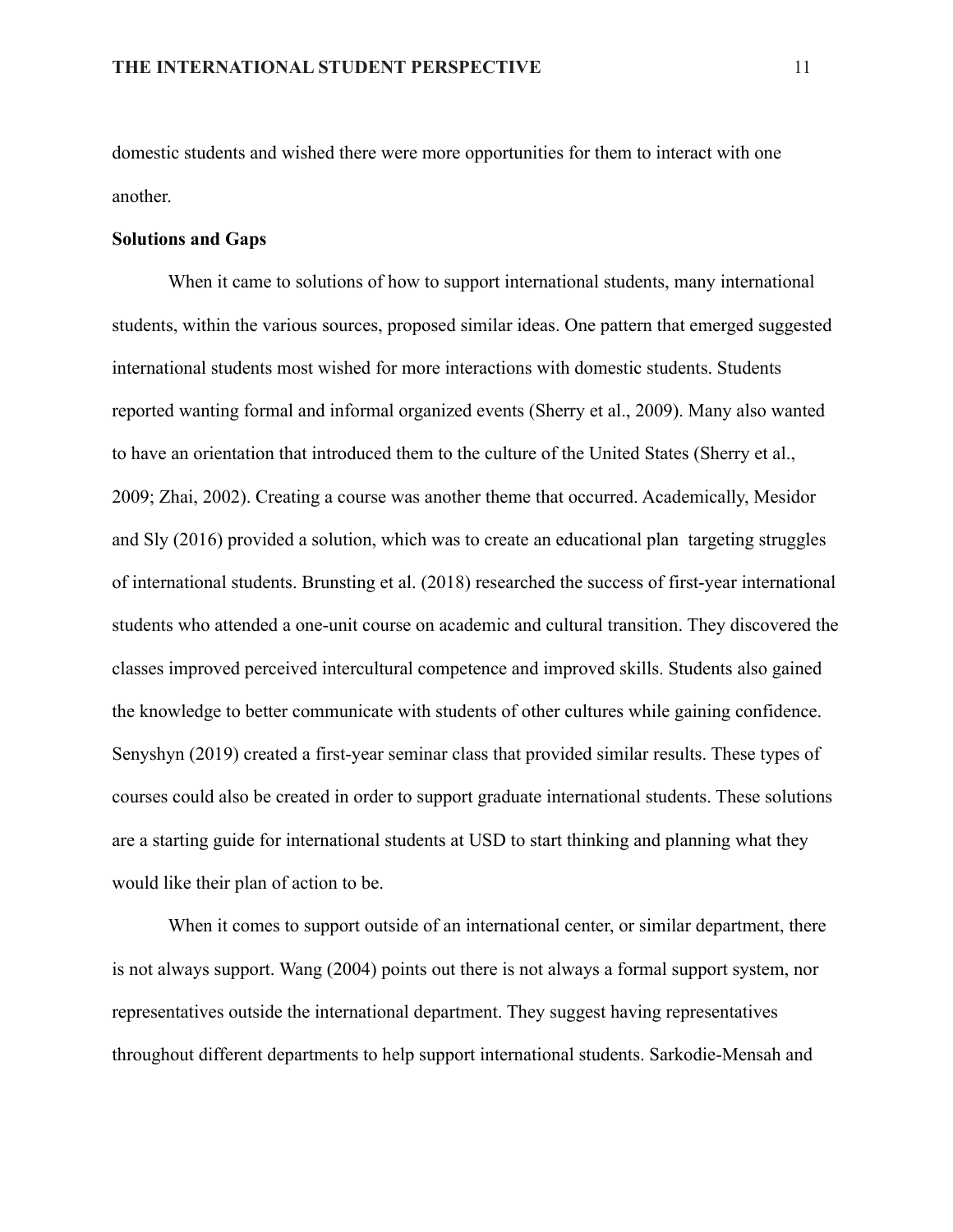domestic students and wished there were more opportunities for them to interact with one another.

**Solutions and Gaps**

When it came to solutions of how to support international students, many international students, within the various sources, proposed similar ideas. One pattern that emerged suggested international students most wished for more interactions with domestic students. Students reported wanting formal and informal organized events (Sherry et al., 2009). Many also wanted to have an orientation that introduced them to the culture of the United States (Sherry et al., 2009; Zhai, 2002). Creating a course was another theme that occurred. Academically, Mesidor and Sly (2016) provided a solution, which was to create an educational plan targeting struggles of international students. Brunsting et al. (2018) researched the success of first-year international students who attended a one-unit course on academic and cultural transition. They discovered the classes improved perceived intercultural competence and improved skills. Students also gained the knowledge to better communicate with students of other cultures while gaining confidence. Senyshyn (2019) created a first-year seminar class that provided similar results. These types of courses could also be created in order to support graduate international students. These solutions are a starting guide for international students at USD to start thinking and planning what they would like their plan of action to be.

When it comes to support outside of an international center, or similar department, there is not always support. Wang (2004) points out there is not always a formal support system, nor representatives outside the international department. They suggest having representatives throughout different departments to help support international students. Sarkodie-Mensah and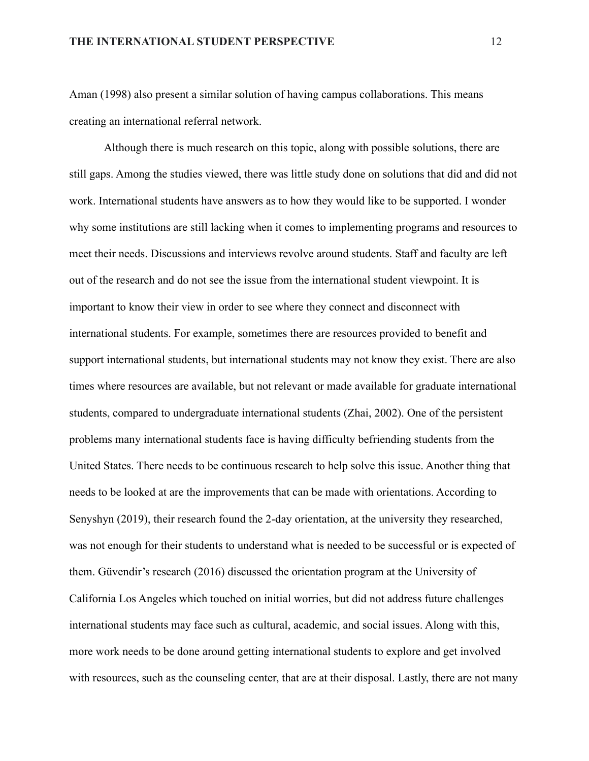Aman (1998) also present a similar solution of having campus collaborations. This means creating an international referral network.

Although there is much research on this topic, along with possible solutions, there are still gaps. Among the studies viewed, there was little study done on solutions that did and did not work. International students have answers as to how they would like to be supported. I wonder why some institutions are still lacking when it comes to implementing programs and resources to meet their needs. Discussions and interviews revolve around students. Staff and faculty are left out of the research and do not see the issue from the international student viewpoint. It is important to know their view in order to see where they connect and disconnect with international students. For example, sometimes there are resources provided to benefit and support international students, but international students may not know they exist. There are also times where resources are available, but not relevant or made available for graduate international students, compared to undergraduate international students (Zhai, 2002). One of the persistent problems many international students face is having difficulty befriending students from the United States. There needs to be continuous research to help solve this issue. Another thing that needs to be looked at are the improvements that can be made with orientations. According to Senyshyn (2019), their research found the 2-day orientation, at the university they researched, was not enough for their students to understand what is needed to be successful or is expected of them. Güvendir's research (2016) discussed the orientation program at the University of California Los Angeles which touched on initial worries, but did not address future challenges international students may face such as cultural, academic, and social issues. Along with this, more work needs to be done around getting international students to explore and get involved with resources, such as the counseling center, that are at their disposal. Lastly, there are not many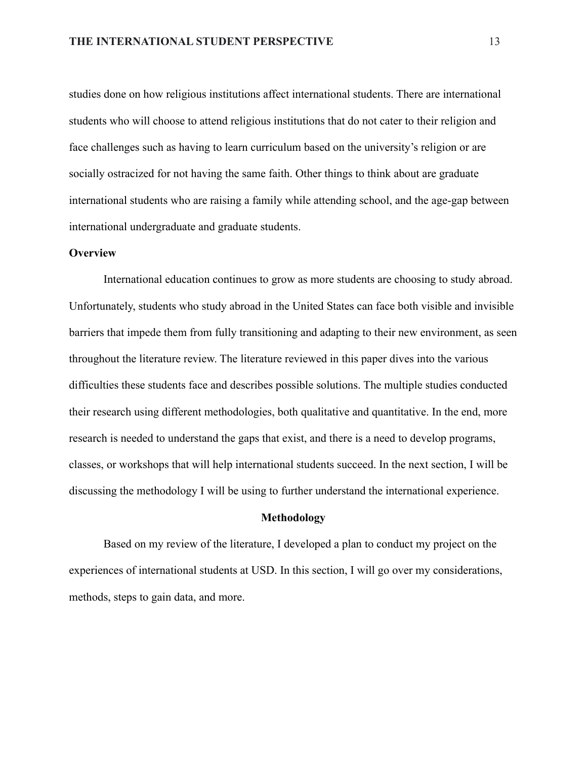studies done on how religious institutions affect international students. There are international students who will choose to attend religious institutions that do not cater to their religion and face challenges such as having to learn curriculum based on the university's religion or are socially ostracized for not having the same faith. Other things to think about are graduate international students who are raising a family while attending school, and the age-gap between international undergraduate and graduate students.

### Overview

International education continues to grow as more students are choosing to study abroad. Unfortunately, students who study abroad in the United States can face both visible and invisible barriers that impede them from fully transitioning and adapting to their new environment, as seen throughout the literature review. The literature reviewed in this paper dives into the various difficulties these students face and describes possible solutions. The multiple studies conducted their research using different methodologies, both qualitative and quantitative. In the end, more research is needed to understand the gaps that exist, and there is a need to develop programs, classes, or workshops that will help international students succeed. In the next section, I will be discussing the methodology I will be using to further understand the international experience.

## Methodology

Based on my review of the literature, I developed a plan to conduct my project on the experiences of international students at USD. In this section, I will go over my considerations, methods, steps to gain data, and more.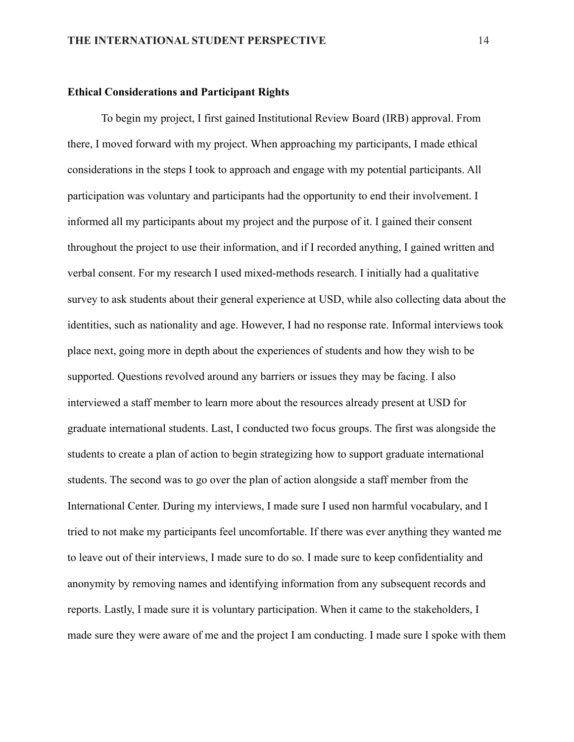## Ethical Considerations and Participant Rights

To begin my project, I first gained Institutional Review Board (IRB) approval. From there, I moved forward with my project. When approaching my participants, I made ethical considerations in the steps I took to approach and engage with my potential participants. All participation was voluntary and participants had the opportunity to end their involvement. I informed all my participants about my project and the purpose of it. I gained their consent throughout the project to use their information, and if I recorded anything, I gained written and verbal consent. For my research I used mixed-methods research. I initially had a qualitative survey to ask students about their general experience at USD, while also collecting data about the identities, such as nationality and age. However, I had no response rate. Informal interviews took place next, going more in depth about the experiences of students and how they wish to be supported. Questions revolved around any barriers or issues they may be facing. I also interviewed a staff member to learn more about the resources already present at USD for graduate international students. Last, I conducted two focus groups. The first was alongside the students to create a plan of action to begin strategizing how to support graduate international students. The second was to go over the plan of action alongside a staff member from the International Center. During my interviews, I made sure I used non harmful vocabulary, and I tried to not make my participants feel uncomfortable. If there was ever anything they wanted me to leave out of their interviews, I made sure to do so. I made sure to keep confidentiality and anonymity by removing names and identifying information from any subsequent records and reports. Lastly, I made sure it is voluntary participation. When it came to the stakeholders, I made sure they were aware of me and the project I am conducting. I made sure I spoke with them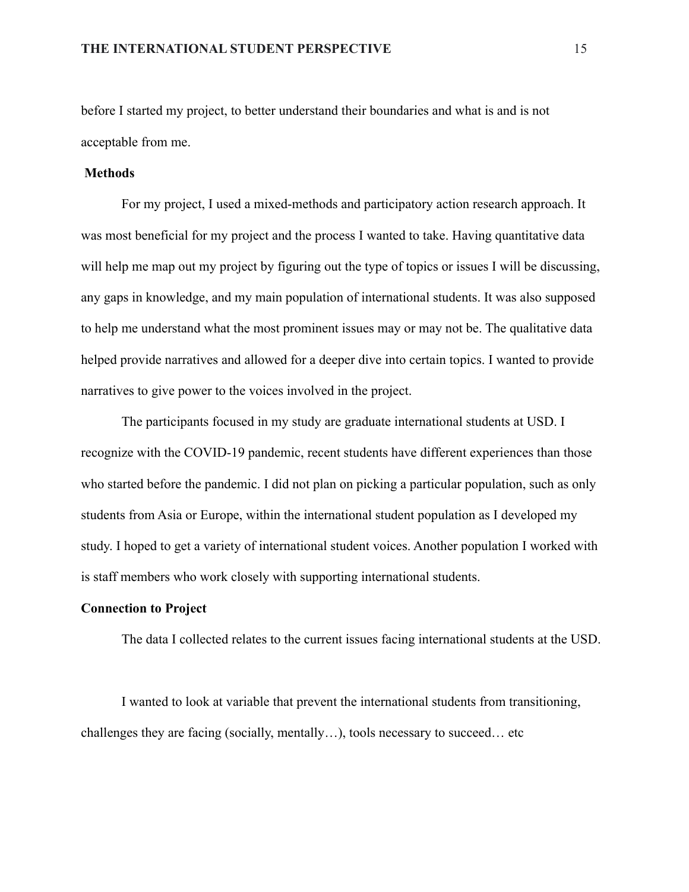before I started my project, to better understand their boundaries and what is and is not acceptable from me.

### Methods

For my project, I used a mixed-methods and participatory action research approach. It was most beneficial for my project and the process I wanted to take. Having quantitative data will help me map out my project by figuring out the type of topics or issues I will be discussing, any gaps in knowledge, and my main population of international students. It was also supposed to help me understand what the most prominent issues may or may not be. The qualitative data helped provide narratives and allowed for a deeper dive into certain topics. I wanted to provide narratives to give power to the voices involved in the project.

The participants focused in my study are graduate international students at USD. I recognize with the COVID-19 pandemic, recent students have different experiences than those who started before the pandemic. I did not plan on picking a particular population, such as only students from Asia or Europe, within the international student population as I developed my study. I hoped to get a variety of international student voices. Another population I worked with is staff members who work closely with supporting international students.

### Connection to Project

The data I collected relates to the current issues facing international students at the USD.

I wanted to look at variable that prevent the international students from transitioning, challenges they are facing (socially, mentally…), tools necessary to succeed… etc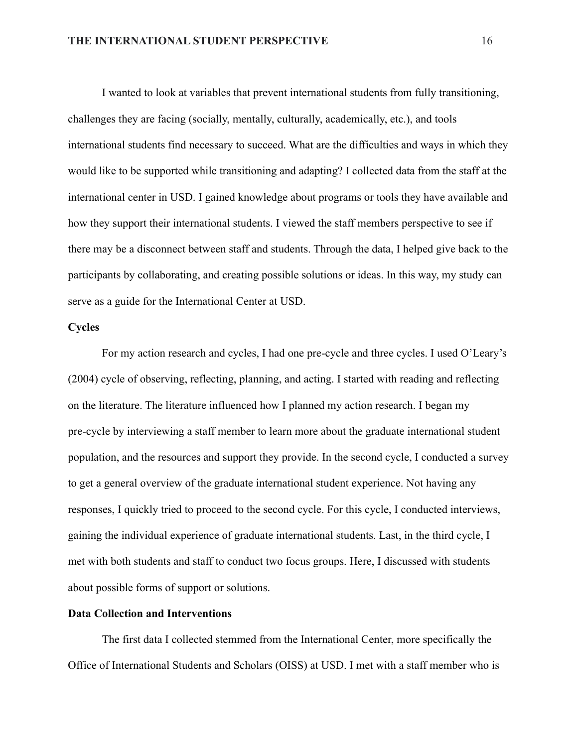I wanted to look at variables that prevent international students from fully transitioning, challenges they are facing (socially, mentally, culturally, academically, etc.), and tools international students find necessary to succeed. What are the difficulties and ways in which they would like to be supported while transitioning and adapting? I collected data from the staff at the international center in USD. I gained knowledge about programs or tools they have available and how they support their international students. I viewed the staff members perspective to see if there may be a disconnect between staff and students. Through the data, I helped give back to the participants by collaborating, and creating possible solutions or ideas. In this way, my study can serve as a guide for the International Center at USD.

**Cycles**

For my action research and cycles, I had one pre-cycle and three cycles. I used O'Leary's (2004) cycle of observing, reflecting, planning, and acting. I started with reading and reflecting on the literature. The literature influenced how I planned my action research. I began my pre-cycle by interviewing a staff member to learn more about the graduate international student population, and the resources and support they provide. In the second cycle, I conducted a survey to get a general overview of the graduate international student experience. Not having any responses, I quickly tried to proceed to the second cycle. For this cycle, I conducted interviews, gaining the individual experience of graduate international students. Last, in the third cycle, I met with both students and staff to conduct two focus groups. Here, I discussed with students about possible forms of support or solutions.

**Data Collection and Interventions**

The first data I collected stemmed from the International Center, more specifically the Office of International Students and Scholars (OISS) at USD. I met with a staff member who is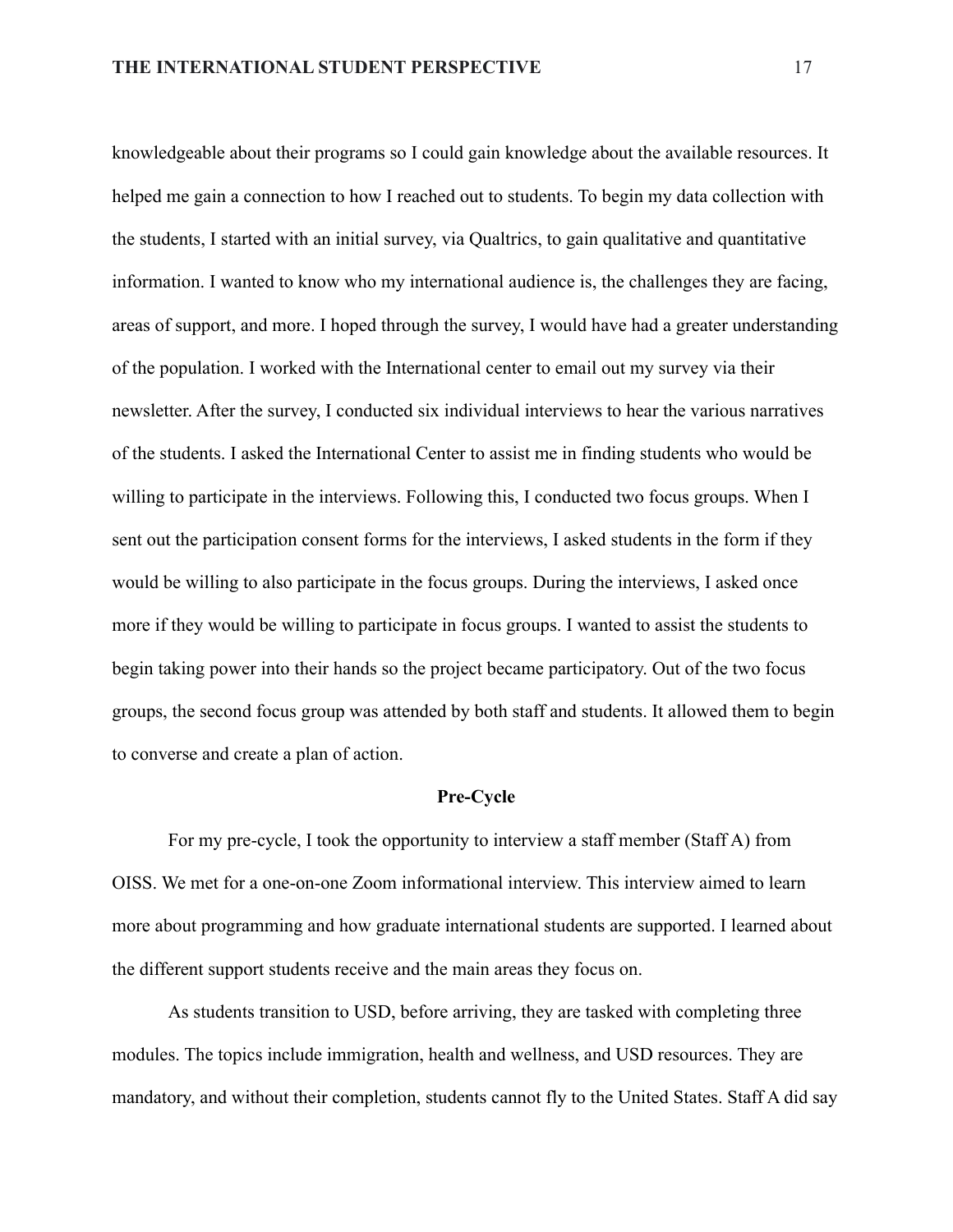knowledgeable about their programs so I could gain knowledge about the available resources. It helped me gain a connection to how I reached out to students. To begin my data collection with the students, I started with an initial survey, via Qualtrics, to gain qualitative and quantitative information. I wanted to know who my international audience is, the challenges they are facing, areas of support, and more. I hoped through the survey, I would have had a greater understanding of the population. I worked with the International center to email out my survey via their newsletter. After the survey, I conducted six individual interviews to hear the various narratives of the students. I asked the International Center to assist me in finding students who would be willing to participate in the interviews. Following this, I conducted two focus groups. When I sent out the participation consent forms for the interviews, I asked students in the form if they would be willing to also participate in the focus groups. During the interviews, I asked once more if they would be willing to participate in focus groups. I wanted to assist the students to begin taking power into their hands so the project became participatory. Out of the two focus groups, the second focus group was attended by both staff and students. It allowed them to begin to converse and create a plan of action.

## Pre-Cycle

For my pre-cycle, I took the opportunity to interview a staff member (Staff A) from OISS. We met for a one-on-one Zoom informational interview. This interview aimed to learn more about programming and how graduate international students are supported. I learned about the different support students receive and the main areas they focus on.

As students transition to USD, before arriving, they are tasked with completing three modules. The topics include immigration, health and wellness, and USD resources. They are mandatory, and without their completion, students cannot fly to the United States. Staff A did say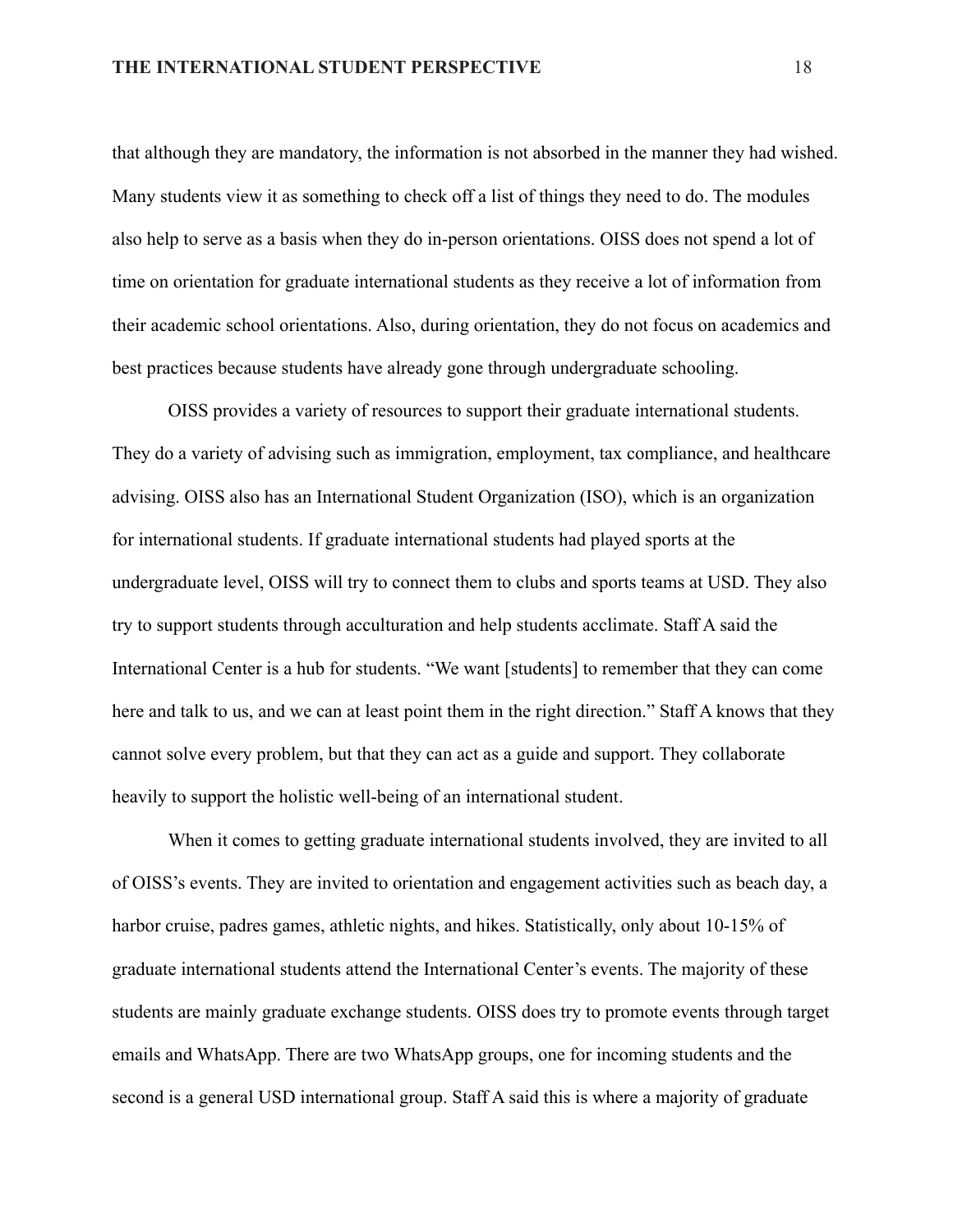that although they are mandatory, the information is not absorbed in the manner they had wished. Many students view it as something to check off a list of things they need to do. The modules also help to serve as a basis when they do in-person orientations. OISS does not spend a lot of time on orientation for graduate international students as they receive a lot of information from their academic school orientations. Also, during orientation, they do not focus on academics and best practices because students have already gone through undergraduate schooling.

OISS provides a variety of resources to support their graduate international students. They do a variety of advising such as immigration, employment, tax compliance, and healthcare advising. OISS also has an International Student Organization (ISO), which is an organization for international students. If graduate international students had played sports at the undergraduate level, OISS will try to connect them to clubs and sports teams at USD. They also try to support students through acculturation and help students acclimate. Staff A said the International Center is a hub for students. "We want [students] to remember that they can come here and talk to us, and we can at least point them in the right direction." Staff A knows that they cannot solve every problem, but that they can act as a guide and support. They collaborate heavily to support the holistic well-being of an international student.

When it comes to getting graduate international students involved, they are invited to all of OISS's events. They are invited to orientation and engagement activities such as beach day, a harbor cruise, padres games, athletic nights, and hikes. Statistically, only about 10-15% of graduate international students attend the International Center's events. The majority of these students are mainly graduate exchange students. OISS does try to promote events through target emails and WhatsApp. There are two WhatsApp groups, one for incoming students and the second is a general USD international group. Staff A said this is where a majority of graduate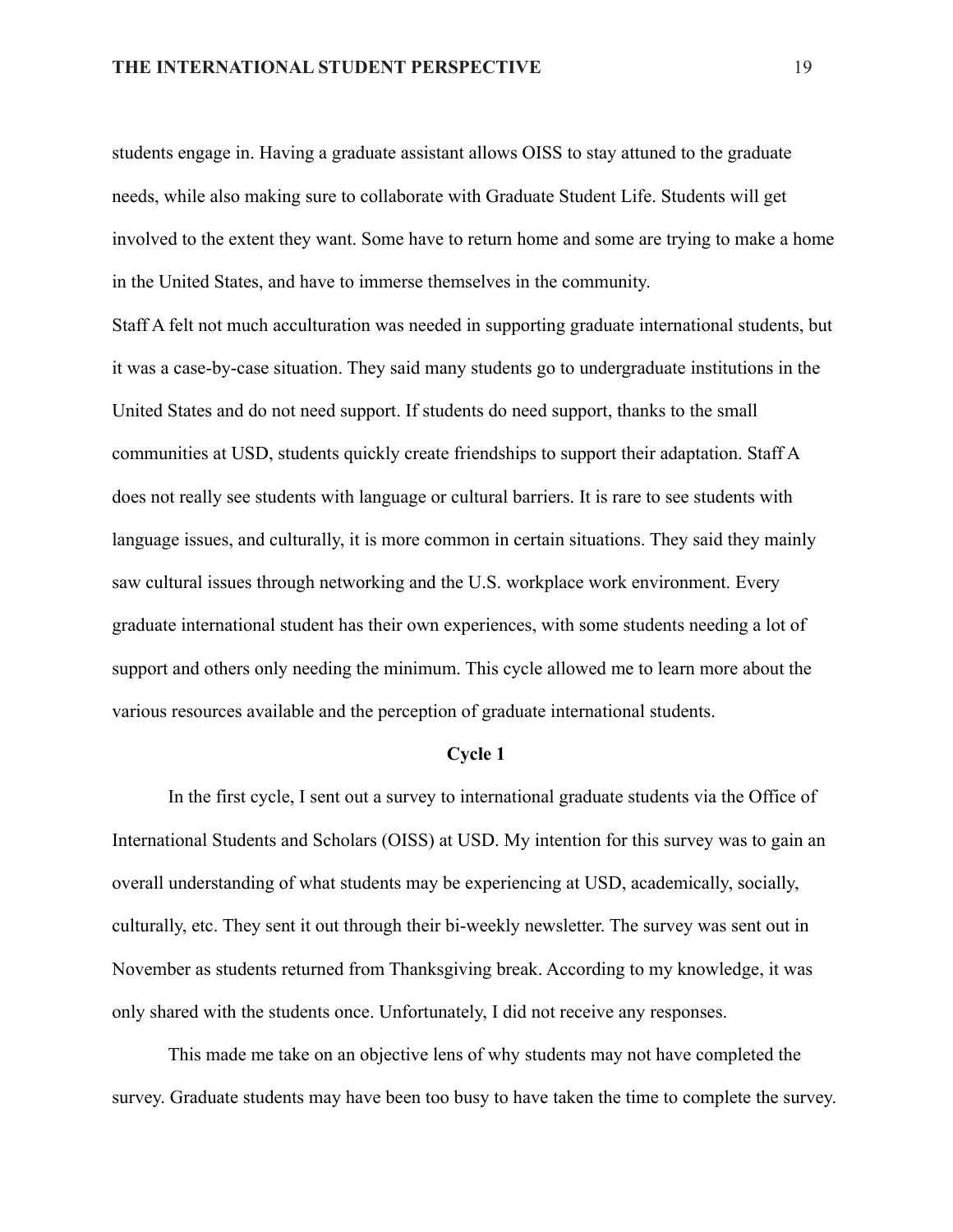students engage in. Having a graduate assistant allows OISS to stay attuned to the graduate needs, while also making sure to collaborate with Graduate Student Life. Students will get involved to the extent they want. Some have to return home and some are trying to make a home in the United States, and have to immerse themselves in the community.

Staff A felt not much acculturation was needed in supporting graduate international students, but it was a case-by-case situation. They said many students go to undergraduate institutions in the United States and do not need support. If students do need support, thanks to the small communities at USD, students quickly create friendships to support their adaptation. Staff A does not really see students with language or cultural barriers. It is rare to see students with language issues, and culturally, it is more common in certain situations. They said they mainly saw cultural issues through networking and the U.S. workplace work environment. Every graduate international student has their own experiences, with some students needing a lot of support and others only needing the minimum. This cycle allowed me to learn more about the various resources available and the perception of graduate international students.

## Cycle 1

In the first cycle, I sent out a survey to international graduate students via the Office of International Students and Scholars (OISS) at USD. My intention for this survey was to gain an overall understanding of what students may be experiencing at USD, academically, socially, culturally, etc. They sent it out through their bi-weekly newsletter. The survey was sent out in November as students returned from Thanksgiving break. According to my knowledge, it was only shared with the students once. Unfortunately, I did not receive any responses.

This made me take on an objective lens of why students may not have completed the survey. Graduate students may have been too busy to have taken the time to complete the survey.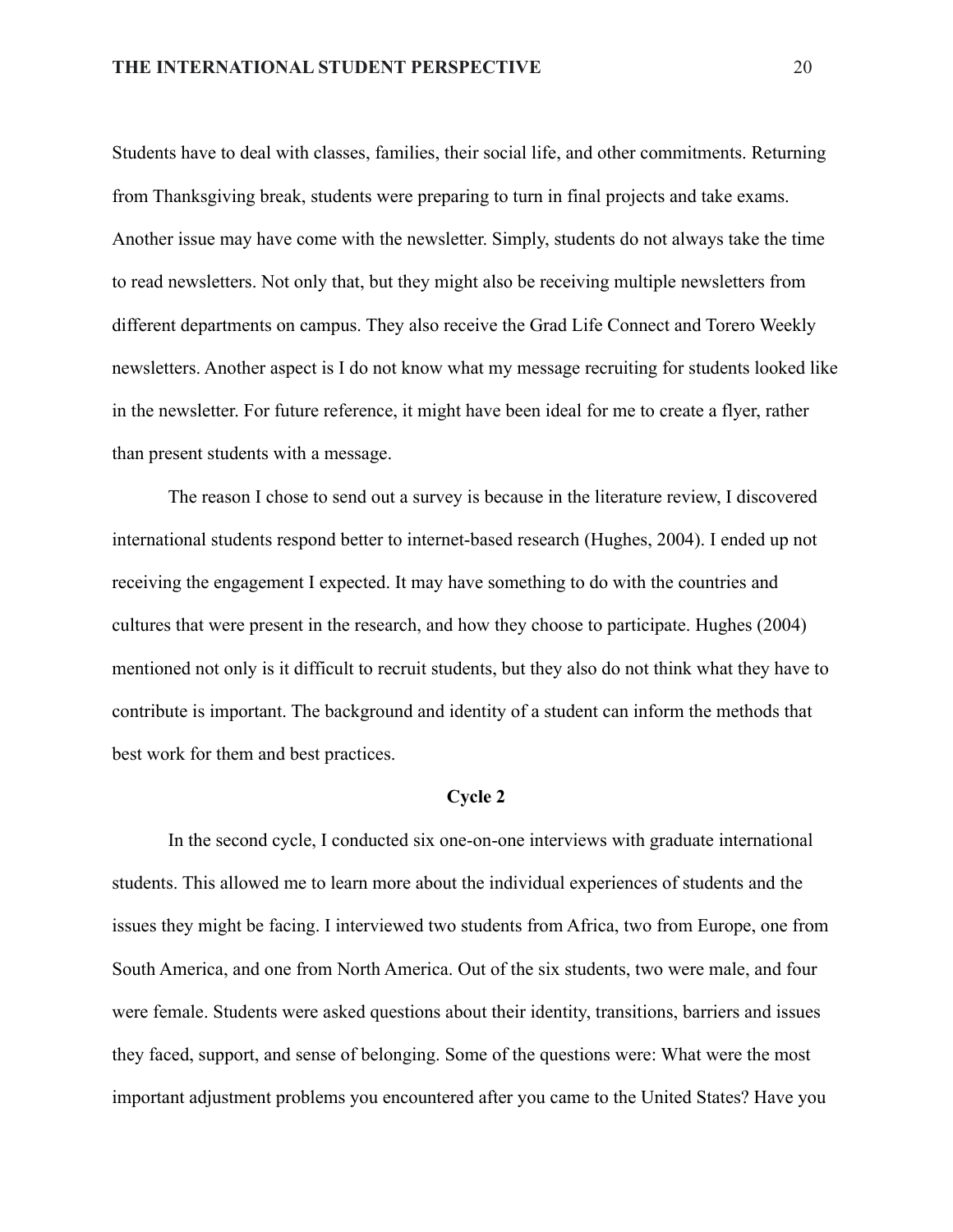Students have to deal with classes, families, their social life, and other commitments. Returning from Thanksgiving break, students were preparing to turn in final projects and take exams. Another issue may have come with the newsletter. Simply, students do not always take the time to read newsletters. Not only that, but they might also be receiving multiple newsletters from different departments on campus. They also receive the Grad Life Connect and Torero Weekly newsletters. Another aspect is I do not know what my message recruiting for students looked like in the newsletter. For future reference, it might have been ideal for me to create a flyer, rather than present students with a message.

The reason I chose to send out a survey is because in the literature review, I discovered international students respond better to internet-based research (Hughes, 2004). I ended up not receiving the engagement I expected. It may have something to do with the countries and cultures that were present in the research, and how they choose to participate. Hughes (2004) mentioned not only is it difficult to recruit students, but they also do not think what they have to contribute is important. The background and identity of a student can inform the methods that best work for them and best practices.

## Cycle 2

In the second cycle, I conducted six one-on-one interviews with graduate international students. This allowed me to learn more about the individual experiences of students and the issues they might be facing. I interviewed two students from Africa, two from Europe, one from South America, and one from North America. Out of the six students, two were male, and four were female. Students were asked questions about their identity, transitions, barriers and issues they faced, support, and sense of belonging. Some of the questions were: What were the most important adjustment problems you encountered after you came to the United States? Have you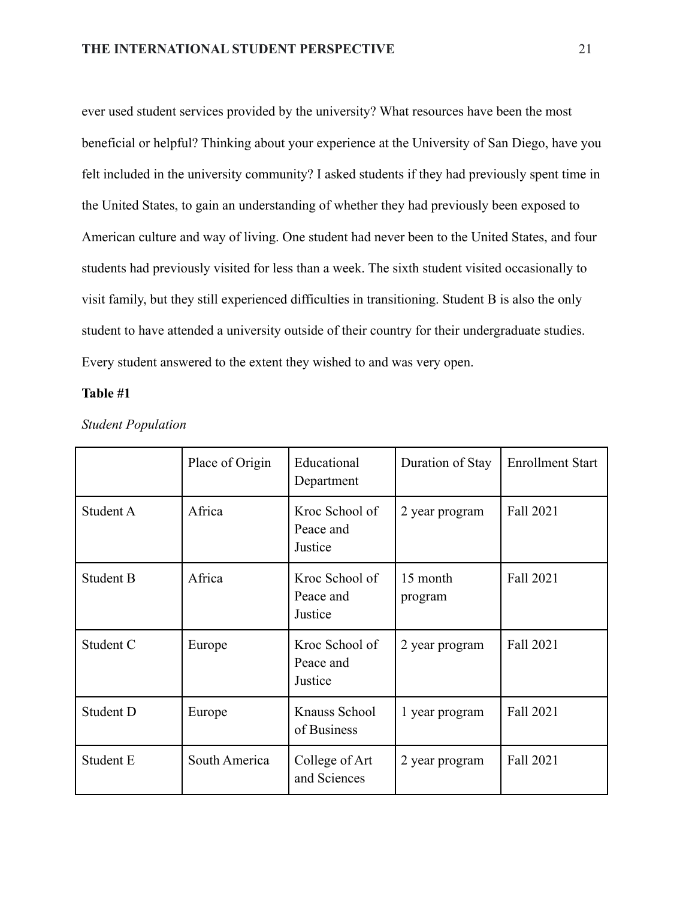ever used student services provided by the university? What resources have been the most beneficial or helpful? Thinking about your experience at the University of San Diego, have you felt included in the university community? I asked students if they had previously spent time in the United States, to gain an understanding of whether they had previously been exposed to American culture and way of living. One student had never been to the United States, and four students had previously visited for less than a week. The sixth student visited occasionally to visit family, but they still experienced difficulties in transitioning. Student B is also the only student to have attended a university outside of their country for their undergraduate studies. Every student answered to the extent they wished to and was very open.

**Table #1**

*Student Population*

| | Place of Origin | Educational Department | Duration of Stay | Enrollment Start |
|---|---|---|---|---|
| Student A | Africa | Kroc School of Peace and Justice | 2 year program | Fall 2021 |
| Student B | Africa | Kroc School of Peace and Justice | 15 month program | Fall 2021 |
| Student C | Europe | Kroc School of Peace and Justice | 2 year program | Fall 2021 |
| Student D | Europe | Knauss School of Business | 1 year program | Fall 2021 |
| Student E | South America | College of Art and Sciences | 2 year program | Fall 2021 |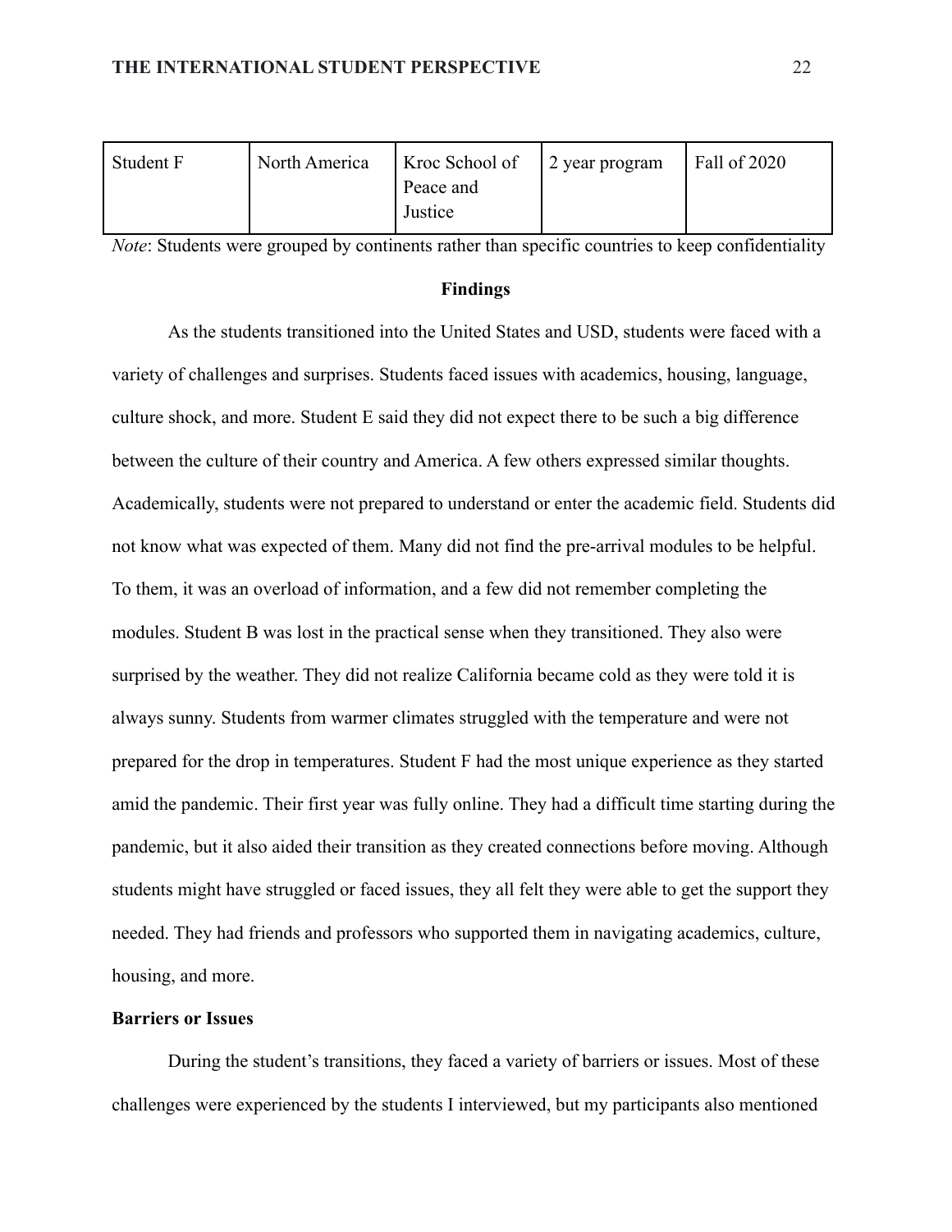| Student F | North America | Kroc School of Peace and Justice | 2 year program | Fall of 2020 |
|---|---|---|---|---|

*Note*: Students were grouped by continents rather than specific countries to keep confidentiality

## Findings

As the students transitioned into the United States and USD, students were faced with a variety of challenges and surprises. Students faced issues with academics, housing, language, culture shock, and more. Student E said they did not expect there to be such a big difference between the culture of their country and America. A few others expressed similar thoughts. Academically, students were not prepared to understand or enter the academic field. Students did not know what was expected of them. Many did not find the pre-arrival modules to be helpful. To them, it was an overload of information, and a few did not remember completing the modules. Student B was lost in the practical sense when they transitioned. They also were surprised by the weather. They did not realize California became cold as they were told it is always sunny. Students from warmer climates struggled with the temperature and were not prepared for the drop in temperatures. Student F had the most unique experience as they started amid the pandemic. Their first year was fully online. They had a difficult time starting during the pandemic, but it also aided their transition as they created connections before moving. Although students might have struggled or faced issues, they all felt they were able to get the support they needed. They had friends and professors who supported them in navigating academics, culture, housing, and more.

### Barriers or Issues

During the student's transitions, they faced a variety of barriers or issues. Most of these challenges were experienced by the students I interviewed, but my participants also mentioned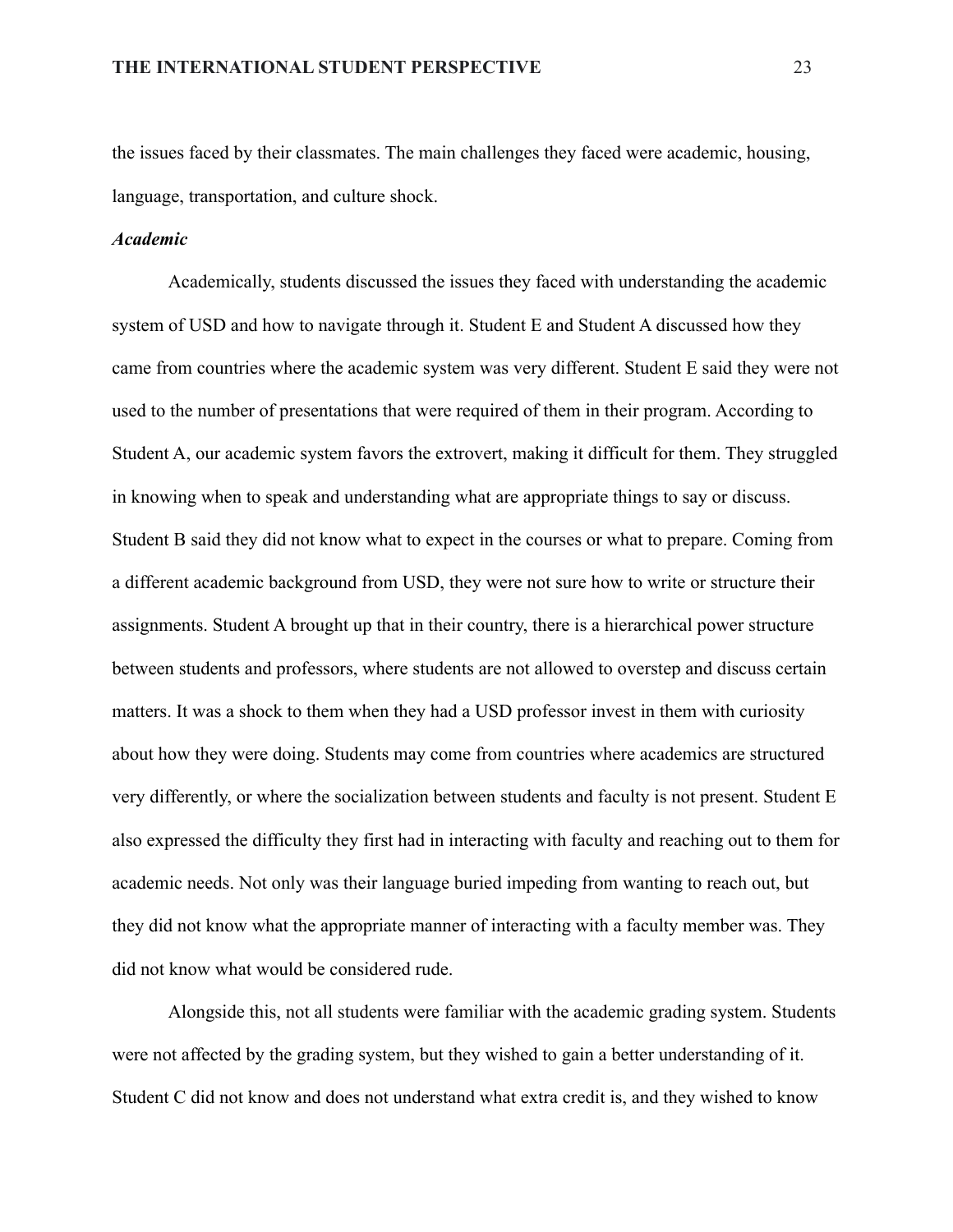the issues faced by their classmates. The main challenges they faced were academic, housing, language, transportation, and culture shock.

### *Academic*

Academically, students discussed the issues they faced with understanding the academic system of USD and how to navigate through it. Student E and Student A discussed how they came from countries where the academic system was very different. Student E said they were not used to the number of presentations that were required of them in their program. According to Student A, our academic system favors the extrovert, making it difficult for them. They struggled in knowing when to speak and understanding what are appropriate things to say or discuss. Student B said they did not know what to expect in the courses or what to prepare. Coming from a different academic background from USD, they were not sure how to write or structure their assignments. Student A brought up that in their country, there is a hierarchical power structure between students and professors, where students are not allowed to overstep and discuss certain matters. It was a shock to them when they had a USD professor invest in them with curiosity about how they were doing. Students may come from countries where academics are structured very differently, or where the socialization between students and faculty is not present. Student E also expressed the difficulty they first had in interacting with faculty and reaching out to them for academic needs. Not only was their language buried impeding from wanting to reach out, but they did not know what the appropriate manner of interacting with a faculty member was. They did not know what would be considered rude.

Alongside this, not all students were familiar with the academic grading system. Students were not affected by the grading system, but they wished to gain a better understanding of it. Student C did not know and does not understand what extra credit is, and they wished to know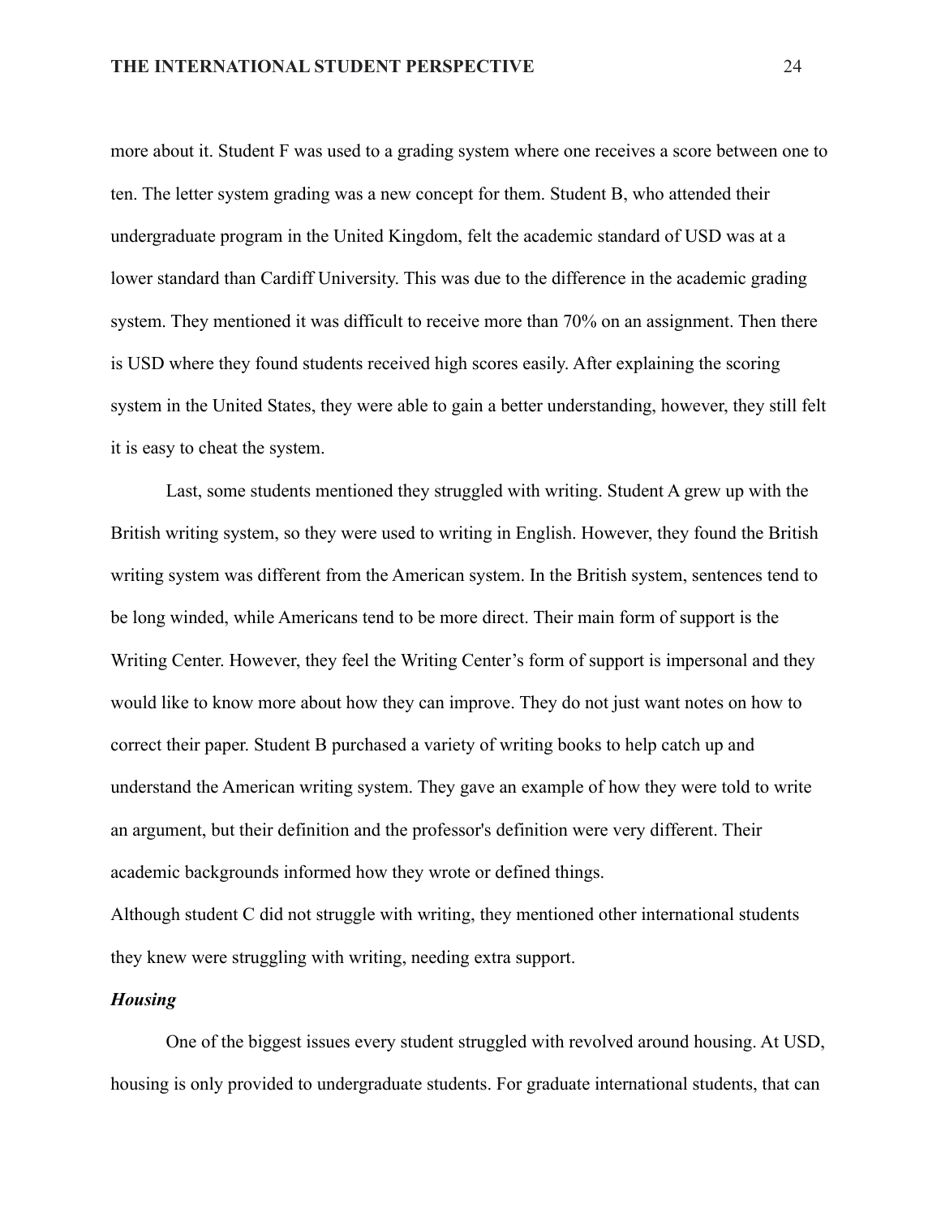more about it. Student F was used to a grading system where one receives a score between one to ten. The letter system grading was a new concept for them. Student B, who attended their undergraduate program in the United Kingdom, felt the academic standard of USD was at a lower standard than Cardiff University. This was due to the difference in the academic grading system. They mentioned it was difficult to receive more than 70% on an assignment. Then there is USD where they found students received high scores easily. After explaining the scoring system in the United States, they were able to gain a better understanding, however, they still felt it is easy to cheat the system.

Last, some students mentioned they struggled with writing. Student A grew up with the British writing system, so they were used to writing in English. However, they found the British writing system was different from the American system. In the British system, sentences tend to be long winded, while Americans tend to be more direct. Their main form of support is the Writing Center. However, they feel the Writing Center's form of support is impersonal and they would like to know more about how they can improve. They do not just want notes on how to correct their paper. Student B purchased a variety of writing books to help catch up and understand the American writing system. They gave an example of how they were told to write an argument, but their definition and the professor's definition were very different. Their academic backgrounds informed how they wrote or defined things.

Although student C did not struggle with writing, they mentioned other international students they knew were struggling with writing, needing extra support.

***Housing***

One of the biggest issues every student struggled with revolved around housing. At USD, housing is only provided to undergraduate students. For graduate international students, that can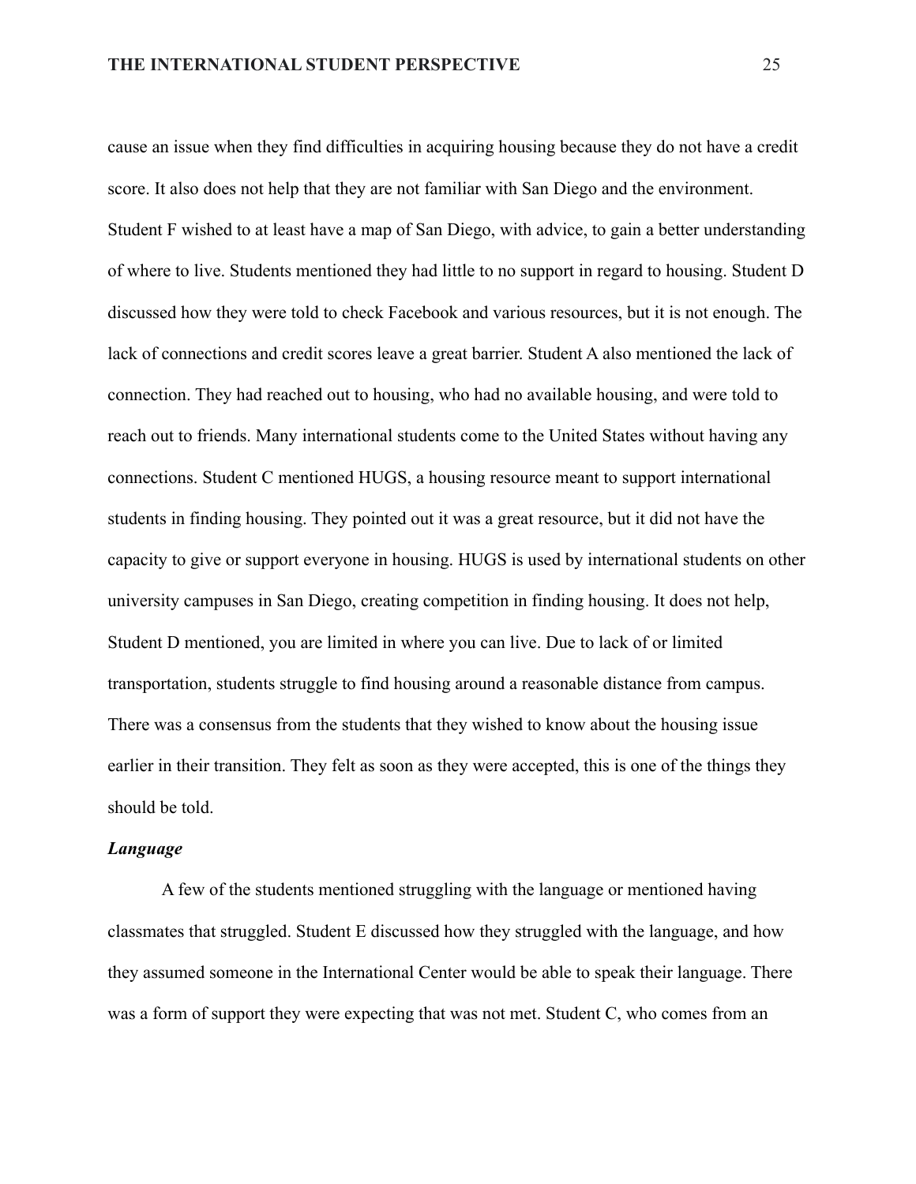cause an issue when they find difficulties in acquiring housing because they do not have a credit score. It also does not help that they are not familiar with San Diego and the environment. Student F wished to at least have a map of San Diego, with advice, to gain a better understanding of where to live. Students mentioned they had little to no support in regard to housing. Student D discussed how they were told to check Facebook and various resources, but it is not enough. The lack of connections and credit scores leave a great barrier. Student A also mentioned the lack of connection. They had reached out to housing, who had no available housing, and were told to reach out to friends. Many international students come to the United States without having any connections. Student C mentioned HUGS, a housing resource meant to support international students in finding housing. They pointed out it was a great resource, but it did not have the capacity to give or support everyone in housing. HUGS is used by international students on other university campuses in San Diego, creating competition in finding housing. It does not help, Student D mentioned, you are limited in where you can live. Due to lack of or limited transportation, students struggle to find housing around a reasonable distance from campus. There was a consensus from the students that they wished to know about the housing issue earlier in their transition. They felt as soon as they were accepted, this is one of the things they should be told.

### *Language*

A few of the students mentioned struggling with the language or mentioned having classmates that struggled. Student E discussed how they struggled with the language, and how they assumed someone in the International Center would be able to speak their language. There was a form of support they were expecting that was not met. Student C, who comes from an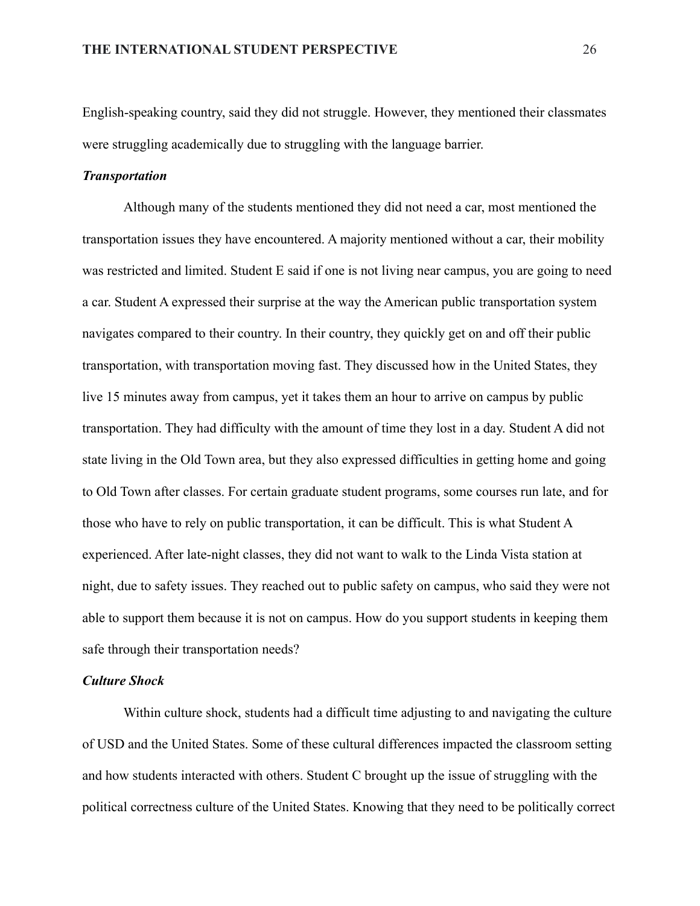English-speaking country, said they did not struggle. However, they mentioned their classmates were struggling academically due to struggling with the language barrier.

### *Transportation*

Although many of the students mentioned they did not need a car, most mentioned the transportation issues they have encountered. A majority mentioned without a car, their mobility was restricted and limited. Student E said if one is not living near campus, you are going to need a car. Student A expressed their surprise at the way the American public transportation system navigates compared to their country. In their country, they quickly get on and off their public transportation, with transportation moving fast. They discussed how in the United States, they live 15 minutes away from campus, yet it takes them an hour to arrive on campus by public transportation. They had difficulty with the amount of time they lost in a day. Student A did not state living in the Old Town area, but they also expressed difficulties in getting home and going to Old Town after classes. For certain graduate student programs, some courses run late, and for those who have to rely on public transportation, it can be difficult. This is what Student A experienced. After late-night classes, they did not want to walk to the Linda Vista station at night, due to safety issues. They reached out to public safety on campus, who said they were not able to support them because it is not on campus. How do you support students in keeping them safe through their transportation needs?

### *Culture Shock*

Within culture shock, students had a difficult time adjusting to and navigating the culture of USD and the United States. Some of these cultural differences impacted the classroom setting and how students interacted with others. Student C brought up the issue of struggling with the political correctness culture of the United States. Knowing that they need to be politically correct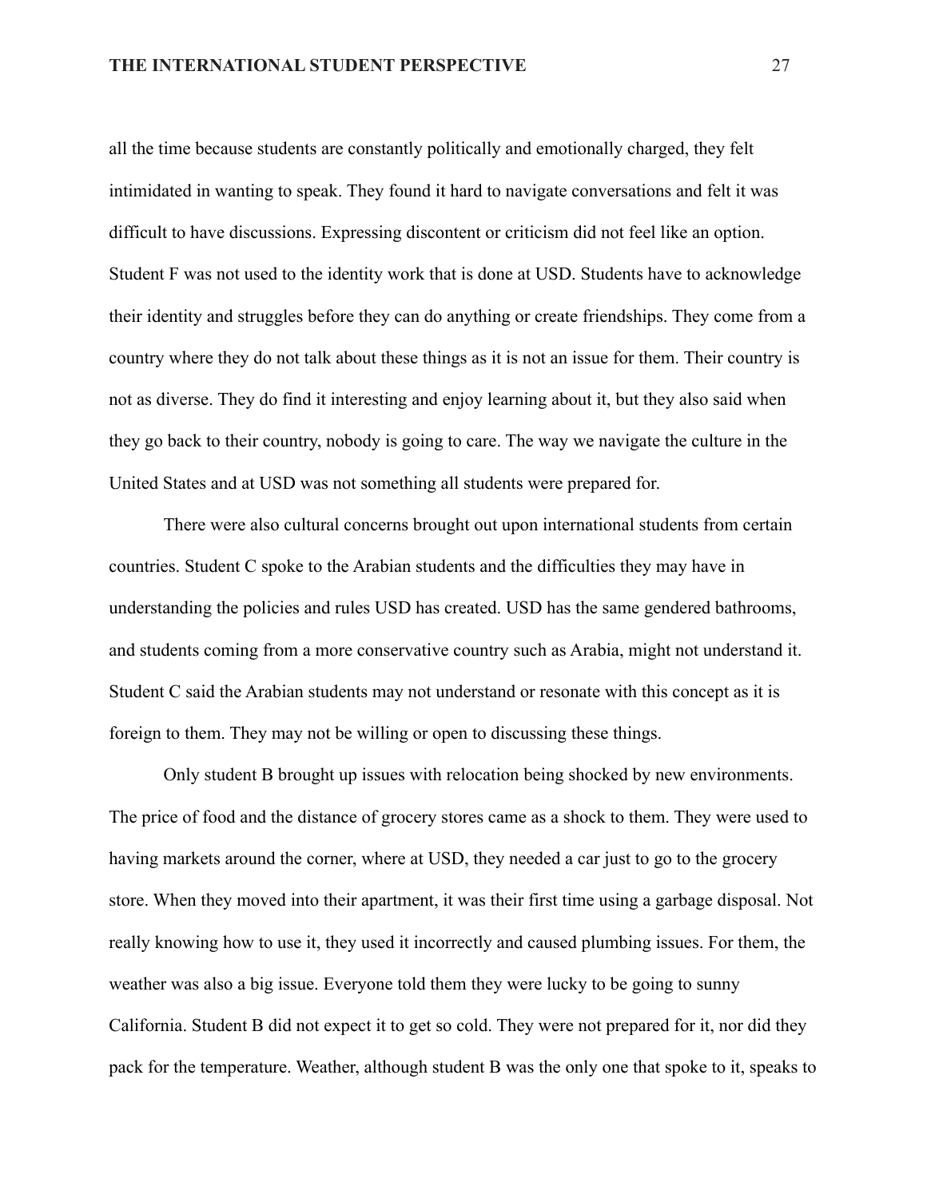all the time because students are constantly politically and emotionally charged, they felt intimidated in wanting to speak. They found it hard to navigate conversations and felt it was difficult to have discussions. Expressing discontent or criticism did not feel like an option. Student F was not used to the identity work that is done at USD. Students have to acknowledge their identity and struggles before they can do anything or create friendships. They come from a country where they do not talk about these things as it is not an issue for them. Their country is not as diverse. They do find it interesting and enjoy learning about it, but they also said when they go back to their country, nobody is going to care. The way we navigate the culture in the United States and at USD was not something all students were prepared for.

There were also cultural concerns brought out upon international students from certain countries. Student C spoke to the Arabian students and the difficulties they may have in understanding the policies and rules USD has created. USD has the same gendered bathrooms, and students coming from a more conservative country such as Arabia, might not understand it. Student C said the Arabian students may not understand or resonate with this concept as it is foreign to them. They may not be willing or open to discussing these things.

Only student B brought up issues with relocation being shocked by new environments. The price of food and the distance of grocery stores came as a shock to them. They were used to having markets around the corner, where at USD, they needed a car just to go to the grocery store. When they moved into their apartment, it was their first time using a garbage disposal. Not really knowing how to use it, they used it incorrectly and caused plumbing issues. For them, the weather was also a big issue. Everyone told them they were lucky to be going to sunny California. Student B did not expect it to get so cold. They were not prepared for it, nor did they pack for the temperature. Weather, although student B was the only one that spoke to it, speaks to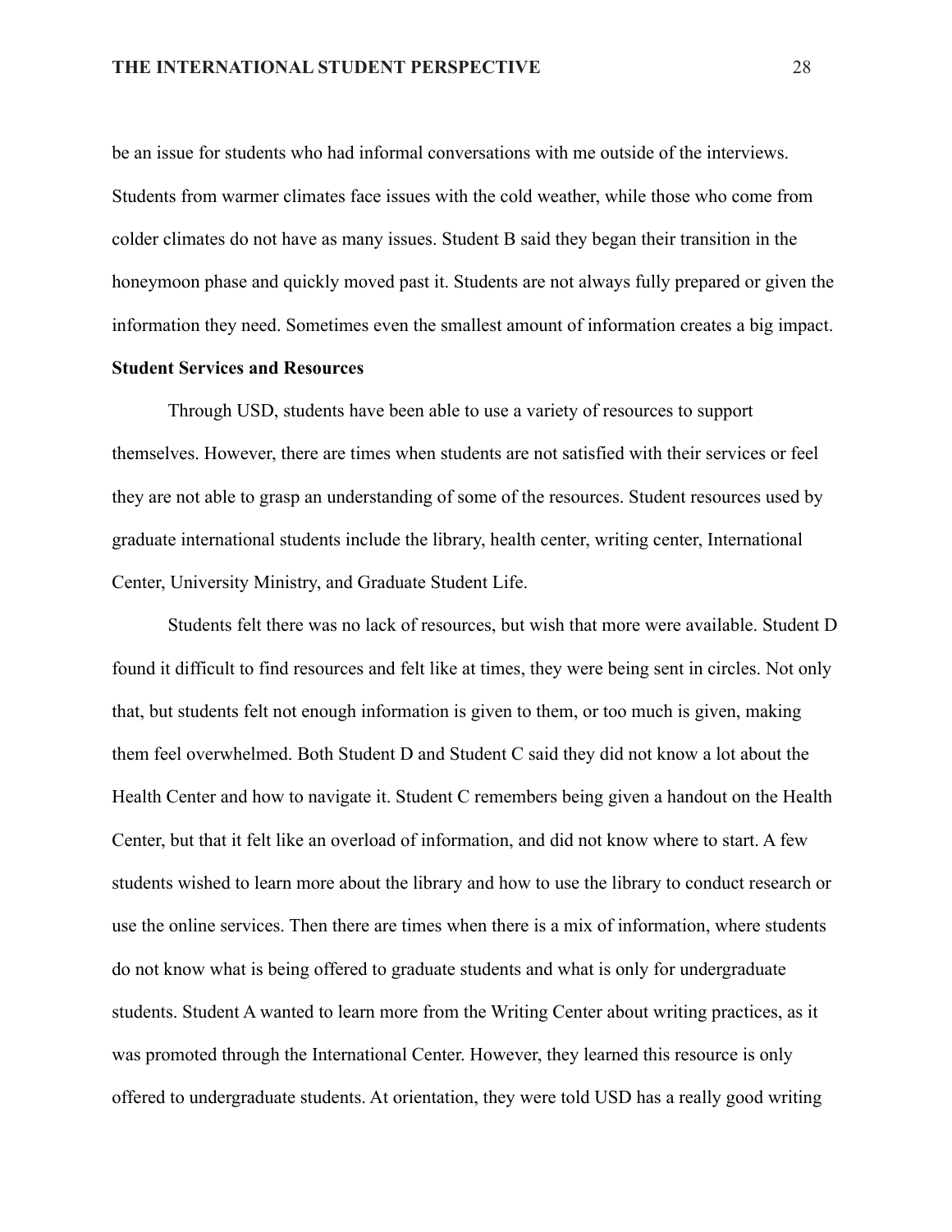be an issue for students who had informal conversations with me outside of the interviews. Students from warmer climates face issues with the cold weather, while those who come from colder climates do not have as many issues. Student B said they began their transition in the honeymoon phase and quickly moved past it. Students are not always fully prepared or given the information they need. Sometimes even the smallest amount of information creates a big impact.

**Student Services and Resources**

Through USD, students have been able to use a variety of resources to support themselves. However, there are times when students are not satisfied with their services or feel they are not able to grasp an understanding of some of the resources. Student resources used by graduate international students include the library, health center, writing center, International Center, University Ministry, and Graduate Student Life.

Students felt there was no lack of resources, but wish that more were available. Student D found it difficult to find resources and felt like at times, they were being sent in circles. Not only that, but students felt not enough information is given to them, or too much is given, making them feel overwhelmed. Both Student D and Student C said they did not know a lot about the Health Center and how to navigate it. Student C remembers being given a handout on the Health Center, but that it felt like an overload of information, and did not know where to start. A few students wished to learn more about the library and how to use the library to conduct research or use the online services. Then there are times when there is a mix of information, where students do not know what is being offered to graduate students and what is only for undergraduate students. Student A wanted to learn more from the Writing Center about writing practices, as it was promoted through the International Center. However, they learned this resource is only offered to undergraduate students. At orientation, they were told USD has a really good writing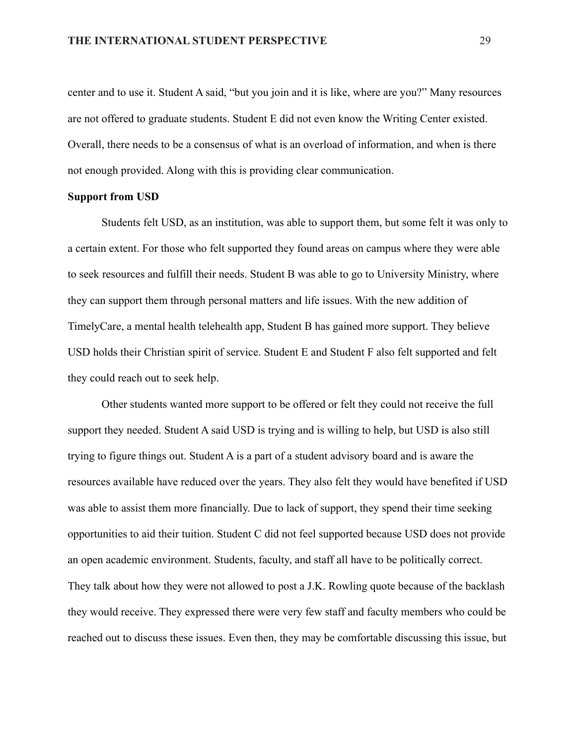center and to use it. Student A said, “but you join and it is like, where are you?” Many resources are not offered to graduate students. Student E did not even know the Writing Center existed. Overall, there needs to be a consensus of what is an overload of information, and when is there not enough provided. Along with this is providing clear communication.

**Support from USD**

Students felt USD, as an institution, was able to support them, but some felt it was only to a certain extent. For those who felt supported they found areas on campus where they were able to seek resources and fulfill their needs. Student B was able to go to University Ministry, where they can support them through personal matters and life issues. With the new addition of TimelyCare, a mental health telehealth app, Student B has gained more support. They believe USD holds their Christian spirit of service. Student E and Student F also felt supported and felt they could reach out to seek help.

Other students wanted more support to be offered or felt they could not receive the full support they needed. Student A said USD is trying and is willing to help, but USD is also still trying to figure things out. Student A is a part of a student advisory board and is aware the resources available have reduced over the years. They also felt they would have benefited if USD was able to assist them more financially. Due to lack of support, they spend their time seeking opportunities to aid their tuition. Student C did not feel supported because USD does not provide an open academic environment. Students, faculty, and staff all have to be politically correct. They talk about how they were not allowed to post a J.K. Rowling quote because of the backlash they would receive. They expressed there were very few staff and faculty members who could be reached out to discuss these issues. Even then, they may be comfortable discussing this issue, but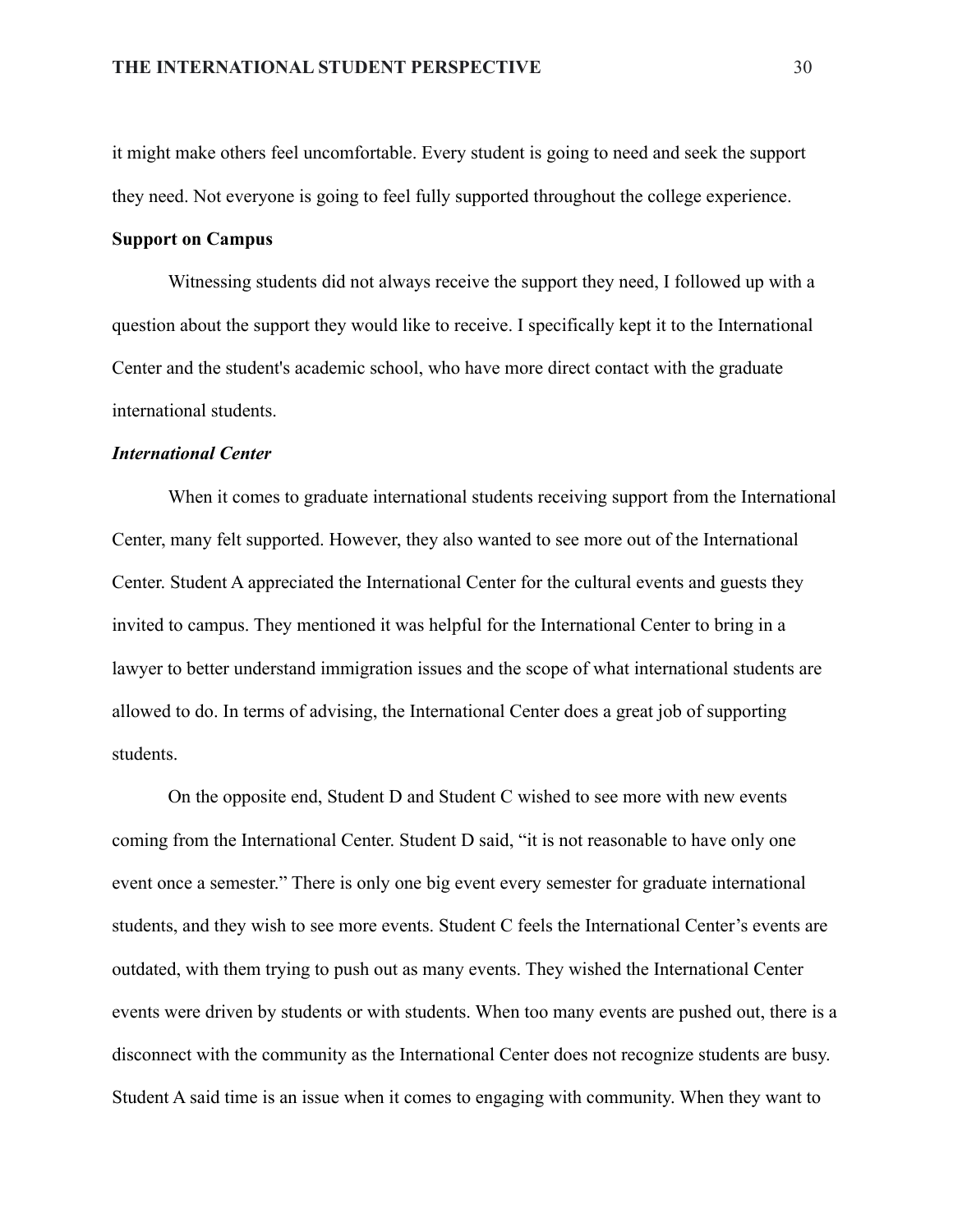it might make others feel uncomfortable. Every student is going to need and seek the support they need. Not everyone is going to feel fully supported throughout the college experience.

## Support on Campus

Witnessing students did not always receive the support they need, I followed up with a question about the support they would like to receive. I specifically kept it to the International Center and the student's academic school, who have more direct contact with the graduate international students.

### *International Center*

When it comes to graduate international students receiving support from the International Center, many felt supported. However, they also wanted to see more out of the International Center. Student A appreciated the International Center for the cultural events and guests they invited to campus. They mentioned it was helpful for the International Center to bring in a lawyer to better understand immigration issues and the scope of what international students are allowed to do. In terms of advising, the International Center does a great job of supporting students.

On the opposite end, Student D and Student C wished to see more with new events coming from the International Center. Student D said, "it is not reasonable to have only one event once a semester." There is only one big event every semester for graduate international students, and they wish to see more events. Student C feels the International Center's events are outdated, with them trying to push out as many events. They wished the International Center events were driven by students or with students. When too many events are pushed out, there is a disconnect with the community as the International Center does not recognize students are busy. Student A said time is an issue when it comes to engaging with community. When they want to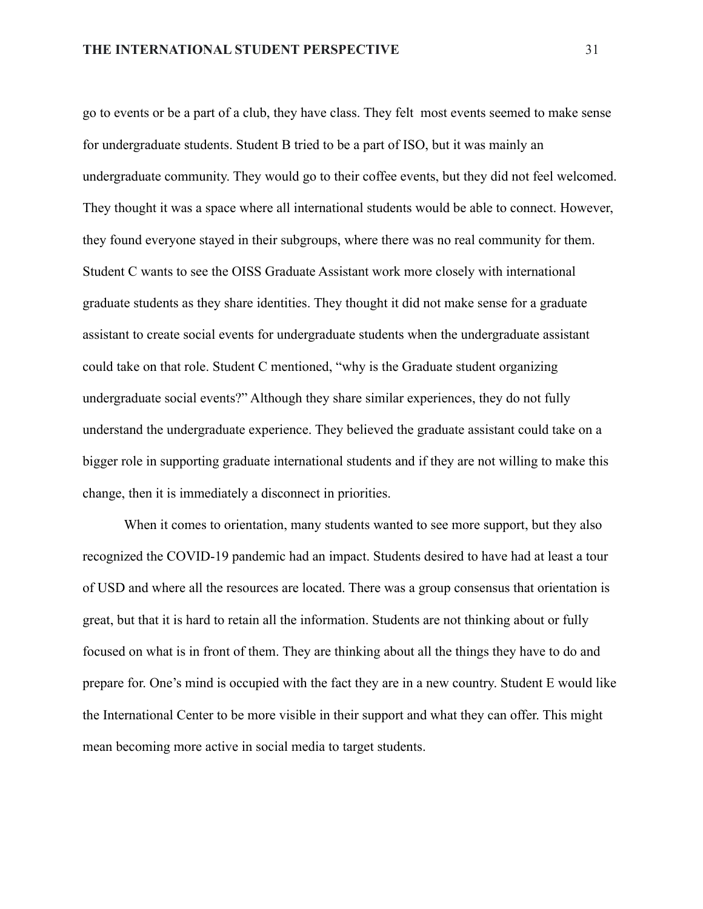go to events or be a part of a club, they have class. They felt most events seemed to make sense for undergraduate students. Student B tried to be a part of ISO, but it was mainly an undergraduate community. They would go to their coffee events, but they did not feel welcomed. They thought it was a space where all international students would be able to connect. However, they found everyone stayed in their subgroups, where there was no real community for them. Student C wants to see the OISS Graduate Assistant work more closely with international graduate students as they share identities. They thought it did not make sense for a graduate assistant to create social events for undergraduate students when the undergraduate assistant could take on that role. Student C mentioned, "why is the Graduate student organizing undergraduate social events?" Although they share similar experiences, they do not fully understand the undergraduate experience. They believed the graduate assistant could take on a bigger role in supporting graduate international students and if they are not willing to make this change, then it is immediately a disconnect in priorities.

When it comes to orientation, many students wanted to see more support, but they also recognized the COVID-19 pandemic had an impact. Students desired to have had at least a tour of USD and where all the resources are located. There was a group consensus that orientation is great, but that it is hard to retain all the information. Students are not thinking about or fully focused on what is in front of them. They are thinking about all the things they have to do and prepare for. One's mind is occupied with the fact they are in a new country. Student E would like the International Center to be more visible in their support and what they can offer. This might mean becoming more active in social media to target students.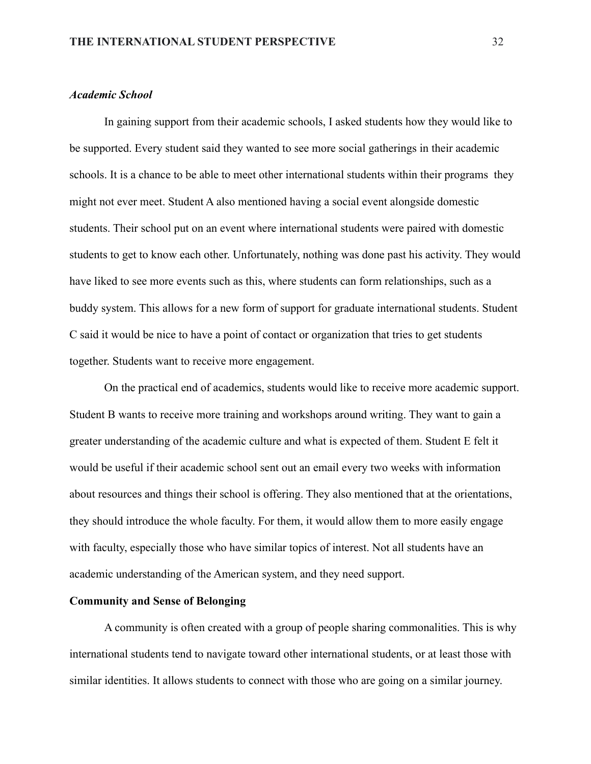*Academic School*

In gaining support from their academic schools, I asked students how they would like to be supported. Every student said they wanted to see more social gatherings in their academic schools. It is a chance to be able to meet other international students within their programs they might not ever meet. Student A also mentioned having a social event alongside domestic students. Their school put on an event where international students were paired with domestic students to get to know each other. Unfortunately, nothing was done past his activity. They would have liked to see more events such as this, where students can form relationships, such as a buddy system. This allows for a new form of support for graduate international students. Student C said it would be nice to have a point of contact or organization that tries to get students together. Students want to receive more engagement.

On the practical end of academics, students would like to receive more academic support. Student B wants to receive more training and workshops around writing. They want to gain a greater understanding of the academic culture and what is expected of them. Student E felt it would be useful if their academic school sent out an email every two weeks with information about resources and things their school is offering. They also mentioned that at the orientations, they should introduce the whole faculty. For them, it would allow them to more easily engage with faculty, especially those who have similar topics of interest. Not all students have an academic understanding of the American system, and they need support.

**Community and Sense of Belonging**

A community is often created with a group of people sharing commonalities. This is why international students tend to navigate toward other international students, or at least those with similar identities. It allows students to connect with those who are going on a similar journey.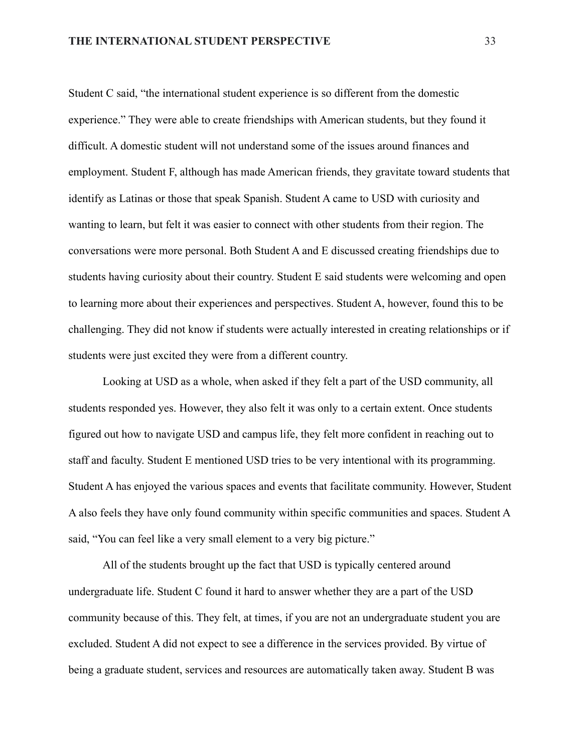Student C said, “the international student experience is so different from the domestic experience.” They were able to create friendships with American students, but they found it difficult. A domestic student will not understand some of the issues around finances and employment. Student F, although has made American friends, they gravitate toward students that identify as Latinas or those that speak Spanish. Student A came to USD with curiosity and wanting to learn, but felt it was easier to connect with other students from their region. The conversations were more personal. Both Student A and E discussed creating friendships due to students having curiosity about their country. Student E said students were welcoming and open to learning more about their experiences and perspectives. Student A, however, found this to be challenging. They did not know if students were actually interested in creating relationships or if students were just excited they were from a different country.

Looking at USD as a whole, when asked if they felt a part of the USD community, all students responded yes. However, they also felt it was only to a certain extent. Once students figured out how to navigate USD and campus life, they felt more confident in reaching out to staff and faculty. Student E mentioned USD tries to be very intentional with its programming. Student A has enjoyed the various spaces and events that facilitate community. However, Student A also feels they have only found community within specific communities and spaces. Student A said, “You can feel like a very small element to a very big picture.”

All of the students brought up the fact that USD is typically centered around undergraduate life. Student C found it hard to answer whether they are a part of the USD community because of this. They felt, at times, if you are not an undergraduate student you are excluded. Student A did not expect to see a difference in the services provided. By virtue of being a graduate student, services and resources are automatically taken away. Student B was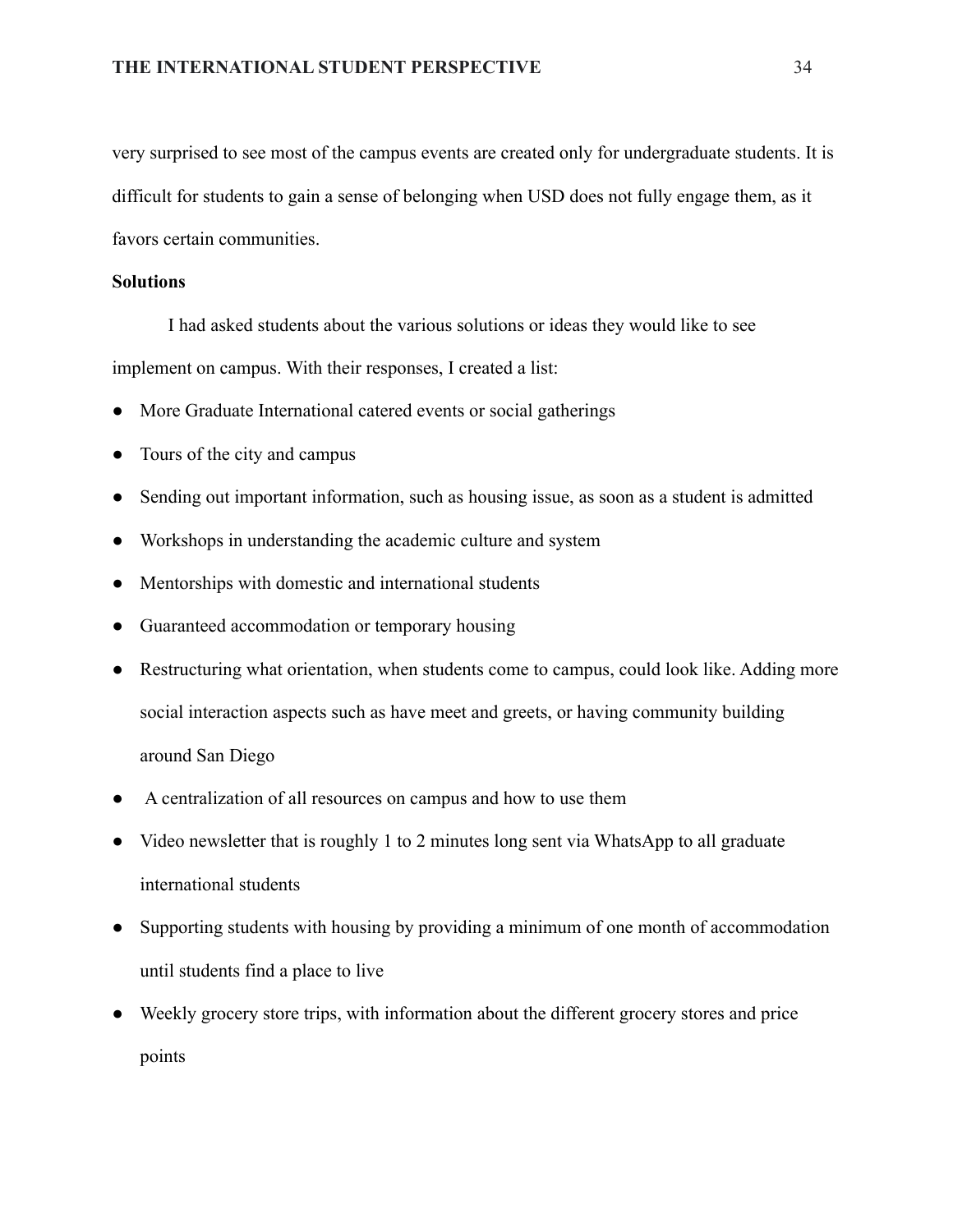very surprised to see most of the campus events are created only for undergraduate students. It is difficult for students to gain a sense of belonging when USD does not fully engage them, as it favors certain communities.

**Solutions**

I had asked students about the various solutions or ideas they would like to see implement on campus. With their responses, I created a list:

- More Graduate International catered events or social gatherings
- Tours of the city and campus
- Sending out important information, such as housing issue, as soon as a student is admitted
- Workshops in understanding the academic culture and system
- Mentorships with domestic and international students
- Guaranteed accommodation or temporary housing
- Restructuring what orientation, when students come to campus, could look like. Adding more social interaction aspects such as have meet and greets, or having community building around San Diego
- A centralization of all resources on campus and how to use them
- Video newsletter that is roughly 1 to 2 minutes long sent via WhatsApp to all graduate international students
- Supporting students with housing by providing a minimum of one month of accommodation until students find a place to live
- Weekly grocery store trips, with information about the different grocery stores and price points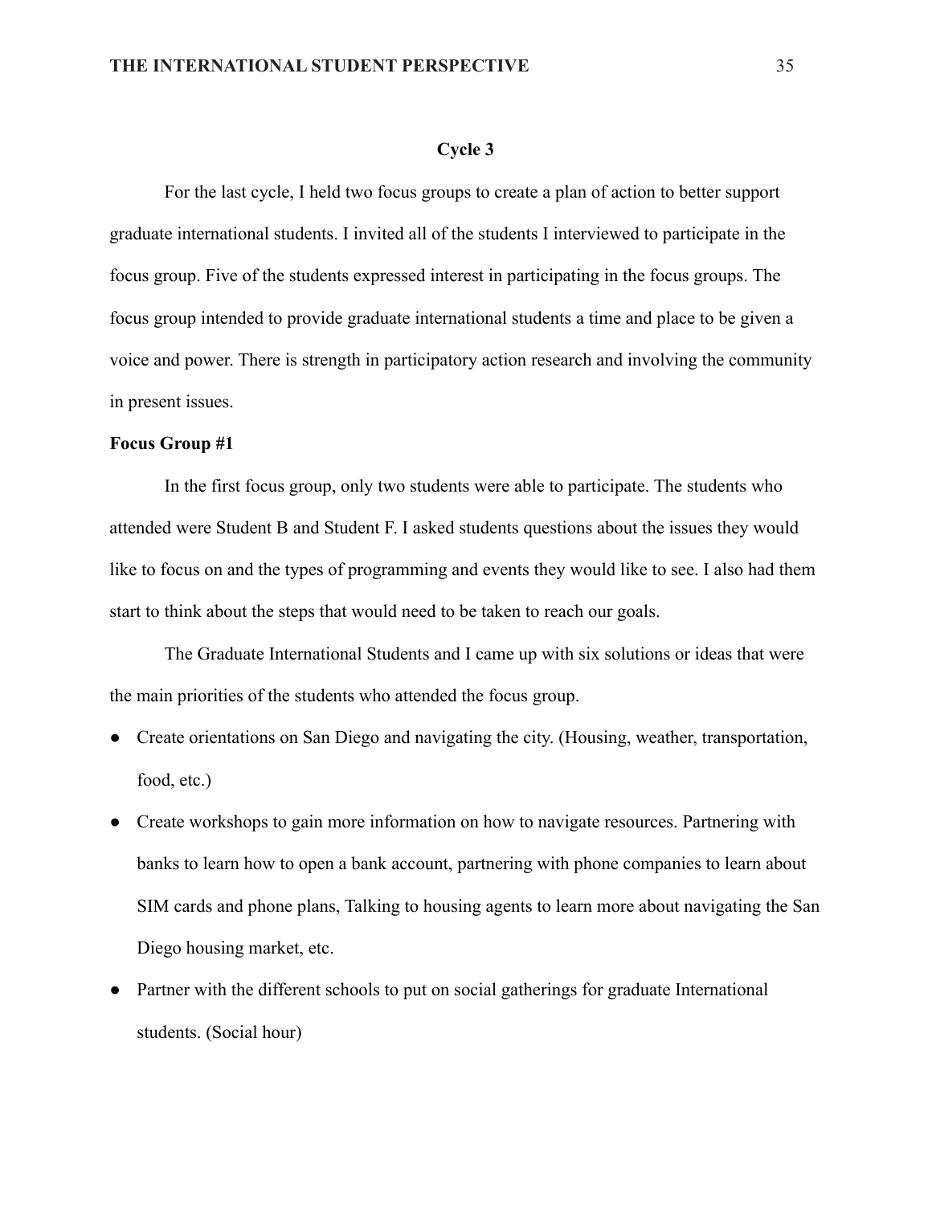## Cycle 3

For the last cycle, I held two focus groups to create a plan of action to better support graduate international students. I invited all of the students I interviewed to participate in the focus group. Five of the students expressed interest in participating in the focus groups. The focus group intended to provide graduate international students a time and place to be given a voice and power. There is strength in participatory action research and involving the community in present issues.

### Focus Group #1

In the first focus group, only two students were able to participate. The students who attended were Student B and Student F. I asked students questions about the issues they would like to focus on and the types of programming and events they would like to see. I also had them start to think about the steps that would need to be taken to reach our goals.

The Graduate International Students and I came up with six solutions or ideas that were the main priorities of the students who attended the focus group.

- Create orientations on San Diego and navigating the city. (Housing, weather, transportation, food, etc.)
- Create workshops to gain more information on how to navigate resources. Partnering with banks to learn how to open a bank account, partnering with phone companies to learn about SIM cards and phone plans, Talking to housing agents to learn more about navigating the San Diego housing market, etc.
- Partner with the different schools to put on social gatherings for graduate International students. (Social hour)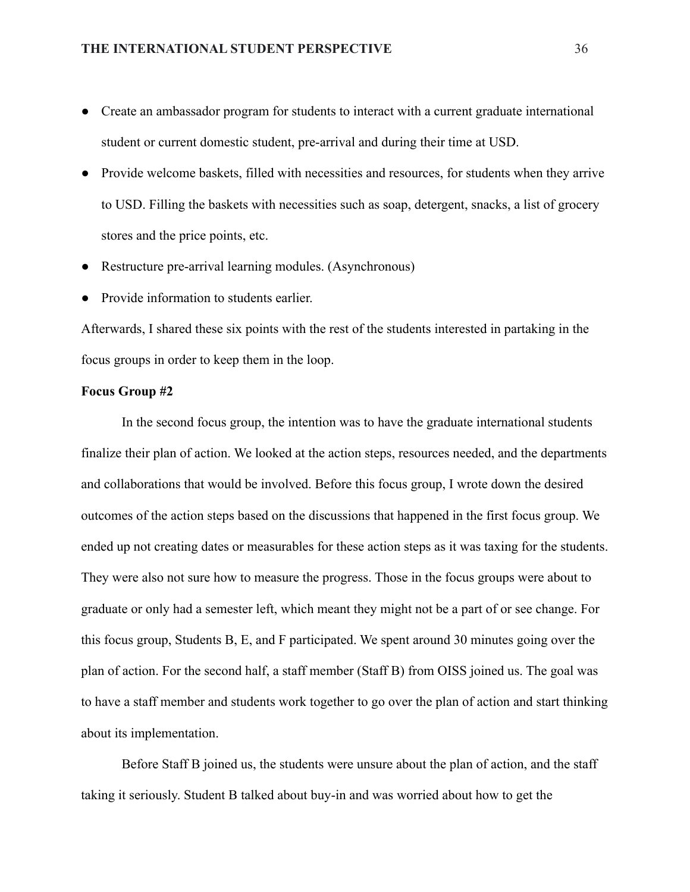- Create an ambassador program for students to interact with a current graduate international student or current domestic student, pre-arrival and during their time at USD.
- Provide welcome baskets, filled with necessities and resources, for students when they arrive to USD. Filling the baskets with necessities such as soap, detergent, snacks, a list of grocery stores and the price points, etc.
- Restructure pre-arrival learning modules. (Asynchronous)
- Provide information to students earlier.

Afterwards, I shared these six points with the rest of the students interested in partaking in the focus groups in order to keep them in the loop.

**Focus Group #2**

In the second focus group, the intention was to have the graduate international students finalize their plan of action. We looked at the action steps, resources needed, and the departments and collaborations that would be involved. Before this focus group, I wrote down the desired outcomes of the action steps based on the discussions that happened in the first focus group. We ended up not creating dates or measurables for these action steps as it was taxing for the students. They were also not sure how to measure the progress. Those in the focus groups were about to graduate or only had a semester left, which meant they might not be a part of or see change. For this focus group, Students B, E, and F participated. We spent around 30 minutes going over the plan of action. For the second half, a staff member (Staff B) from OISS joined us. The goal was to have a staff member and students work together to go over the plan of action and start thinking about its implementation.

Before Staff B joined us, the students were unsure about the plan of action, and the staff taking it seriously. Student B talked about buy-in and was worried about how to get the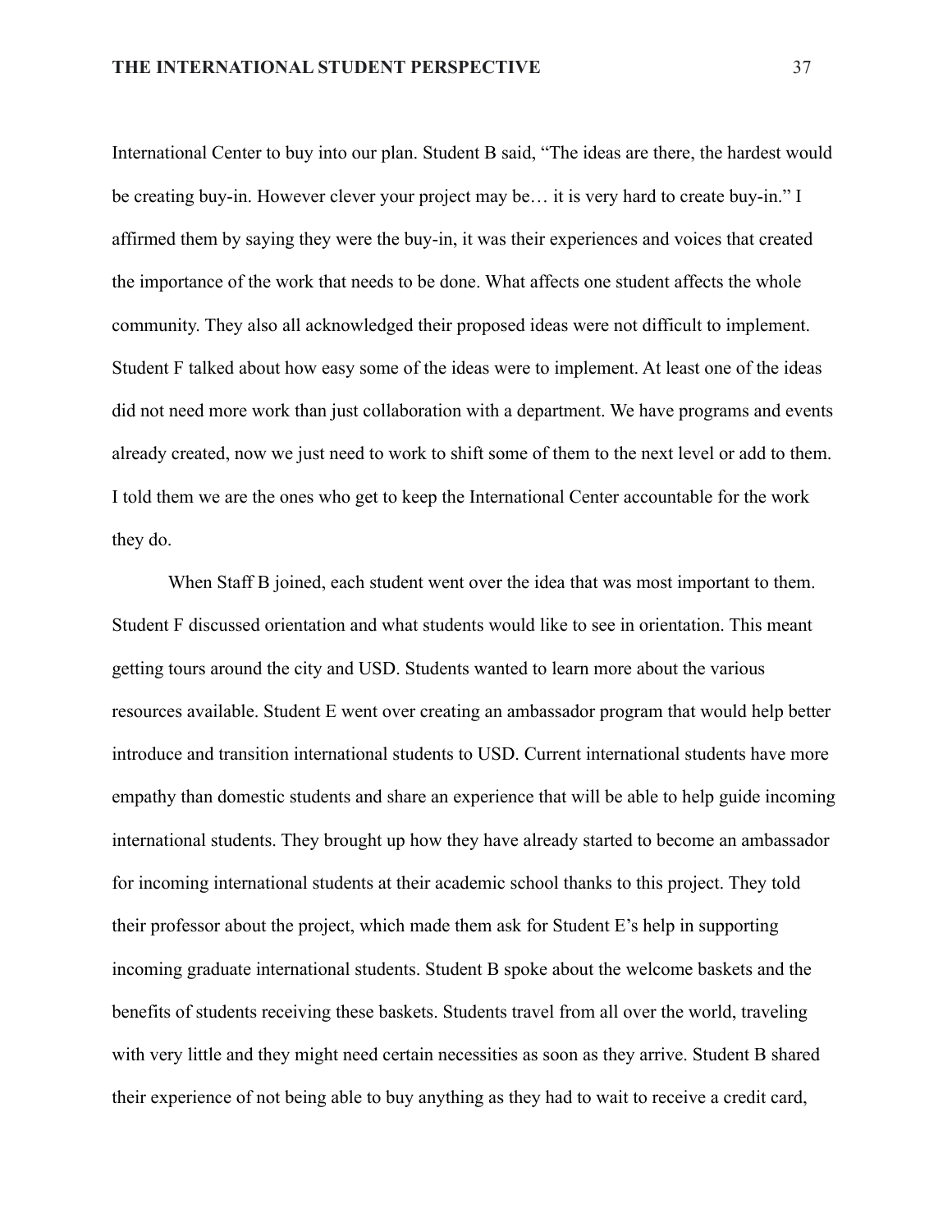International Center to buy into our plan. Student B said, "The ideas are there, the hardest would be creating buy-in. However clever your project may be… it is very hard to create buy-in." I affirmed them by saying they were the buy-in, it was their experiences and voices that created the importance of the work that needs to be done. What affects one student affects the whole community. They also all acknowledged their proposed ideas were not difficult to implement. Student F talked about how easy some of the ideas were to implement. At least one of the ideas did not need more work than just collaboration with a department. We have programs and events already created, now we just need to work to shift some of them to the next level or add to them. I told them we are the ones who get to keep the International Center accountable for the work they do.

When Staff B joined, each student went over the idea that was most important to them. Student F discussed orientation and what students would like to see in orientation. This meant getting tours around the city and USD. Students wanted to learn more about the various resources available. Student E went over creating an ambassador program that would help better introduce and transition international students to USD. Current international students have more empathy than domestic students and share an experience that will be able to help guide incoming international students. They brought up how they have already started to become an ambassador for incoming international students at their academic school thanks to this project. They told their professor about the project, which made them ask for Student E's help in supporting incoming graduate international students. Student B spoke about the welcome baskets and the benefits of students receiving these baskets. Students travel from all over the world, traveling with very little and they might need certain necessities as soon as they arrive. Student B shared their experience of not being able to buy anything as they had to wait to receive a credit card,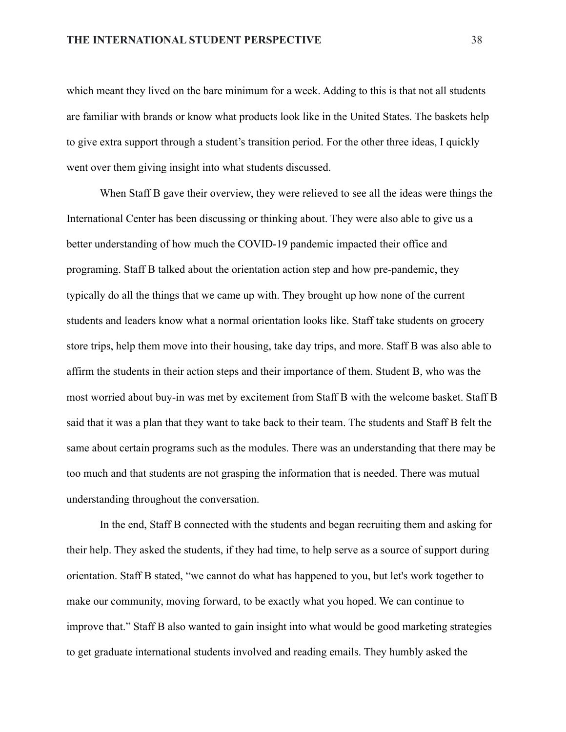which meant they lived on the bare minimum for a week. Adding to this is that not all students are familiar with brands or know what products look like in the United States. The baskets help to give extra support through a student's transition period. For the other three ideas, I quickly went over them giving insight into what students discussed.

When Staff B gave their overview, they were relieved to see all the ideas were things the International Center has been discussing or thinking about. They were also able to give us a better understanding of how much the COVID-19 pandemic impacted their office and programing. Staff B talked about the orientation action step and how pre-pandemic, they typically do all the things that we came up with. They brought up how none of the current students and leaders know what a normal orientation looks like. Staff take students on grocery store trips, help them move into their housing, take day trips, and more. Staff B was also able to affirm the students in their action steps and their importance of them. Student B, who was the most worried about buy-in was met by excitement from Staff B with the welcome basket. Staff B said that it was a plan that they want to take back to their team. The students and Staff B felt the same about certain programs such as the modules. There was an understanding that there may be too much and that students are not grasping the information that is needed. There was mutual understanding throughout the conversation.

In the end, Staff B connected with the students and began recruiting them and asking for their help. They asked the students, if they had time, to help serve as a source of support during orientation. Staff B stated, "we cannot do what has happened to you, but let's work together to make our community, moving forward, to be exactly what you hoped. We can continue to improve that." Staff B also wanted to gain insight into what would be good marketing strategies to get graduate international students involved and reading emails. They humbly asked the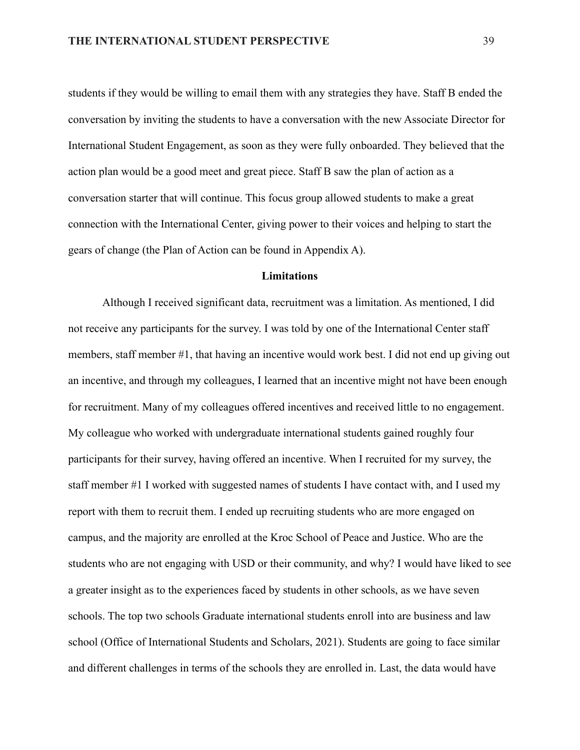students if they would be willing to email them with any strategies they have. Staff B ended the conversation by inviting the students to have a conversation with the new Associate Director for International Student Engagement, as soon as they were fully onboarded. They believed that the action plan would be a good meet and great piece. Staff B saw the plan of action as a conversation starter that will continue. This focus group allowed students to make a great connection with the International Center, giving power to their voices and helping to start the gears of change (the Plan of Action can be found in Appendix A).

## Limitations

Although I received significant data, recruitment was a limitation. As mentioned, I did not receive any participants for the survey. I was told by one of the International Center staff members, staff member #1, that having an incentive would work best. I did not end up giving out an incentive, and through my colleagues, I learned that an incentive might not have been enough for recruitment. Many of my colleagues offered incentives and received little to no engagement. My colleague who worked with undergraduate international students gained roughly four participants for their survey, having offered an incentive. When I recruited for my survey, the staff member #1 I worked with suggested names of students I have contact with, and I used my report with them to recruit them. I ended up recruiting students who are more engaged on campus, and the majority are enrolled at the Kroc School of Peace and Justice. Who are the students who are not engaging with USD or their community, and why? I would have liked to see a greater insight as to the experiences faced by students in other schools, as we have seven schools. The top two schools Graduate international students enroll into are business and law school (Office of International Students and Scholars, 2021). Students are going to face similar and different challenges in terms of the schools they are enrolled in. Last, the data would have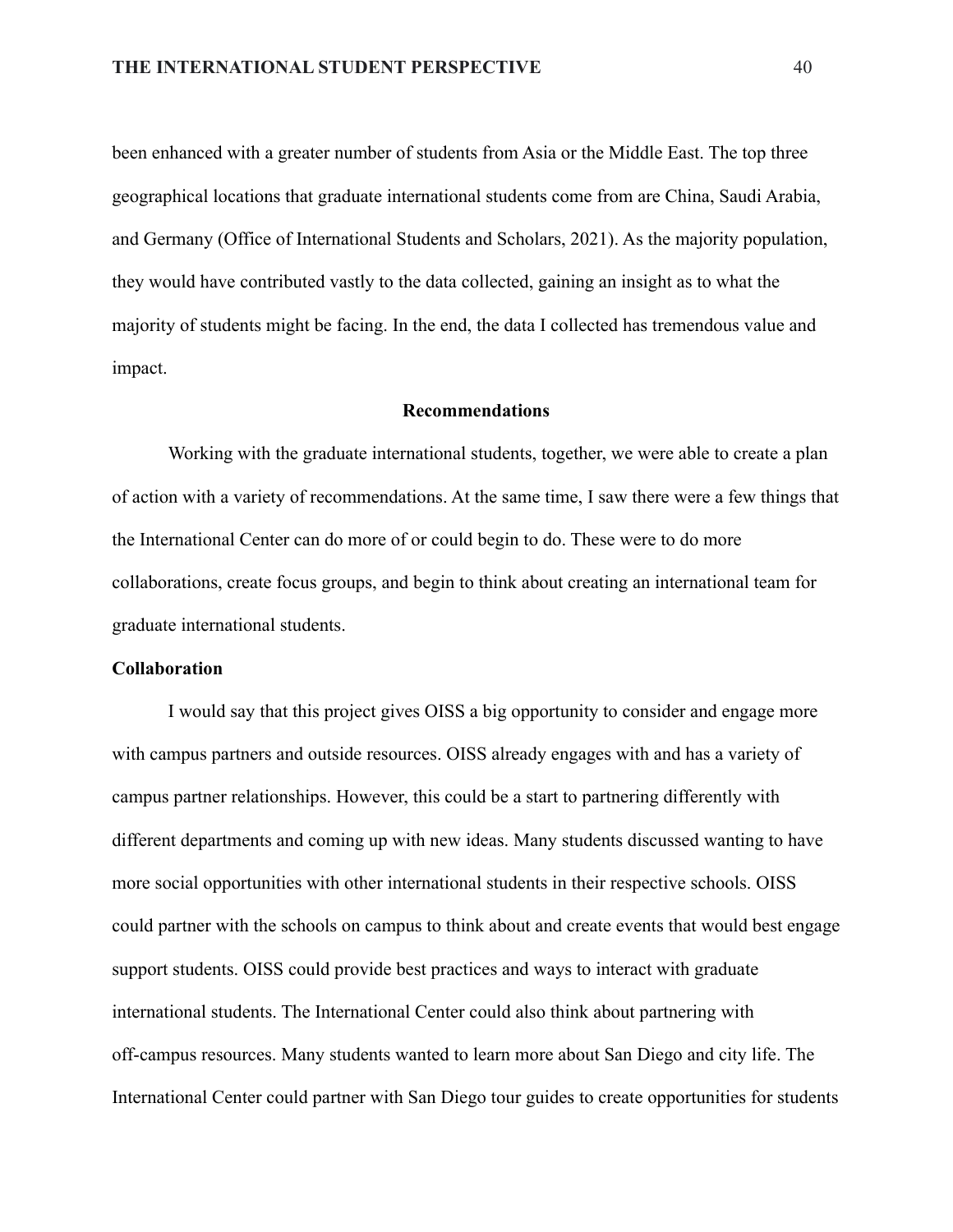been enhanced with a greater number of students from Asia or the Middle East. The top three geographical locations that graduate international students come from are China, Saudi Arabia, and Germany (Office of International Students and Scholars, 2021). As the majority population, they would have contributed vastly to the data collected, gaining an insight as to what the majority of students might be facing. In the end, the data I collected has tremendous value and impact.

## Recommendations

Working with the graduate international students, together, we were able to create a plan of action with a variety of recommendations. At the same time, I saw there were a few things that the International Center can do more of or could begin to do. These were to do more collaborations, create focus groups, and begin to think about creating an international team for graduate international students.

### Collaboration

I would say that this project gives OISS a big opportunity to consider and engage more with campus partners and outside resources. OISS already engages with and has a variety of campus partner relationships. However, this could be a start to partnering differently with different departments and coming up with new ideas. Many students discussed wanting to have more social opportunities with other international students in their respective schools. OISS could partner with the schools on campus to think about and create events that would best engage support students. OISS could provide best practices and ways to interact with graduate international students. The International Center could also think about partnering with off-campus resources. Many students wanted to learn more about San Diego and city life. The International Center could partner with San Diego tour guides to create opportunities for students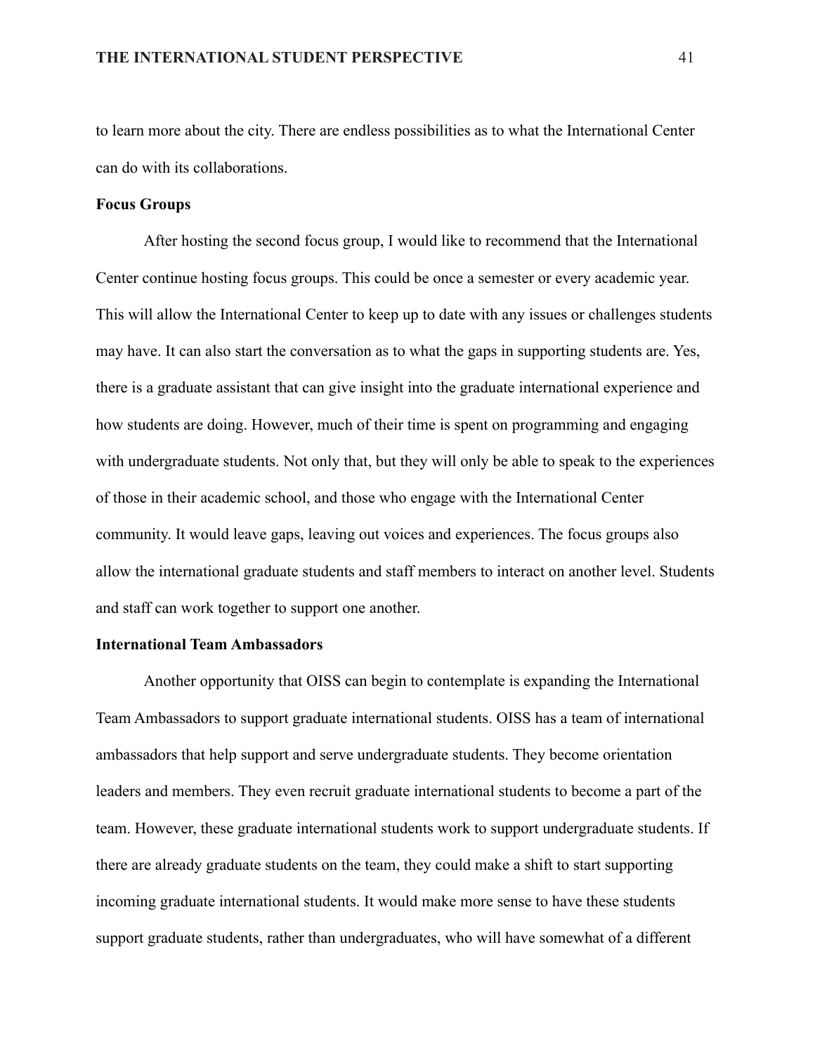to learn more about the city. There are endless possibilities as to what the International Center can do with its collaborations.

**Focus Groups**

After hosting the second focus group, I would like to recommend that the International Center continue hosting focus groups. This could be once a semester or every academic year. This will allow the International Center to keep up to date with any issues or challenges students may have. It can also start the conversation as to what the gaps in supporting students are. Yes, there is a graduate assistant that can give insight into the graduate international experience and how students are doing. However, much of their time is spent on programming and engaging with undergraduate students. Not only that, but they will only be able to speak to the experiences of those in their academic school, and those who engage with the International Center community. It would leave gaps, leaving out voices and experiences. The focus groups also allow the international graduate students and staff members to interact on another level. Students and staff can work together to support one another.

**International Team Ambassadors**

Another opportunity that OISS can begin to contemplate is expanding the International Team Ambassadors to support graduate international students. OISS has a team of international ambassadors that help support and serve undergraduate students. They become orientation leaders and members. They even recruit graduate international students to become a part of the team. However, these graduate international students work to support undergraduate students. If there are already graduate students on the team, they could make a shift to start supporting incoming graduate international students. It would make more sense to have these students support graduate students, rather than undergraduates, who will have somewhat of a different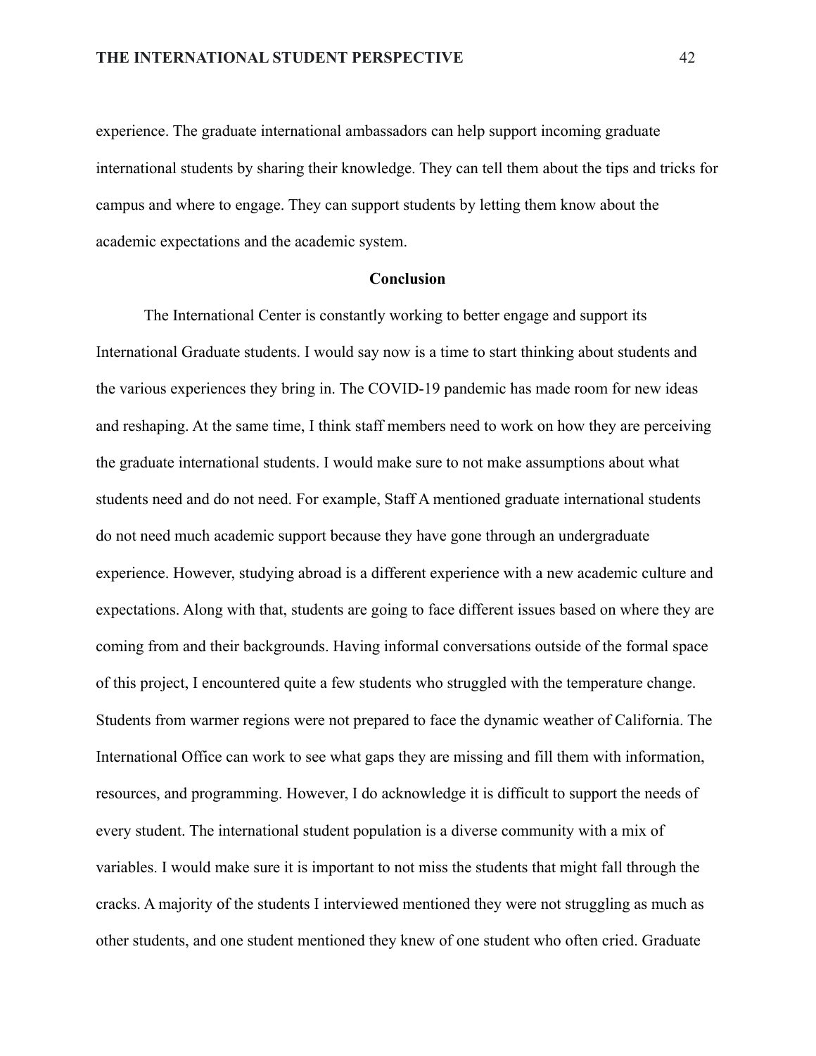experience. The graduate international ambassadors can help support incoming graduate international students by sharing their knowledge. They can tell them about the tips and tricks for campus and where to engage. They can support students by letting them know about the academic expectations and the academic system.

## Conclusion

The International Center is constantly working to better engage and support its International Graduate students. I would say now is a time to start thinking about students and the various experiences they bring in. The COVID-19 pandemic has made room for new ideas and reshaping. At the same time, I think staff members need to work on how they are perceiving the graduate international students. I would make sure to not make assumptions about what students need and do not need. For example, Staff A mentioned graduate international students do not need much academic support because they have gone through an undergraduate experience. However, studying abroad is a different experience with a new academic culture and expectations. Along with that, students are going to face different issues based on where they are coming from and their backgrounds. Having informal conversations outside of the formal space of this project, I encountered quite a few students who struggled with the temperature change. Students from warmer regions were not prepared to face the dynamic weather of California. The International Office can work to see what gaps they are missing and fill them with information, resources, and programming. However, I do acknowledge it is difficult to support the needs of every student. The international student population is a diverse community with a mix of variables. I would make sure it is important to not miss the students that might fall through the cracks. A majority of the students I interviewed mentioned they were not struggling as much as other students, and one student mentioned they knew of one student who often cried. Graduate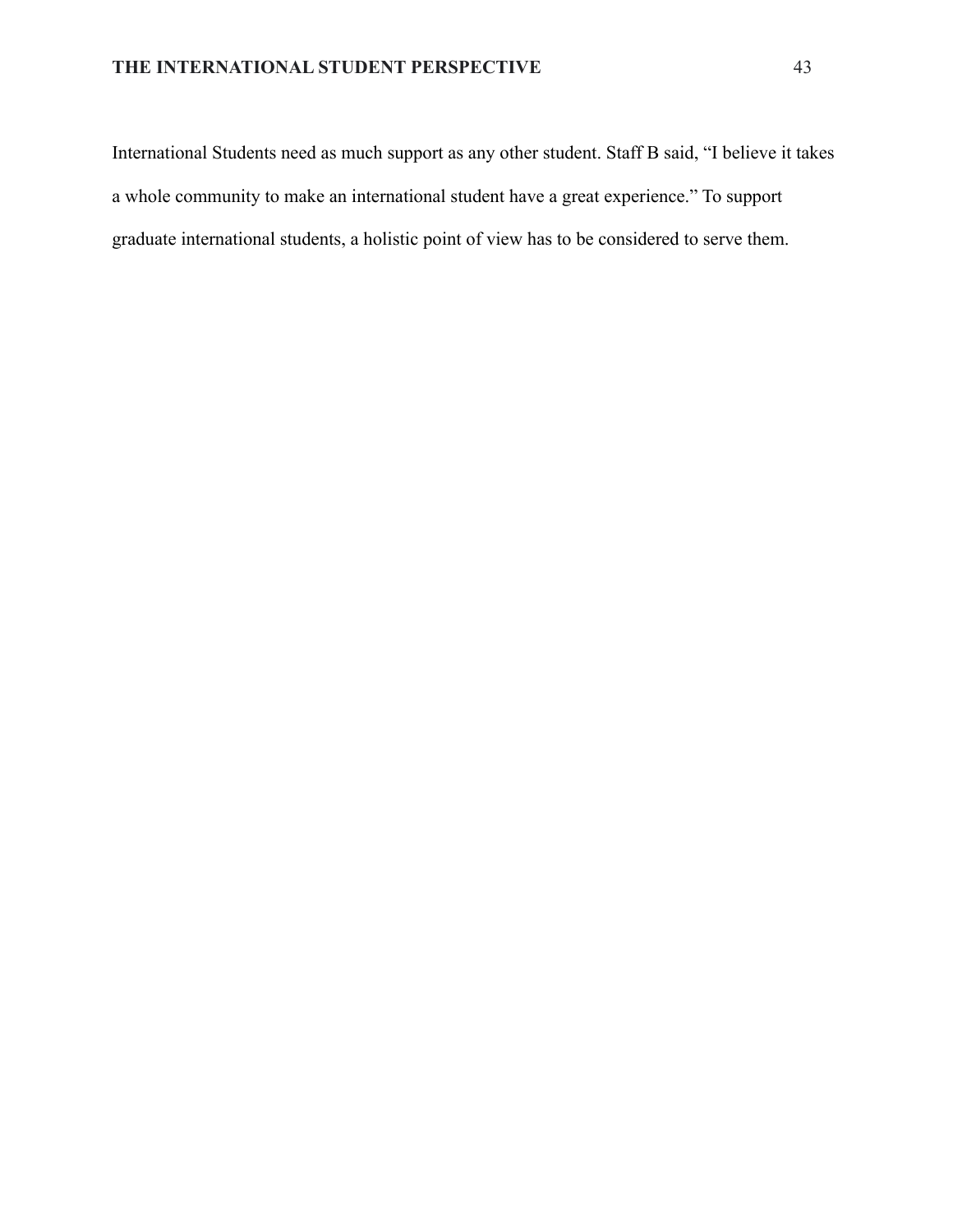International Students need as much support as any other student. Staff B said, “I believe it takes a whole community to make an international student have a great experience.” To support graduate international students, a holistic point of view has to be considered to serve them.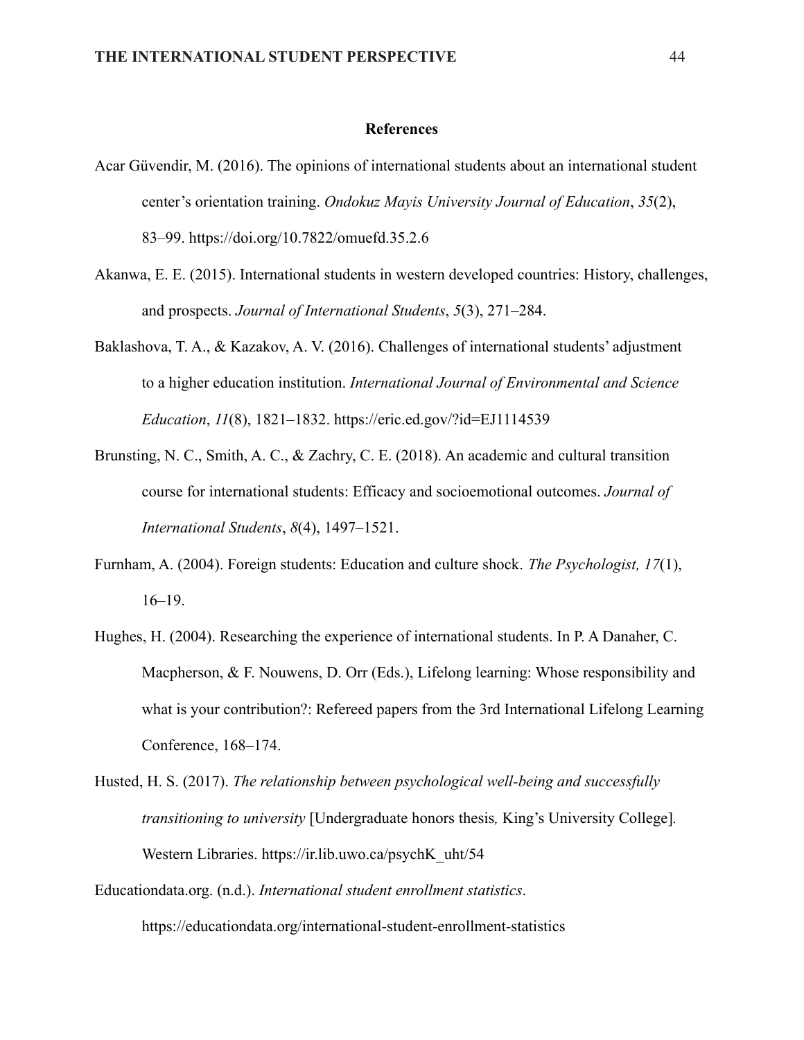# References

Acar Güvendir, M. (2016). The opinions of international students about an international student center's orientation training. *Ondokuz Mayis University Journal of Education*, *35*(2), 83–99. https://doi.org/10.7822/omuefd.35.2.6

Akanwa, E. E. (2015). International students in western developed countries: History, challenges, and prospects. *Journal of International Students*, *5*(3), 271–284.

Baklashova, T. A., & Kazakov, A. V. (2016). Challenges of international students' adjustment to a higher education institution. *International Journal of Environmental and Science Education*, *11*(8), 1821–1832. https://eric.ed.gov/?id=EJ1114539

Brunsting, N. C., Smith, A. C., & Zachry, C. E. (2018). An academic and cultural transition course for international students: Efficacy and socioemotional outcomes. *Journal of International Students*, *8*(4), 1497–1521.

Furnham, A. (2004). Foreign students: Education and culture shock. *The Psychologist, 17*(1), 16–19.

Hughes, H. (2004). Researching the experience of international students. In P. A Danaher, C. Macpherson, & F. Nouwens, D. Orr (Eds.), Lifelong learning: Whose responsibility and what is your contribution?: Refereed papers from the 3rd International Lifelong Learning Conference, 168–174.

Husted, H. S. (2017). *The relationship between psychological well-being and successfully transitioning to university* [Undergraduate honors thesis*,* King's University College]. Western Libraries. https://ir.lib.uwo.ca/psychK_uht/54

Educationdata.org. (n.d.). *International student enrollment statistics*. https://educationdata.org/international-student-enrollment-statistics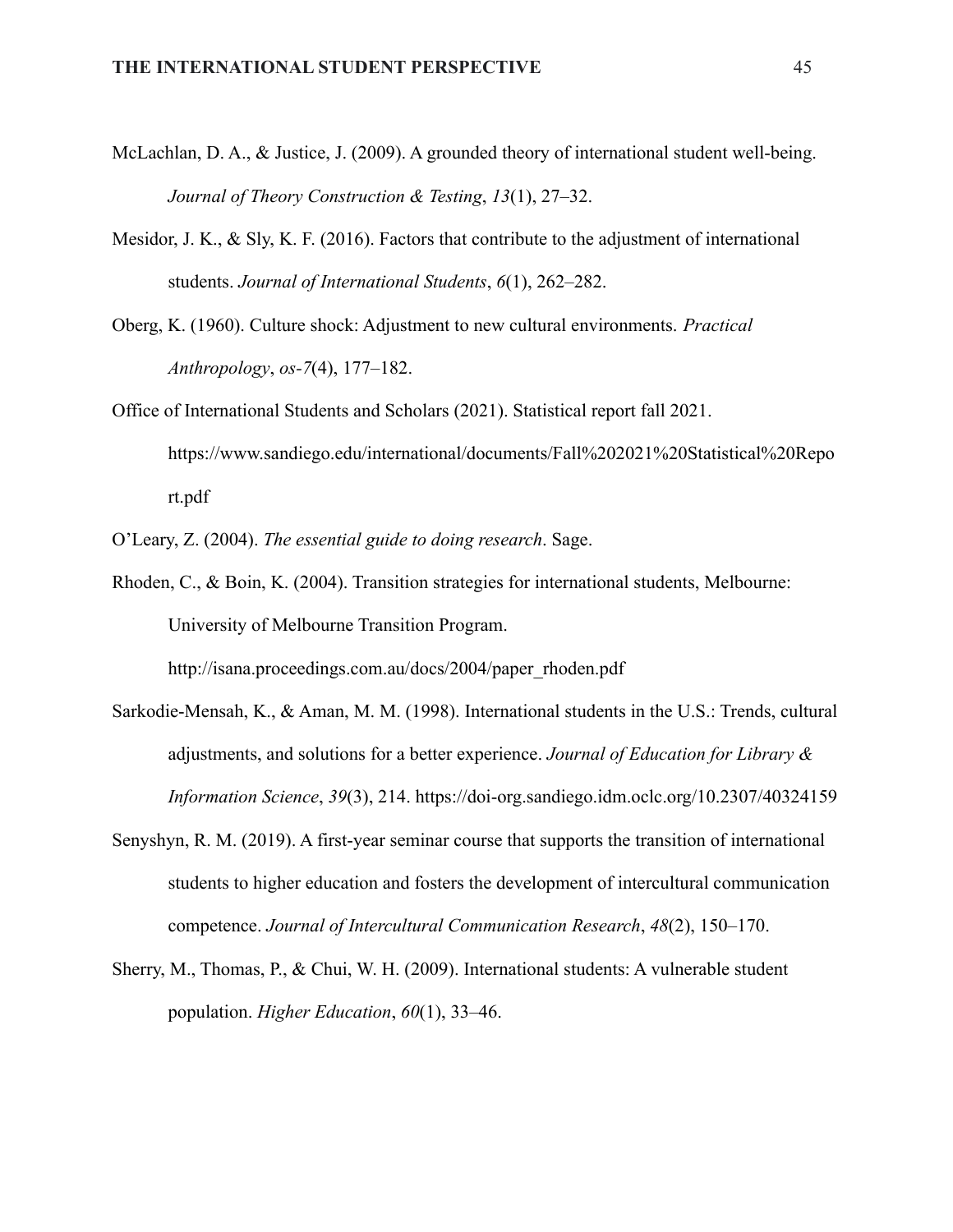McLachlan, D. A., & Justice, J. (2009). A grounded theory of international student well-being. *Journal of Theory Construction & Testing*, *13*(1), 27–32.

Mesidor, J. K., & Sly, K. F. (2016). Factors that contribute to the adjustment of international students. *Journal of International Students*, *6*(1), 262–282.

Oberg, K. (1960). Culture shock: Adjustment to new cultural environments. *Practical Anthropology*, *os-7*(4), 177–182.

Office of International Students and Scholars (2021). Statistical report fall 2021. https://www.sandiego.edu/international/documents/Fall%202021%20Statistical%20Report.pdf

O'Leary, Z. (2004). *The essential guide to doing research*. Sage.

Rhoden, C., & Boin, K. (2004). Transition strategies for international students, Melbourne: University of Melbourne Transition Program. http://isana.proceedings.com.au/docs/2004/paper_rhoden.pdf

Sarkodie-Mensah, K., & Aman, M. M. (1998). International students in the U.S.: Trends, cultural adjustments, and solutions for a better experience. *Journal of Education for Library & Information Science*, *39*(3), 214. https://doi-org.sandiego.idm.oclc.org/10.2307/40324159

Senyshyn, R. M. (2019). A first-year seminar course that supports the transition of international students to higher education and fosters the development of intercultural communication competence. *Journal of Intercultural Communication Research*, *48*(2), 150–170.

Sherry, M., Thomas, P., & Chui, W. H. (2009). International students: A vulnerable student population. *Higher Education*, *60*(1), 33–46.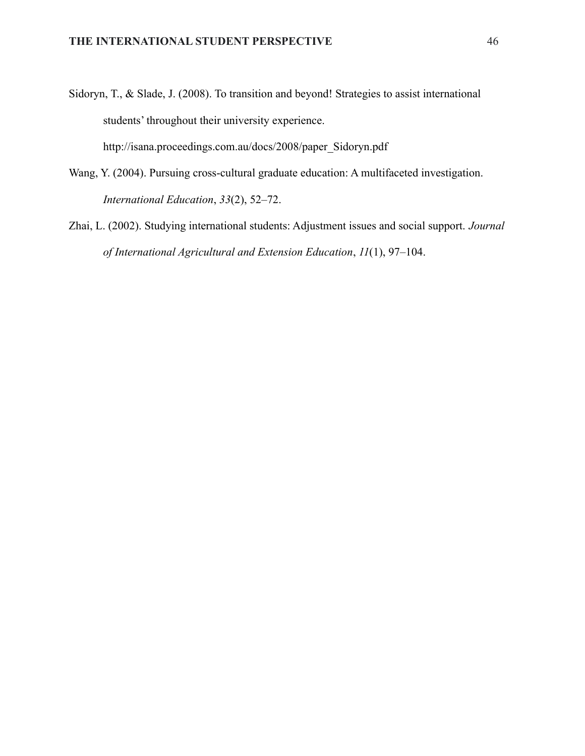Sidoryn, T., & Slade, J. (2008). To transition and beyond! Strategies to assist international students' throughout their university experience. http://isana.proceedings.com.au/docs/2008/paper_Sidoryn.pdf

Wang, Y. (2004). Pursuing cross-cultural graduate education: A multifaceted investigation. *International Education*, *33*(2), 52–72.

Zhai, L. (2002). Studying international students: Adjustment issues and social support. *Journal of International Agricultural and Extension Education*, *11*(1), 97–104.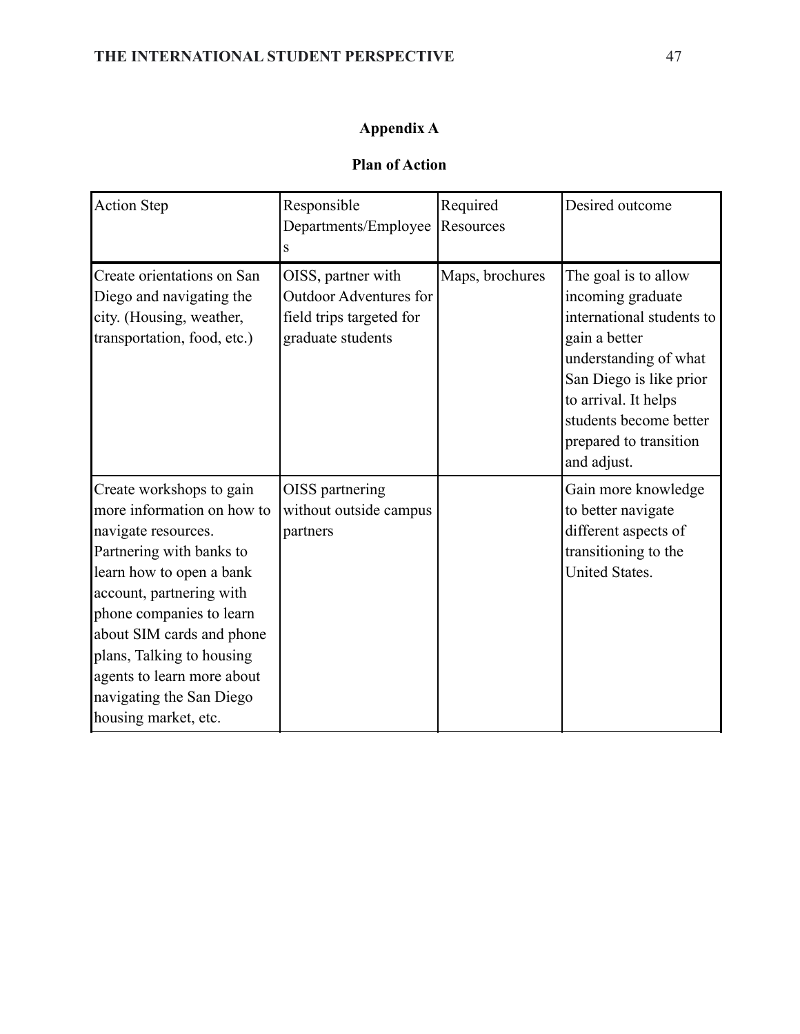# Appendix A

## Plan of Action

| Action Step | Responsible Departments/Employees | Required Resources | Desired outcome |
|---|---|---|---|
| Create orientations on San Diego and navigating the city. (Housing, weather, transportation, food, etc.) | OISS, partner with Outdoor Adventures for field trips targeted for graduate students | Maps, brochures | The goal is to allow incoming graduate international students to gain a better understanding of what San Diego is like prior to arrival. It helps students become better prepared to transition and adjust. |
| Create workshops to gain more information on how to navigate resources. Partnering with banks to learn how to open a bank account, partnering with phone companies to learn about SIM cards and phone plans, Talking to housing agents to learn more about navigating the San Diego housing market, etc. | OISS partnering without outside campus partners | | Gain more knowledge to better navigate different aspects of transitioning to the United States. |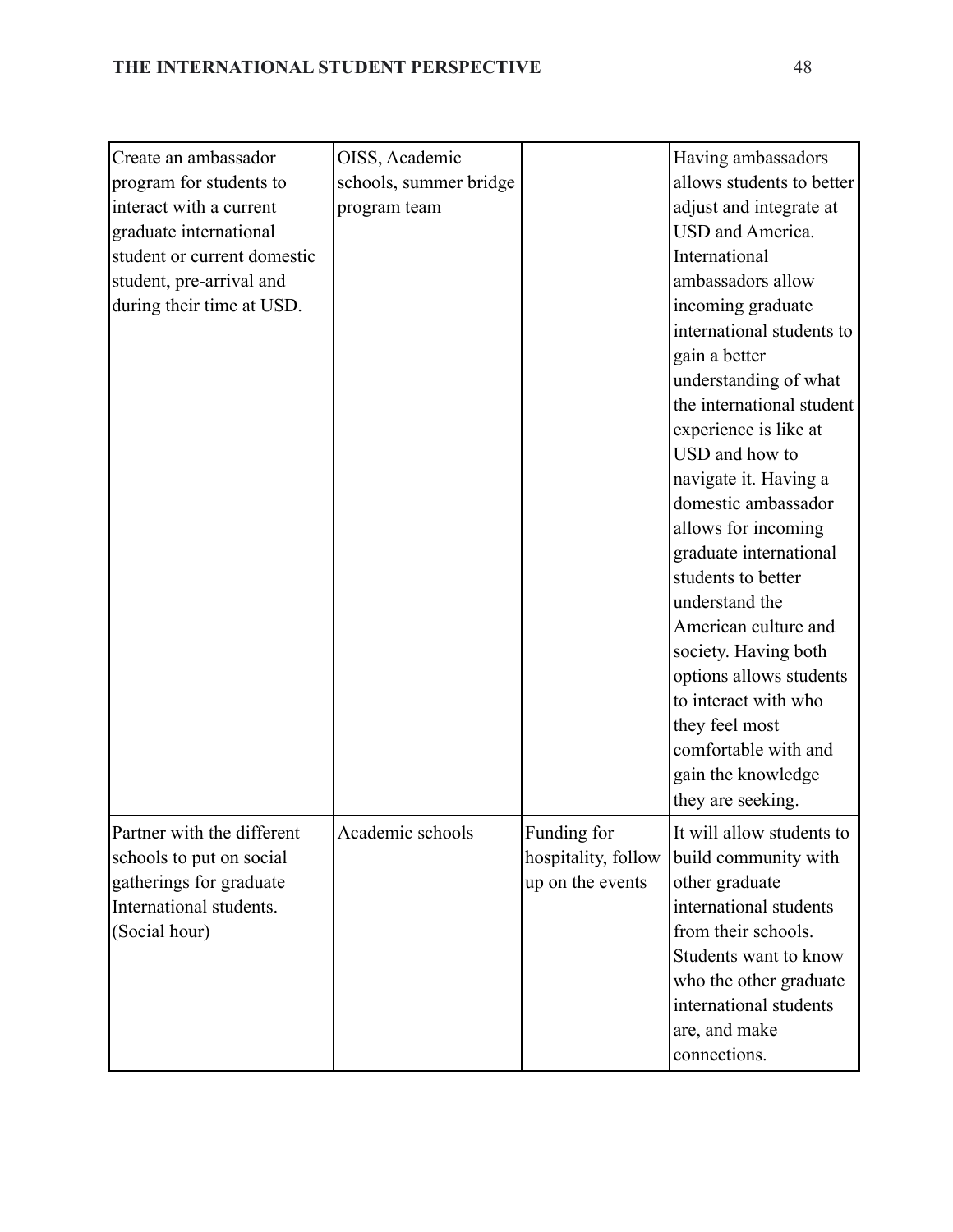| | | | |
|---|---|---|---|
| Create an ambassador program for students to interact with a current graduate international student or current domestic student, pre-arrival and during their time at USD. | OISS, Academic schools, summer bridge program team | | Having ambassadors allows students to better adjust and integrate at USD and America. International ambassadors allow incoming graduate international students to gain a better understanding of what the international student experience is like at USD and how to navigate it. Having a domestic ambassador allows for incoming graduate international students to better understand the American culture and society. Having both options allows students to interact with who they feel most comfortable with and gain the knowledge they are seeking. |
| Partner with the different schools to put on social gatherings for graduate International students. (Social hour) | Academic schools | Funding for hospitality, follow up on the events | It will allow students to build community with other graduate international students from their schools. Students want to know who the other graduate international students are, and make connections. |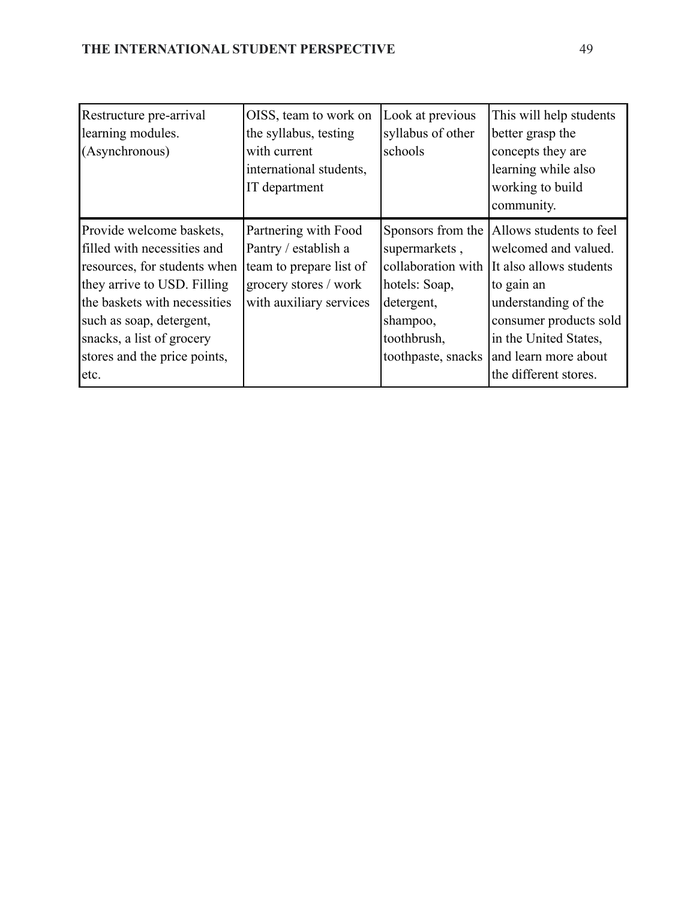| | | | |
|---|---|---|---|
| Restructure pre-arrival learning modules. (Asynchronous) | OISS, team to work on the syllabus, testing with current international students, IT department | Look at previous syllabus of other schools | This will help students better grasp the concepts they are learning while also working to build community. |
| Provide welcome baskets, filled with necessities and resources, for students when they arrive to USD. Filling the baskets with necessities such as soap, detergent, snacks, a list of grocery stores and the price points, etc. | Partnering with Food Pantry / establish a team to prepare list of grocery stores / work with auxiliary services | Sponsors from the supermarkets , collaboration with hotels: Soap, detergent, shampoo, toothbrush, toothpaste, snacks | Allows students to feel welcomed and valued. It also allows students to gain an understanding of the consumer products sold in the United States, and learn more about the different stores. |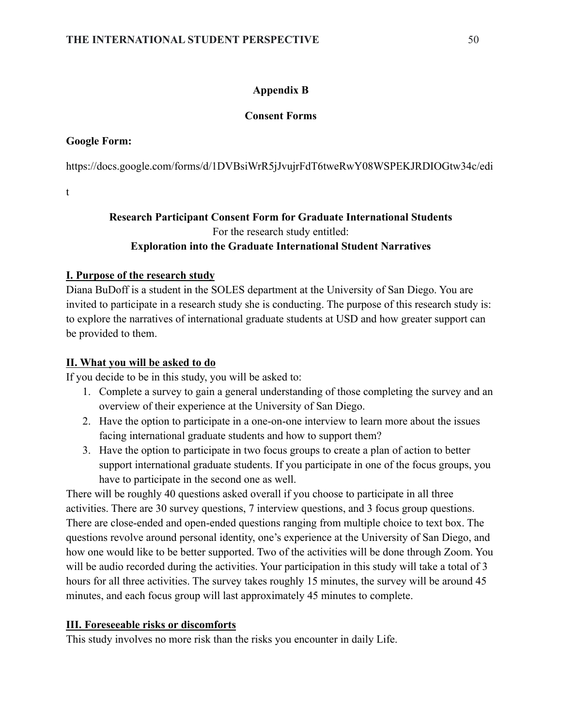## Appendix B

## Consent Forms

**Google Form:**

https://docs.google.com/forms/d/1DVBsiWrR5jJvujrFdT6tweRwY08WSPEKJRDIOGtw34c/edi

t

**Research Participant Consent Form for Graduate International Students**
For the research study entitled:
**Exploration into the Graduate International Student Narratives**

**I. Purpose of the research study**

Diana BuDoff is a student in the SOLES department at the University of San Diego. You are invited to participate in a research study she is conducting. The purpose of this research study is: to explore the narratives of international graduate students at USD and how greater support can be provided to them.

**II. What you will be asked to do**

If you decide to be in this study, you will be asked to:

1. Complete a survey to gain a general understanding of those completing the survey and an overview of their experience at the University of San Diego.
2. Have the option to participate in a one-on-one interview to learn more about the issues facing international graduate students and how to support them?
3. Have the option to participate in two focus groups to create a plan of action to better support international graduate students. If you participate in one of the focus groups, you have to participate in the second one as well.

There will be roughly 40 questions asked overall if you choose to participate in all three activities. There are 30 survey questions, 7 interview questions, and 3 focus group questions. There are close-ended and open-ended questions ranging from multiple choice to text box. The questions revolve around personal identity, one's experience at the University of San Diego, and how one would like to be better supported. Two of the activities will be done through Zoom. You will be audio recorded during the activities. Your participation in this study will take a total of 3 hours for all three activities. The survey takes roughly 15 minutes, the survey will be around 45 minutes, and each focus group will last approximately 45 minutes to complete.

**III. Foreseeable risks or discomforts**

This study involves no more risk than the risks you encounter in daily Life.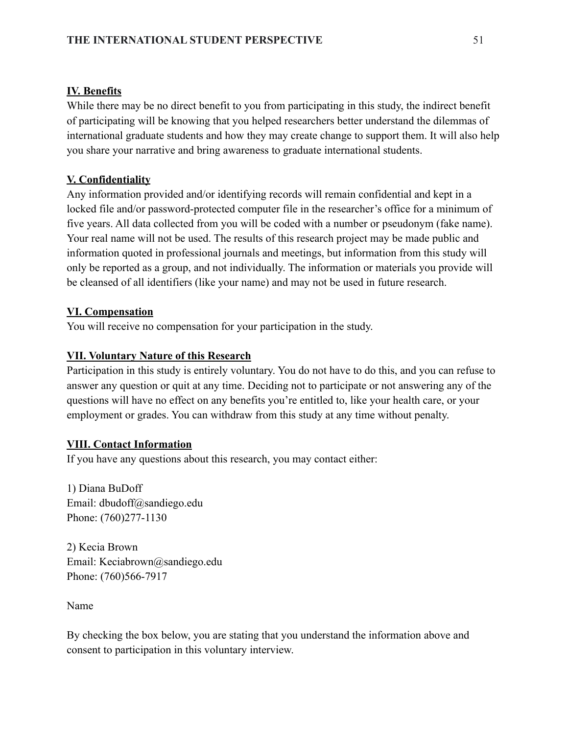**IV. Benefits**

While there may be no direct benefit to you from participating in this study, the indirect benefit of participating will be knowing that you helped researchers better understand the dilemmas of international graduate students and how they may create change to support them. It will also help you share your narrative and bring awareness to graduate international students.

**V. Confidentiality**

Any information provided and/or identifying records will remain confidential and kept in a locked file and/or password-protected computer file in the researcher's office for a minimum of five years. All data collected from you will be coded with a number or pseudonym (fake name). Your real name will not be used. The results of this research project may be made public and information quoted in professional journals and meetings, but information from this study will only be reported as a group, and not individually. The information or materials you provide will be cleansed of all identifiers (like your name) and may not be used in future research.

**VI. Compensation**

You will receive no compensation for your participation in the study.

**VII. Voluntary Nature of this Research**

Participation in this study is entirely voluntary. You do not have to do this, and you can refuse to answer any question or quit at any time. Deciding not to participate or not answering any of the questions will have no effect on any benefits you're entitled to, like your health care, or your employment or grades. You can withdraw from this study at any time without penalty.

**VIII. Contact Information**

If you have any questions about this research, you may contact either:

1) Diana BuDoff
Email: dbudoff@sandiego.edu
Phone: (760)277-1130

2) Kecia Brown
Email: Keciabrown@sandiego.edu
Phone: (760)566-7917

Name

By checking the box below, you are stating that you understand the information above and consent to participation in this voluntary interview.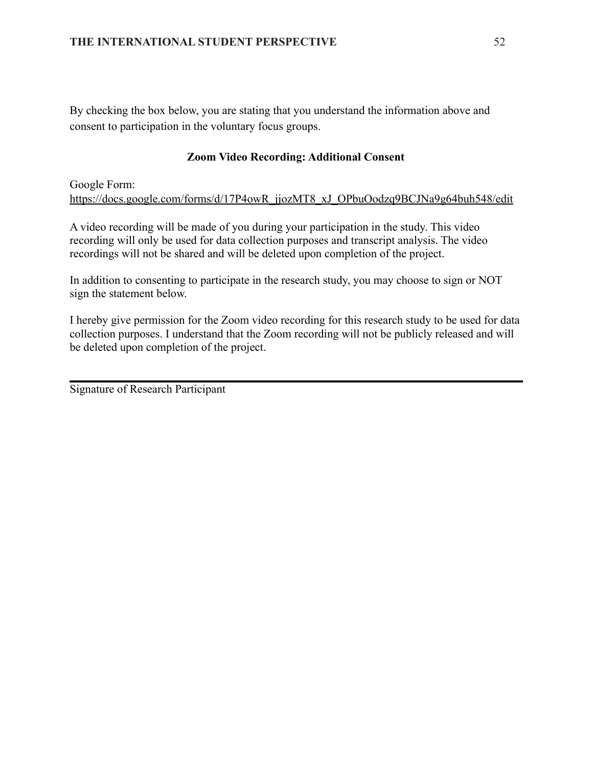By checking the box below, you are stating that you understand the information above and consent to participation in the voluntary focus groups.

**Zoom Video Recording: Additional Consent**

Google Form:
https://docs.google.com/forms/d/17P4owR_jjozMT8_xJ_OPbuOodzq9BCJNa9g64buh548/edit

A video recording will be made of you during your participation in the study. This video recording will only be used for data collection purposes and transcript analysis. The video recordings will not be shared and will be deleted upon completion of the project.

In addition to consenting to participate in the research study, you may choose to sign or NOT sign the statement below.

I hereby give permission for the Zoom video recording for this research study to be used for data collection purposes. I understand that the Zoom recording will not be publicly released and will be deleted upon completion of the project.

_______________________________________________

Signature of Research Participant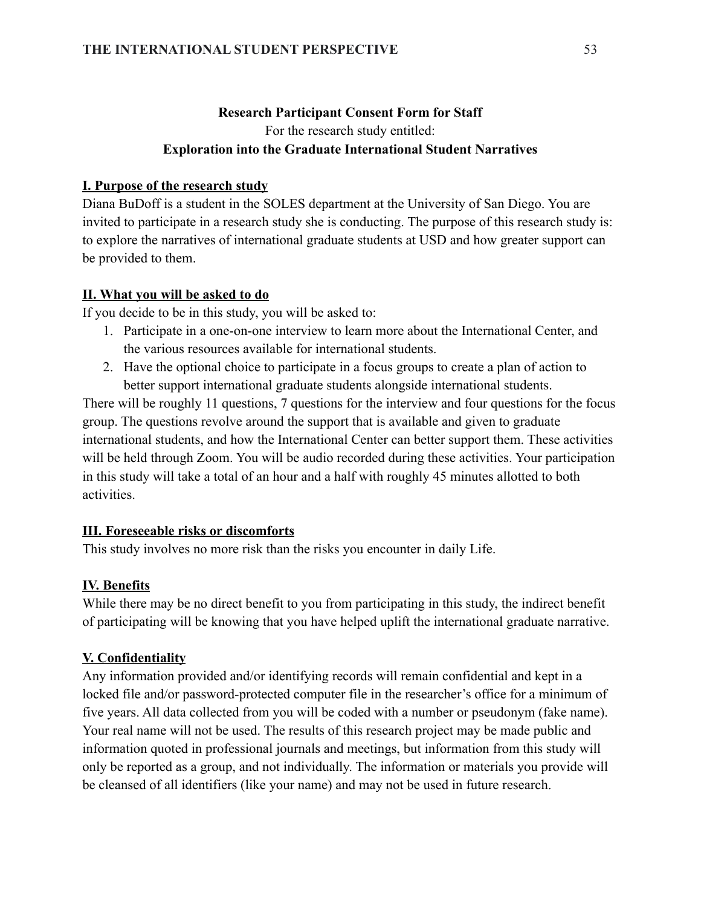**Research Participant Consent Form for Staff**

For the research study entitled:

**Exploration into the Graduate International Student Narratives**

**I. Purpose of the research study**

Diana BuDoff is a student in the SOLES department at the University of San Diego. You are invited to participate in a research study she is conducting. The purpose of this research study is: to explore the narratives of international graduate students at USD and how greater support can be provided to them.

**II. What you will be asked to do**

If you decide to be in this study, you will be asked to:

1. Participate in a one-on-one interview to learn more about the International Center, and the various resources available for international students.
2. Have the optional choice to participate in a focus groups to create a plan of action to better support international graduate students alongside international students.

There will be roughly 11 questions, 7 questions for the interview and four questions for the focus group. The questions revolve around the support that is available and given to graduate international students, and how the International Center can better support them. These activities will be held through Zoom. You will be audio recorded during these activities. Your participation in this study will take a total of an hour and a half with roughly 45 minutes allotted to both activities.

**III. Foreseeable risks or discomforts**

This study involves no more risk than the risks you encounter in daily Life.

**IV. Benefits**

While there may be no direct benefit to you from participating in this study, the indirect benefit of participating will be knowing that you have helped uplift the international graduate narrative.

**V. Confidentiality**

Any information provided and/or identifying records will remain confidential and kept in a locked file and/or password-protected computer file in the researcher's office for a minimum of five years. All data collected from you will be coded with a number or pseudonym (fake name). Your real name will not be used. The results of this research project may be made public and information quoted in professional journals and meetings, but information from this study will only be reported as a group, and not individually. The information or materials you provide will be cleansed of all identifiers (like your name) and may not be used in future research.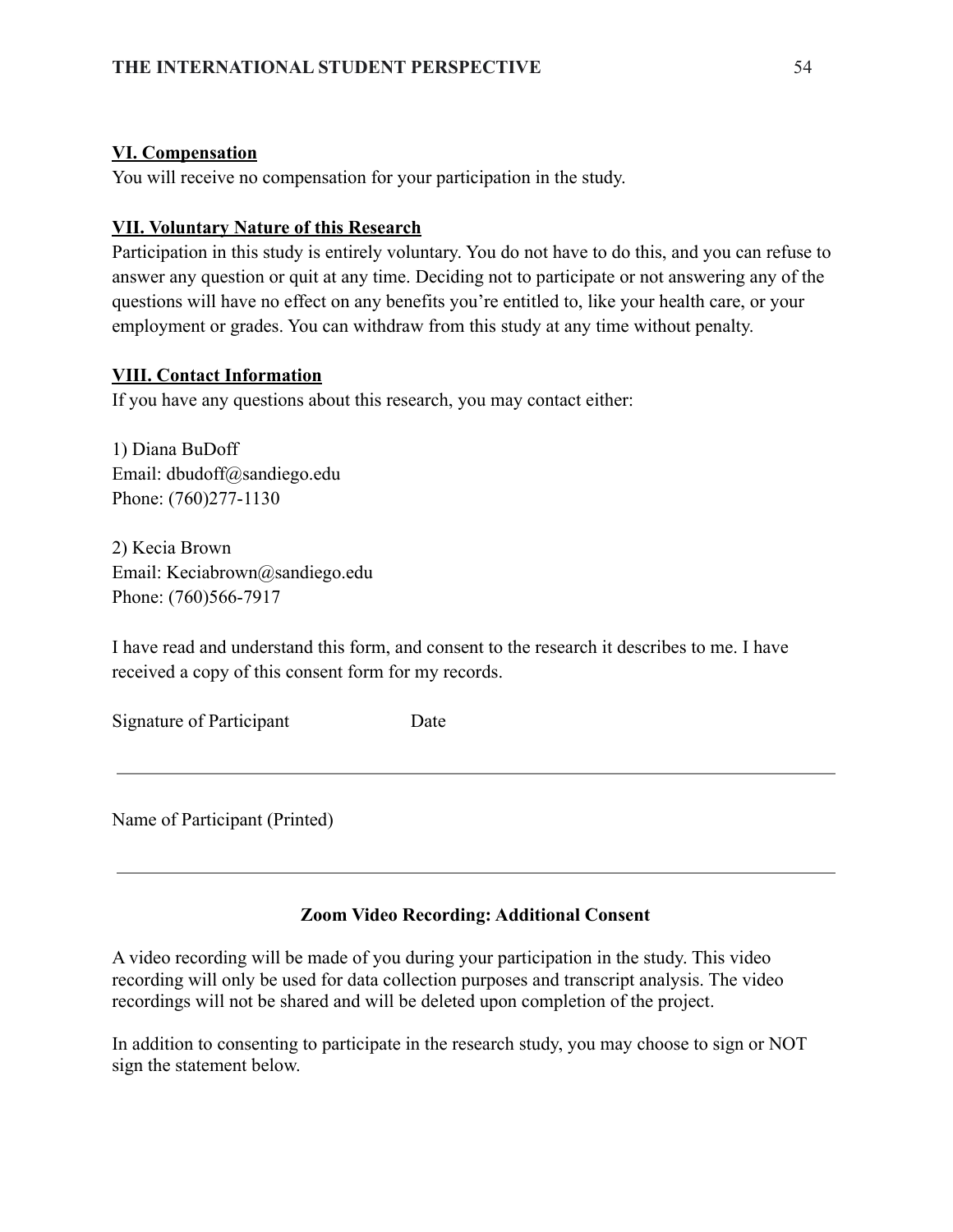**VI. Compensation**

You will receive no compensation for your participation in the study.

**VII. Voluntary Nature of this Research**

Participation in this study is entirely voluntary. You do not have to do this, and you can refuse to answer any question or quit at any time. Deciding not to participate or not answering any of the questions will have no effect on any benefits you're entitled to, like your health care, or your employment or grades. You can withdraw from this study at any time without penalty.

**VIII. Contact Information**

If you have any questions about this research, you may contact either:

1) Diana BuDoff
Email: dbudoff@sandiego.edu
Phone: (760)277-1130

2) Kecia Brown
Email: Keciabrown@sandiego.edu
Phone: (760)566-7917

I have read and understand this form, and consent to the research it describes to me. I have received a copy of this consent form for my records.

Signature of Participant Date

---

Name of Participant (Printed)

---

**Zoom Video Recording: Additional Consent**

A video recording will be made of you during your participation in the study. This video recording will only be used for data collection purposes and transcript analysis. The video recordings will not be shared and will be deleted upon completion of the project.

In addition to consenting to participate in the research study, you may choose to sign or NOT sign the statement below.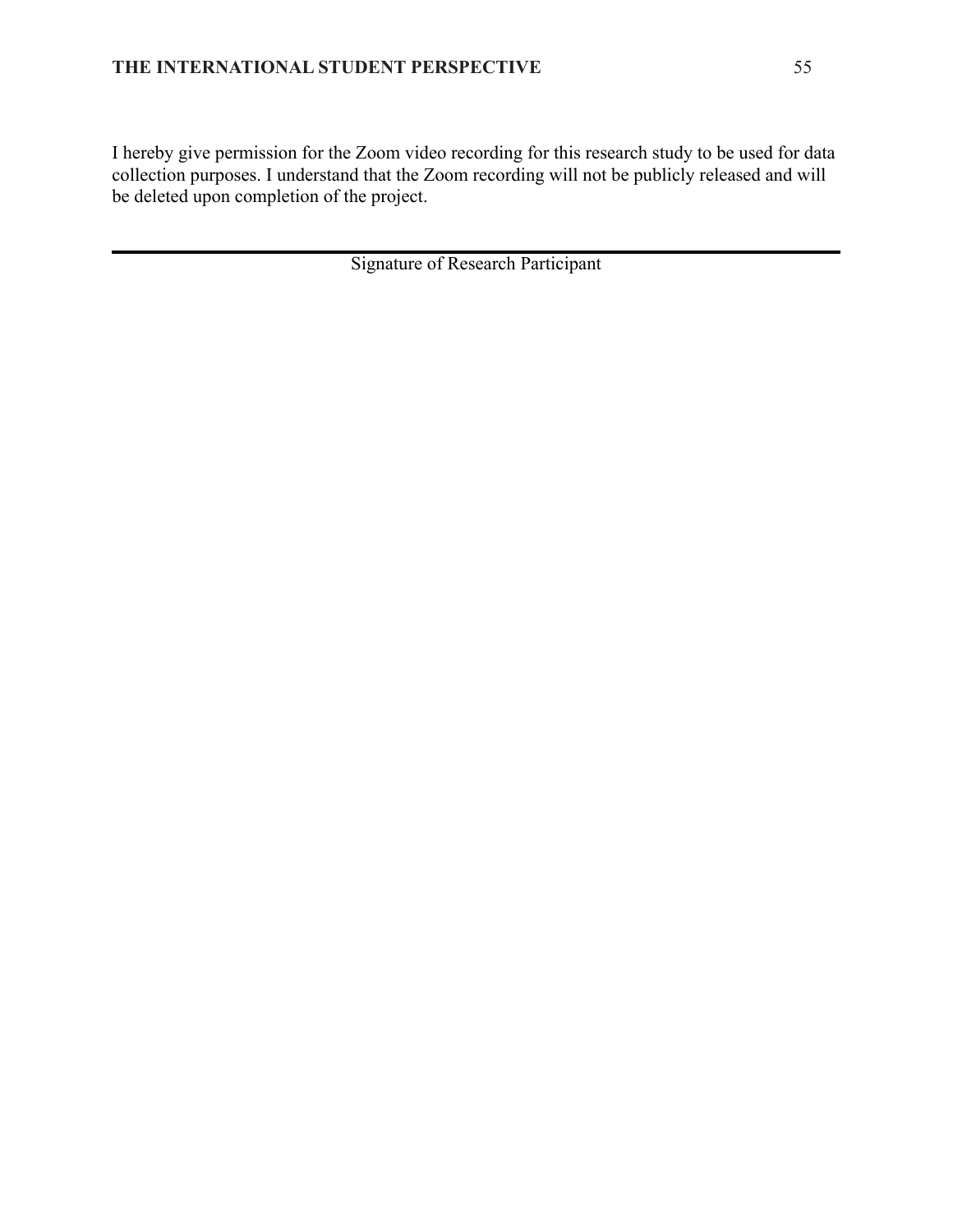I hereby give permission for the Zoom video recording for this research study to be used for data collection purposes. I understand that the Zoom recording will not be publicly released and will be deleted upon completion of the project.

\_\_\_\_\_\_\_\_\_\_\_\_\_\_\_\_\_\_\_\_\_\_\_\_\_\_\_\_\_\_\_\_\_\_\_\_\_\_\_\_\_\_\_\_\_\_\_\_\_\_\_\_\_\_\_\_\_\_

Signature of Research Participant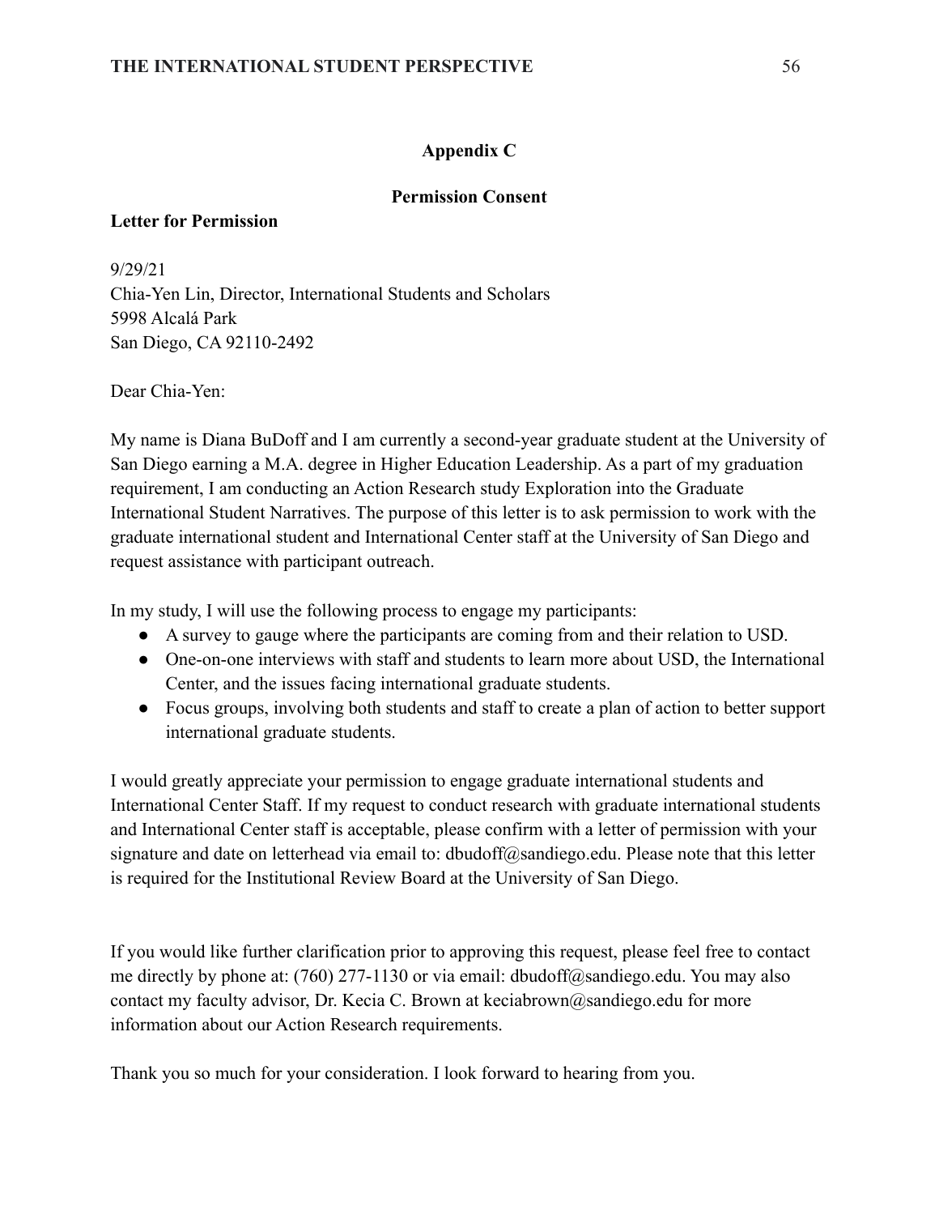## Appendix C

### Permission Consent

**Letter for Permission**

9/29/21
Chia-Yen Lin, Director, International Students and Scholars
5998 Alcalá Park
San Diego, CA 92110-2492

Dear Chia-Yen:

My name is Diana BuDoff and I am currently a second-year graduate student at the University of San Diego earning a M.A. degree in Higher Education Leadership. As a part of my graduation requirement, I am conducting an Action Research study Exploration into the Graduate International Student Narratives. The purpose of this letter is to ask permission to work with the graduate international student and International Center staff at the University of San Diego and request assistance with participant outreach.

In my study, I will use the following process to engage my participants:

- A survey to gauge where the participants are coming from and their relation to USD.
- One-on-one interviews with staff and students to learn more about USD, the International Center, and the issues facing international graduate students.
- Focus groups, involving both students and staff to create a plan of action to better support international graduate students.

I would greatly appreciate your permission to engage graduate international students and International Center Staff. If my request to conduct research with graduate international students and International Center staff is acceptable, please confirm with a letter of permission with your signature and date on letterhead via email to: dbudoff@sandiego.edu. Please note that this letter is required for the Institutional Review Board at the University of San Diego.

If you would like further clarification prior to approving this request, please feel free to contact me directly by phone at: (760) 277-1130 or via email: dbudoff@sandiego.edu. You may also contact my faculty advisor, Dr. Kecia C. Brown at keciabrown@sandiego.edu for more information about our Action Research requirements.

Thank you so much for your consideration. I look forward to hearing from you.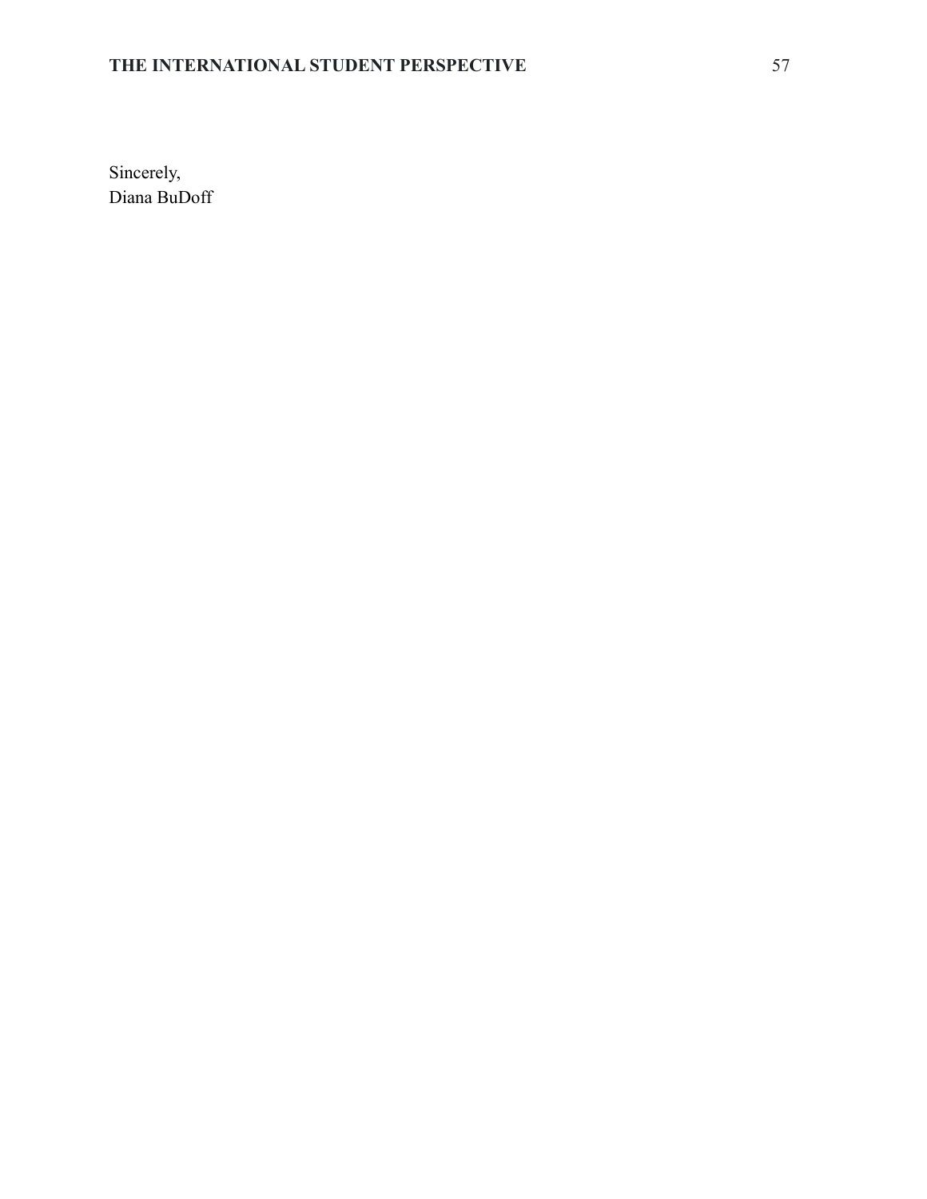Sincerely,
Diana BuDoff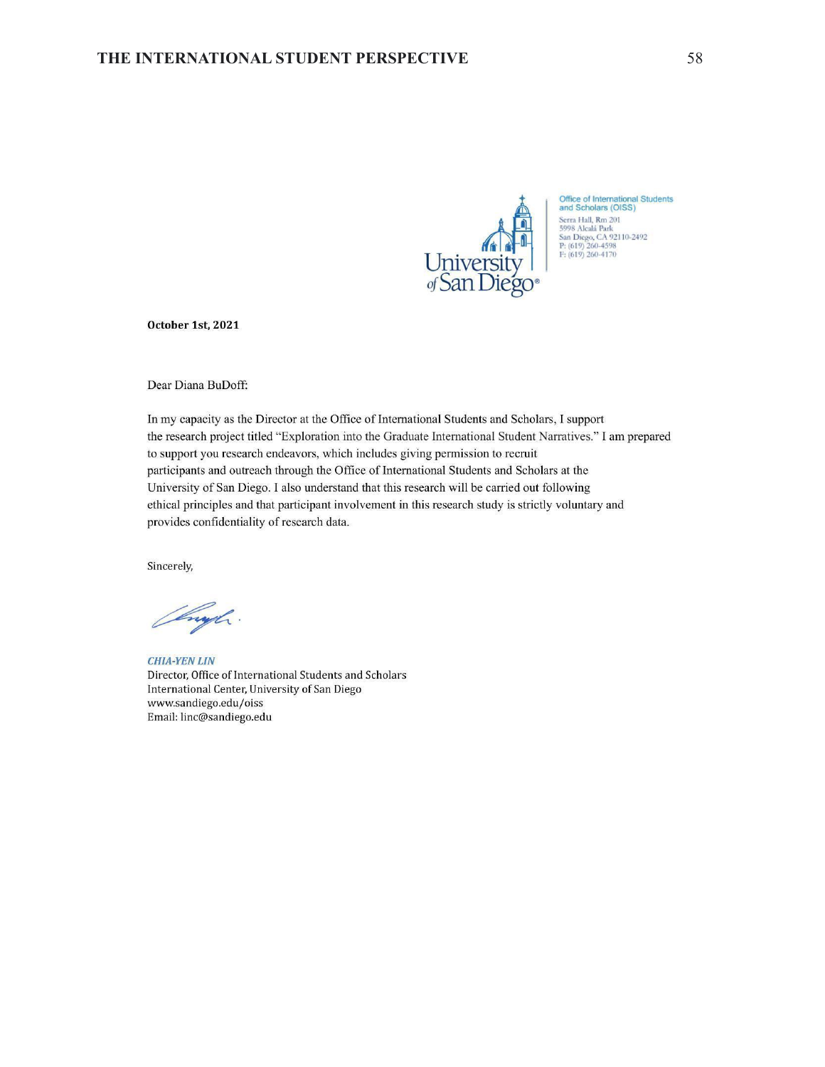Office of International Students and Scholars (OISS)
Serra Hall, Rm 201
5998 Alcalá Park
San Diego, CA 92110-2492
P: (619) 260-4598
F: (619) 260-4170

University of San Diego

**October 1st, 2021**

Dear Diana BuDoff:

In my capacity as the Director at the Office of International Students and Scholars, I support the research project titled "Exploration into the Graduate International Student Narratives." I am prepared to support you research endeavors, which includes giving permission to recruit participants and outreach through the Office of International Students and Scholars at the University of San Diego. I also understand that this research will be carried out following ethical principles and that participant involvement in this research study is strictly voluntary and provides confidentiality of research data.

Sincerely,

***CHIA-YEN LIN***
Director, Office of International Students and Scholars
International Center, University of San Diego
www.sandiego.edu/oiss
Email: linc@sandiego.edu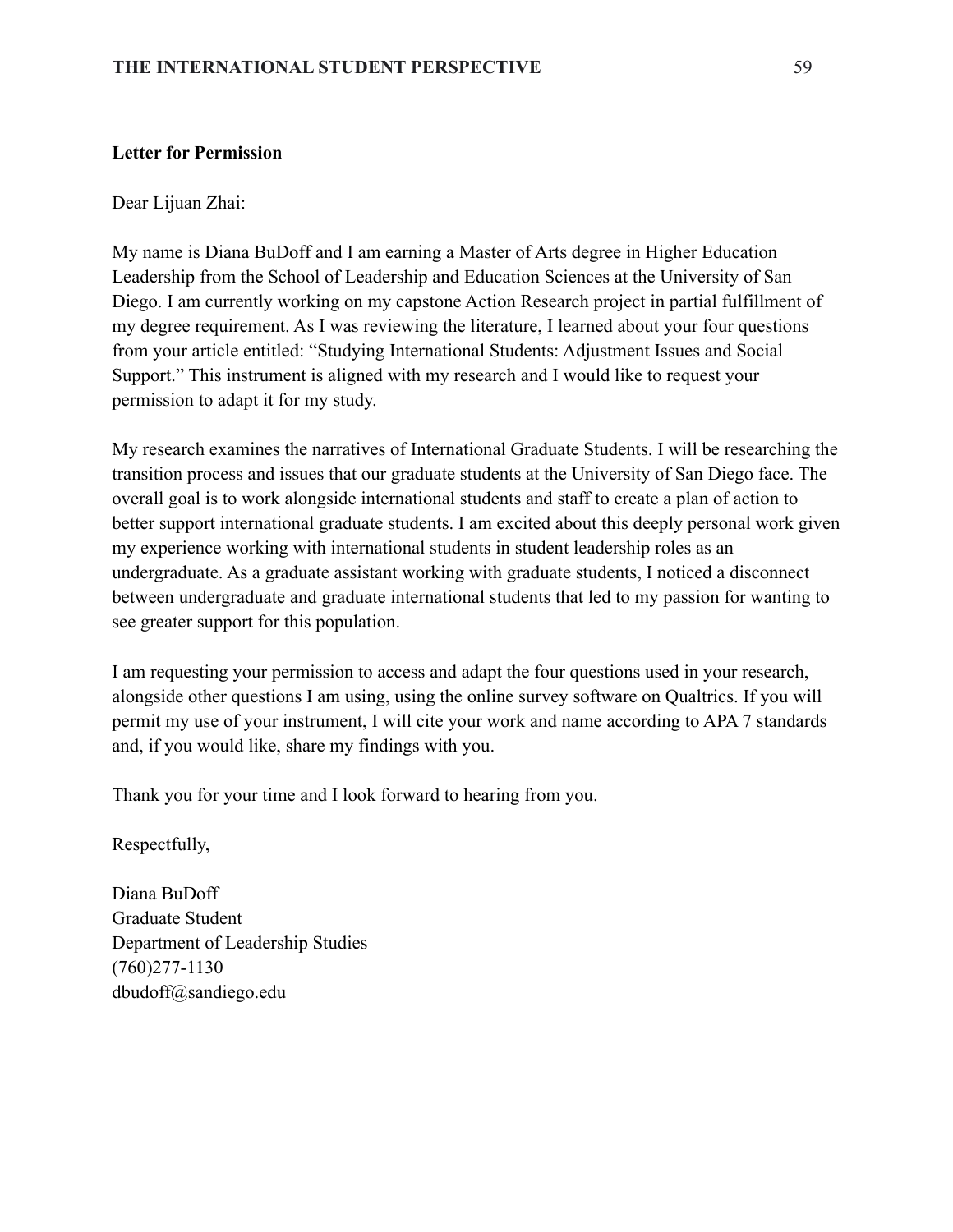**Letter for Permission**

Dear Lijuan Zhai:

My name is Diana BuDoff and I am earning a Master of Arts degree in Higher Education Leadership from the School of Leadership and Education Sciences at the University of San Diego. I am currently working on my capstone Action Research project in partial fulfillment of my degree requirement. As I was reviewing the literature, I learned about your four questions from your article entitled: "Studying International Students: Adjustment Issues and Social Support." This instrument is aligned with my research and I would like to request your permission to adapt it for my study.

My research examines the narratives of International Graduate Students. I will be researching the transition process and issues that our graduate students at the University of San Diego face. The overall goal is to work alongside international students and staff to create a plan of action to better support international graduate students. I am excited about this deeply personal work given my experience working with international students in student leadership roles as an undergraduate. As a graduate assistant working with graduate students, I noticed a disconnect between undergraduate and graduate international students that led to my passion for wanting to see greater support for this population.

I am requesting your permission to access and adapt the four questions used in your research, alongside other questions I am using, using the online survey software on Qualtrics. If you will permit my use of your instrument, I will cite your work and name according to APA 7 standards and, if you would like, share my findings with you.

Thank you for your time and I look forward to hearing from you.

Respectfully,

Diana BuDoff
Graduate Student
Department of Leadership Studies
(760)277-1130
dbudoff@sandiego.edu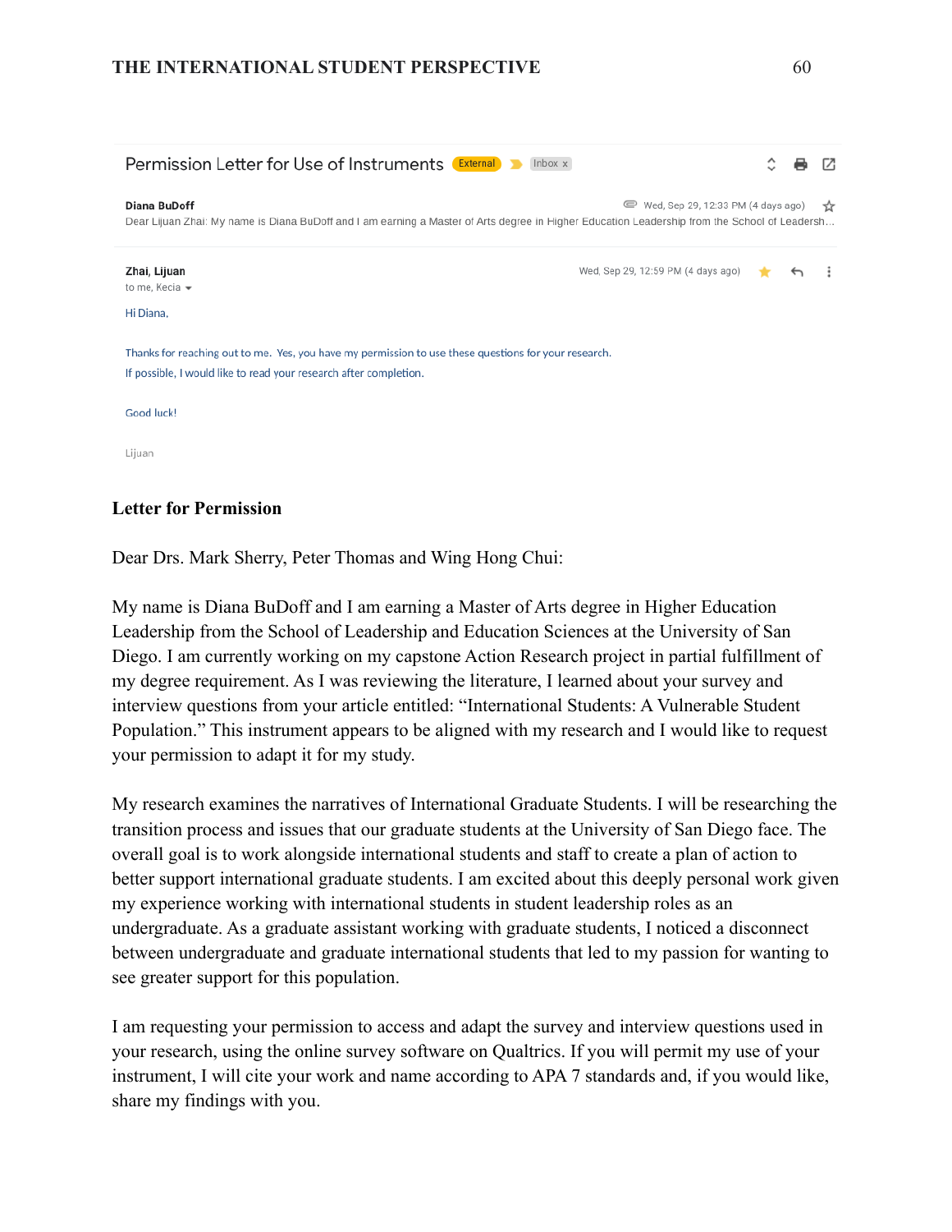Permission Letter for Use of Instruments External Inbox x

**Diana BuDoff** Wed, Sep 29, 12:33 PM (4 days ago)

Dear Lijuan Zhai: My name is Diana BuDoff and I am earning a Master of Arts degree in Higher Education Leadership from the School of Leadersh...

**Zhai, Lijuan** Wed, Sep 29, 12:59 PM (4 days ago)

to me, Kecia

Hi Diana,

Thanks for reaching out to me. Yes, you have my permission to use these questions for your research.
If possible, I would like to read your research after completion.

Good luck!

Lijuan

**Letter for Permission**

Dear Drs. Mark Sherry, Peter Thomas and Wing Hong Chui:

My name is Diana BuDoff and I am earning a Master of Arts degree in Higher Education Leadership from the School of Leadership and Education Sciences at the University of San Diego. I am currently working on my capstone Action Research project in partial fulfillment of my degree requirement. As I was reviewing the literature, I learned about your survey and interview questions from your article entitled: "International Students: A Vulnerable Student Population." This instrument appears to be aligned with my research and I would like to request your permission to adapt it for my study.

My research examines the narratives of International Graduate Students. I will be researching the transition process and issues that our graduate students at the University of San Diego face. The overall goal is to work alongside international students and staff to create a plan of action to better support international graduate students. I am excited about this deeply personal work given my experience working with international students in student leadership roles as an undergraduate. As a graduate assistant working with graduate students, I noticed a disconnect between undergraduate and graduate international students that led to my passion for wanting to see greater support for this population.

I am requesting your permission to access and adapt the survey and interview questions used in your research, using the online survey software on Qualtrics. If you will permit my use of your instrument, I will cite your work and name according to APA 7 standards and, if you would like, share my findings with you.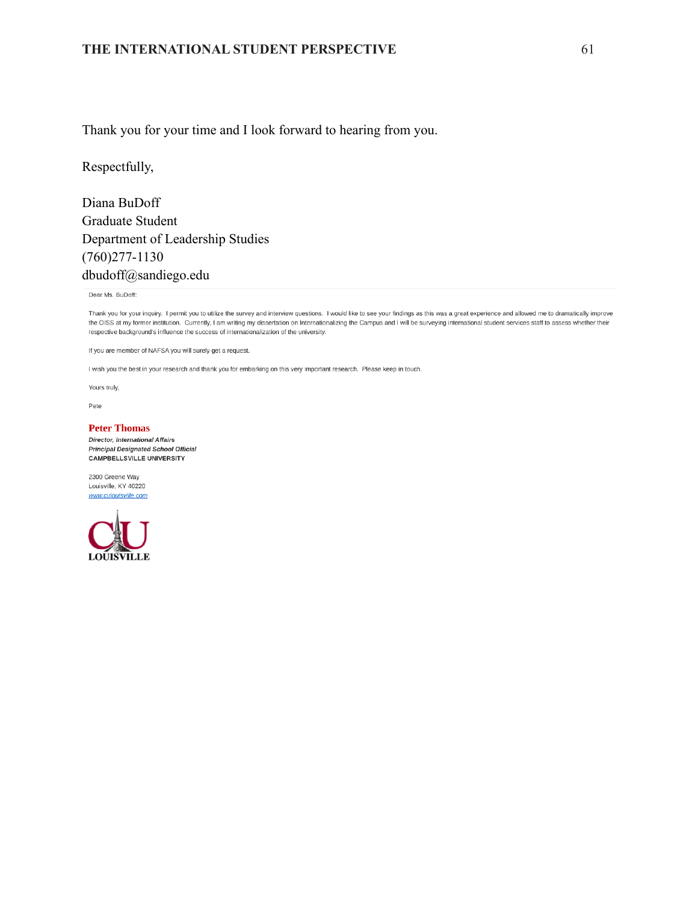Thank you for your time and I look forward to hearing from you.

Respectfully,

Diana BuDoff
Graduate Student
Department of Leadership Studies
(760)277-1130
dbudoff@sandiego.edu

---

Dear Ms. BuDoff:

Thank you for your inquiry. I permit you to utilize the survey and interview questions. I would like to see your findings as this was a great experience and allowed me to dramatically improve the OISS at my former institution. Currently, I am writing my dissertation on Internationalizing the Campus and I will be surveying international student services staff to assess whether their respective background's influence the success of internationalization of the university.

If you are member of NAFSA you will surely get a request.

I wish you the best in your research and thank you for embarking on this very important research. Please keep in touch.

Yours truly,

Pete

**Peter Thomas**
***Director, International Affairs***
***Principal Designated School Official***
**CAMPBELLSVILLE UNIVERSITY**

2300 Greene Way
Louisville, KY 40220
www.culouisville.com

CU LOUISVILLE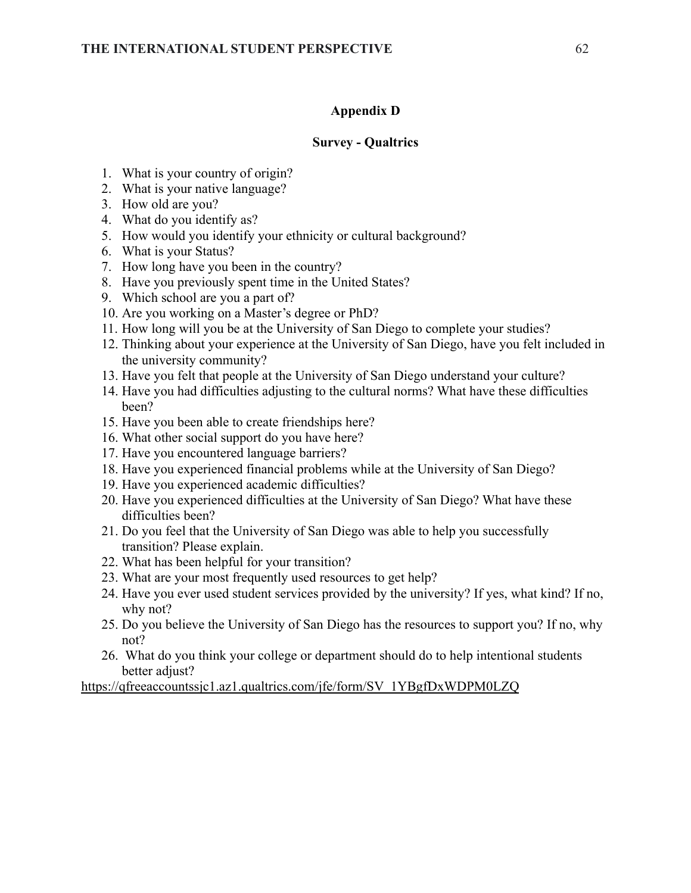## Appendix D

## Survey - Qualtrics

1. What is your country of origin?
2. What is your native language?
3. How old are you?
4. What do you identify as?
5. How would you identify your ethnicity or cultural background?
6. What is your Status?
7. How long have you been in the country?
8. Have you previously spent time in the United States?
9. Which school are you a part of?
10. Are you working on a Master's degree or PhD?
11. How long will you be at the University of San Diego to complete your studies?
12. Thinking about your experience at the University of San Diego, have you felt included in the university community?
13. Have you felt that people at the University of San Diego understand your culture?
14. Have you had difficulties adjusting to the cultural norms? What have these difficulties been?
15. Have you been able to create friendships here?
16. What other social support do you have here?
17. Have you encountered language barriers?
18. Have you experienced financial problems while at the University of San Diego?
19. Have you experienced academic difficulties?
20. Have you experienced difficulties at the University of San Diego? What have these difficulties been?
21. Do you feel that the University of San Diego was able to help you successfully transition? Please explain.
22. What has been helpful for your transition?
23. What are your most frequently used resources to get help?
24. Have you ever used student services provided by the university? If yes, what kind? If no, why not?
25. Do you believe the University of San Diego has the resources to support you? If no, why not?
26. What do you think your college or department should do to help intentional students better adjust?

https://qfreeaccountssjc1.az1.qualtrics.com/jfe/form/SV_1YBgfDxWDPM0LZQ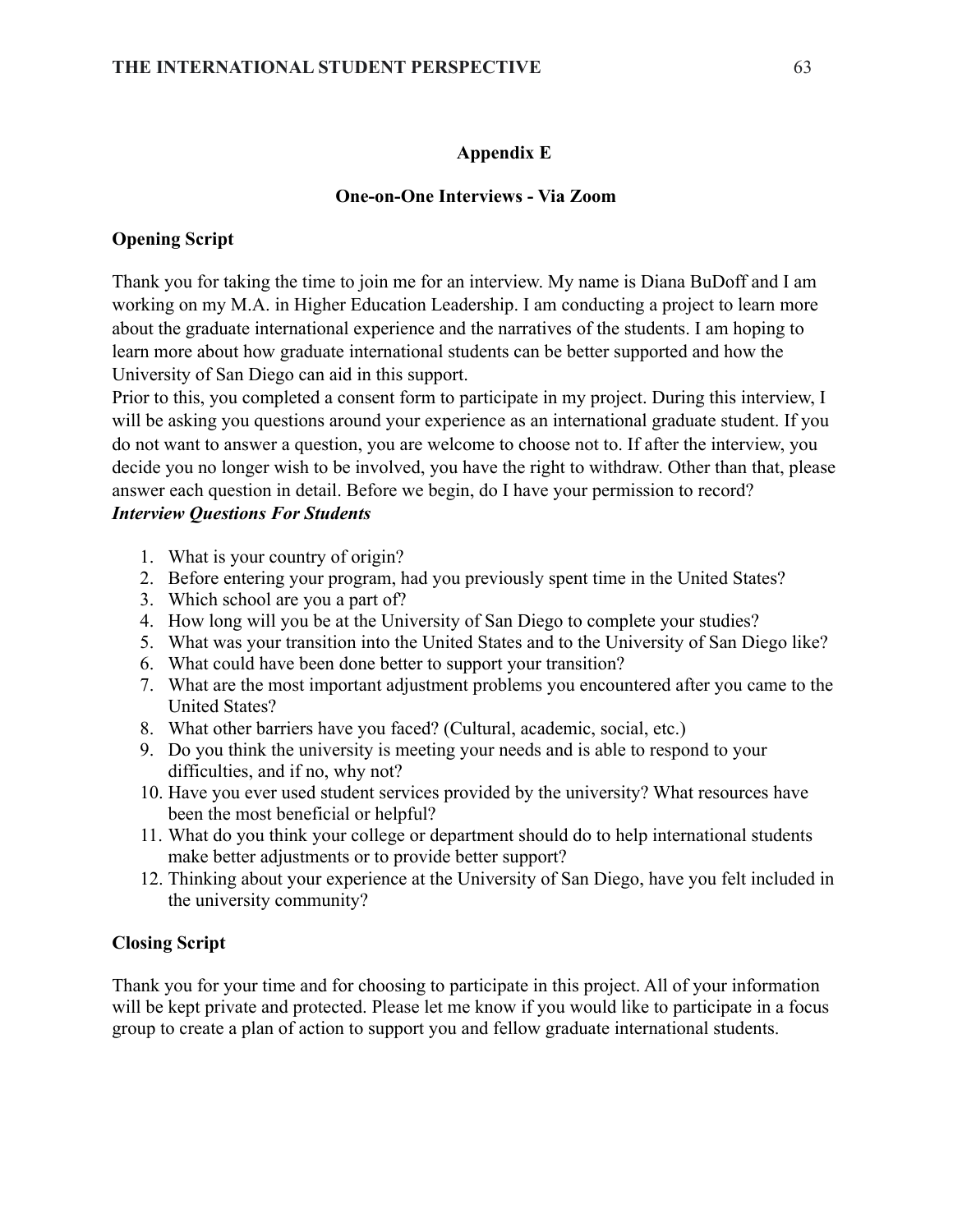## Appendix E

### One-on-One Interviews - Via Zoom

**Opening Script**

Thank you for taking the time to join me for an interview. My name is Diana BuDoff and I am working on my M.A. in Higher Education Leadership. I am conducting a project to learn more about the graduate international experience and the narratives of the students. I am hoping to learn more about how graduate international students can be better supported and how the University of San Diego can aid in this support.

Prior to this, you completed a consent form to participate in my project. During this interview, I will be asking you questions around your experience as an international graduate student. If you do not want to answer a question, you are welcome to choose not to. If after the interview, you decide you no longer wish to be involved, you have the right to withdraw. Other than that, please answer each question in detail. Before we begin, do I have your permission to record?

***Interview Questions For Students***

1. What is your country of origin?
2. Before entering your program, had you previously spent time in the United States?
3. Which school are you a part of?
4. How long will you be at the University of San Diego to complete your studies?
5. What was your transition into the United States and to the University of San Diego like?
6. What could have been done better to support your transition?
7. What are the most important adjustment problems you encountered after you came to the United States?
8. What other barriers have you faced? (Cultural, academic, social, etc.)
9. Do you think the university is meeting your needs and is able to respond to your difficulties, and if no, why not?
10. Have you ever used student services provided by the university? What resources have been the most beneficial or helpful?
11. What do you think your college or department should do to help international students make better adjustments or to provide better support?
12. Thinking about your experience at the University of San Diego, have you felt included in the university community?

**Closing Script**

Thank you for your time and for choosing to participate in this project. All of your information will be kept private and protected. Please let me know if you would like to participate in a focus group to create a plan of action to support you and fellow graduate international students.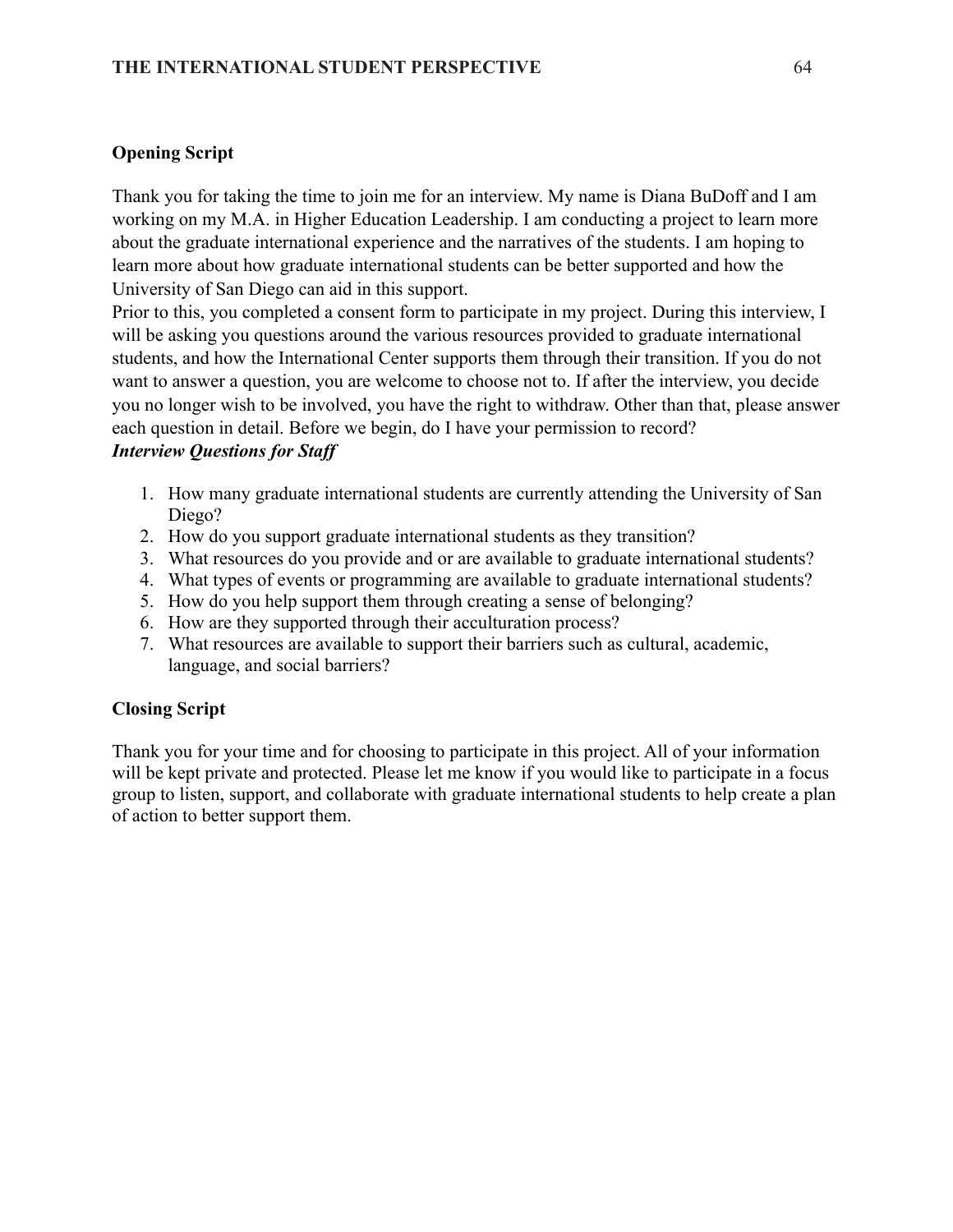**Opening Script**

Thank you for taking the time to join me for an interview. My name is Diana BuDoff and I am working on my M.A. in Higher Education Leadership. I am conducting a project to learn more about the graduate international experience and the narratives of the students. I am hoping to learn more about how graduate international students can be better supported and how the University of San Diego can aid in this support.
Prior to this, you completed a consent form to participate in my project. During this interview, I will be asking you questions around the various resources provided to graduate international students, and how the International Center supports them through their transition. If you do not want to answer a question, you are welcome to choose not to. If after the interview, you decide you no longer wish to be involved, you have the right to withdraw. Other than that, please answer each question in detail. Before we begin, do I have your permission to record?

***Interview Questions for Staff***

1. How many graduate international students are currently attending the University of San Diego?
2. How do you support graduate international students as they transition?
3. What resources do you provide and or are available to graduate international students?
4. What types of events or programming are available to graduate international students?
5. How do you help support them through creating a sense of belonging?
6. How are they supported through their acculturation process?
7. What resources are available to support their barriers such as cultural, academic, language, and social barriers?

**Closing Script**

Thank you for your time and for choosing to participate in this project. All of your information will be kept private and protected. Please let me know if you would like to participate in a focus group to listen, support, and collaborate with graduate international students to help create a plan of action to better support them.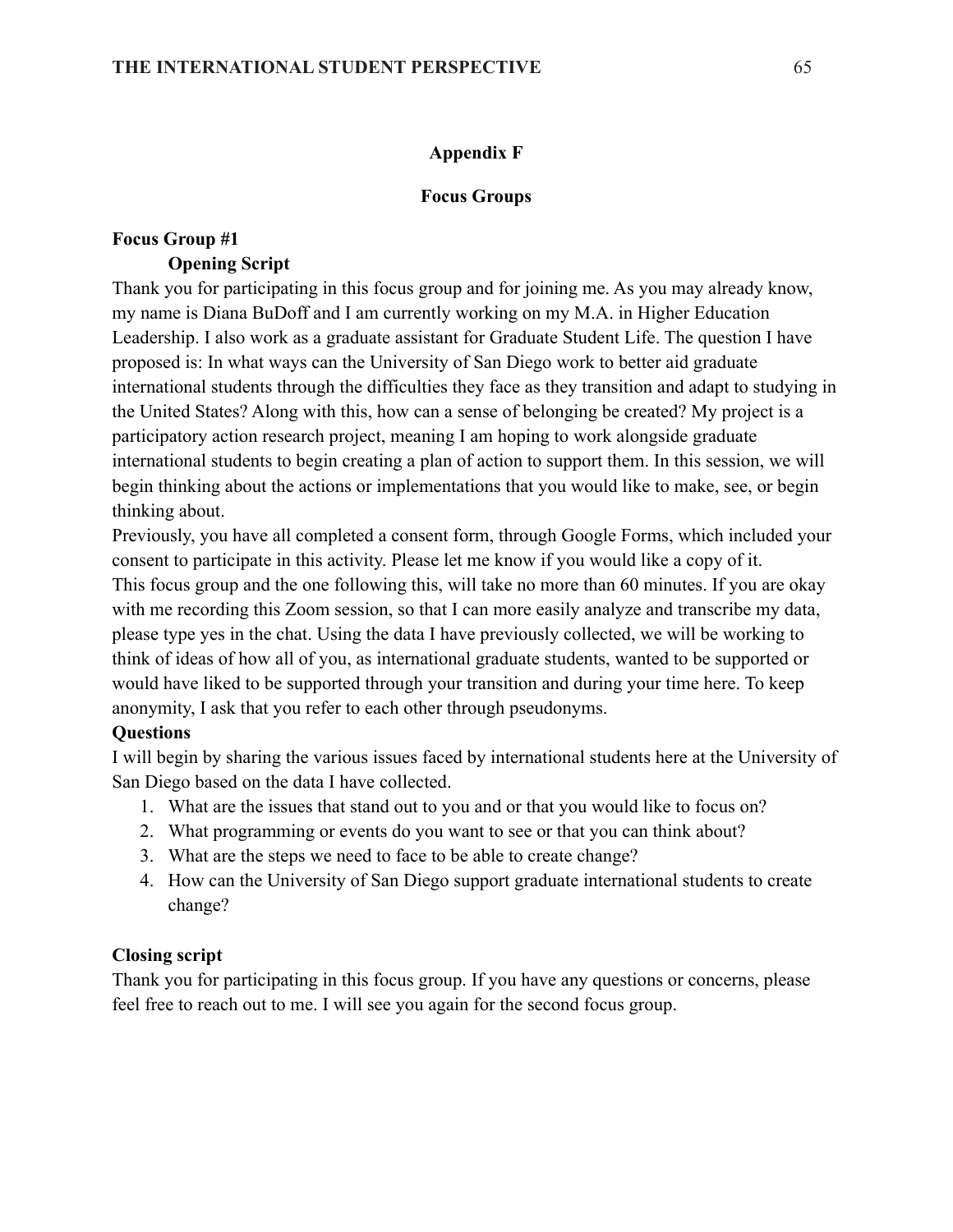# Appendix F

## Focus Groups

### Focus Group #1

**Opening Script**

Thank you for participating in this focus group and for joining me. As you may already know, my name is Diana BuDoff and I am currently working on my M.A. in Higher Education Leadership. I also work as a graduate assistant for Graduate Student Life. The question I have proposed is: In what ways can the University of San Diego work to better aid graduate international students through the difficulties they face as they transition and adapt to studying in the United States? Along with this, how can a sense of belonging be created? My project is a participatory action research project, meaning I am hoping to work alongside graduate international students to begin creating a plan of action to support them. In this session, we will begin thinking about the actions or implementations that you would like to make, see, or begin thinking about.

Previously, you have all completed a consent form, through Google Forms, which included your consent to participate in this activity. Please let me know if you would like a copy of it.

This focus group and the one following this, will take no more than 60 minutes. If you are okay with me recording this Zoom session, so that I can more easily analyze and transcribe my data, please type yes in the chat. Using the data I have previously collected, we will be working to think of ideas of how all of you, as international graduate students, wanted to be supported or would have liked to be supported through your transition and during your time here. To keep anonymity, I ask that you refer to each other through pseudonyms.

**Questions**

I will begin by sharing the various issues faced by international students here at the University of San Diego based on the data I have collected.

1. What are the issues that stand out to you and or that you would like to focus on?
2. What programming or events do you want to see or that you can think about?
3. What are the steps we need to face to be able to create change?
4. How can the University of San Diego support graduate international students to create change?

**Closing script**

Thank you for participating in this focus group. If you have any questions or concerns, please feel free to reach out to me. I will see you again for the second focus group.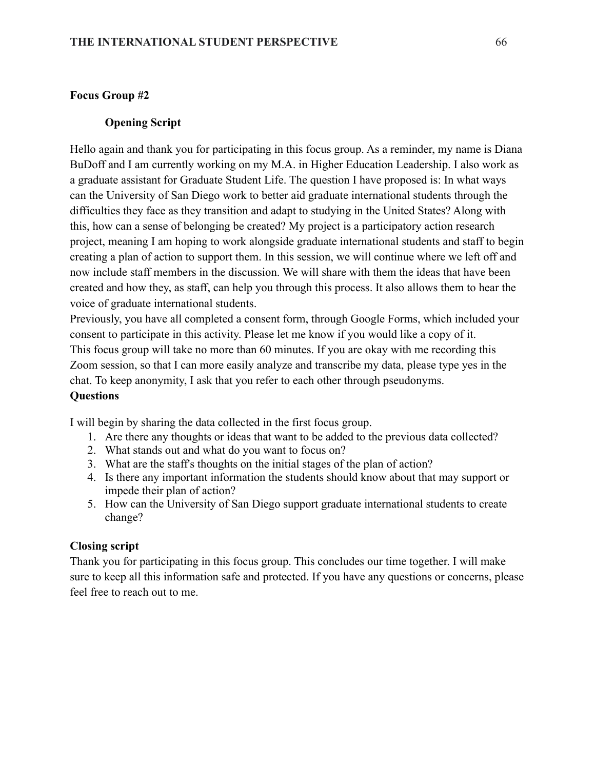## Focus Group #2

### Opening Script

Hello again and thank you for participating in this focus group. As a reminder, my name is Diana BuDoff and I am currently working on my M.A. in Higher Education Leadership. I also work as a graduate assistant for Graduate Student Life. The question I have proposed is: In what ways can the University of San Diego work to better aid graduate international students through the difficulties they face as they transition and adapt to studying in the United States? Along with this, how can a sense of belonging be created? My project is a participatory action research project, meaning I am hoping to work alongside graduate international students and staff to begin creating a plan of action to support them. In this session, we will continue where we left off and now include staff members in the discussion. We will share with them the ideas that have been created and how they, as staff, can help you through this process. It also allows them to hear the voice of graduate international students.

Previously, you have all completed a consent form, through Google Forms, which included your consent to participate in this activity. Please let me know if you would like a copy of it.

This focus group will take no more than 60 minutes. If you are okay with me recording this Zoom session, so that I can more easily analyze and transcribe my data, please type yes in the chat. To keep anonymity, I ask that you refer to each other through pseudonyms.

### Questions

I will begin by sharing the data collected in the first focus group.

1. Are there any thoughts or ideas that want to be added to the previous data collected?
2. What stands out and what do you want to focus on?
3. What are the staff's thoughts on the initial stages of the plan of action?
4. Is there any important information the students should know about that may support or impede their plan of action?
5. How can the University of San Diego support graduate international students to create change?

### Closing script

Thank you for participating in this focus group. This concludes our time together. I will make sure to keep all this information safe and protected. If you have any questions or concerns, please feel free to reach out to me.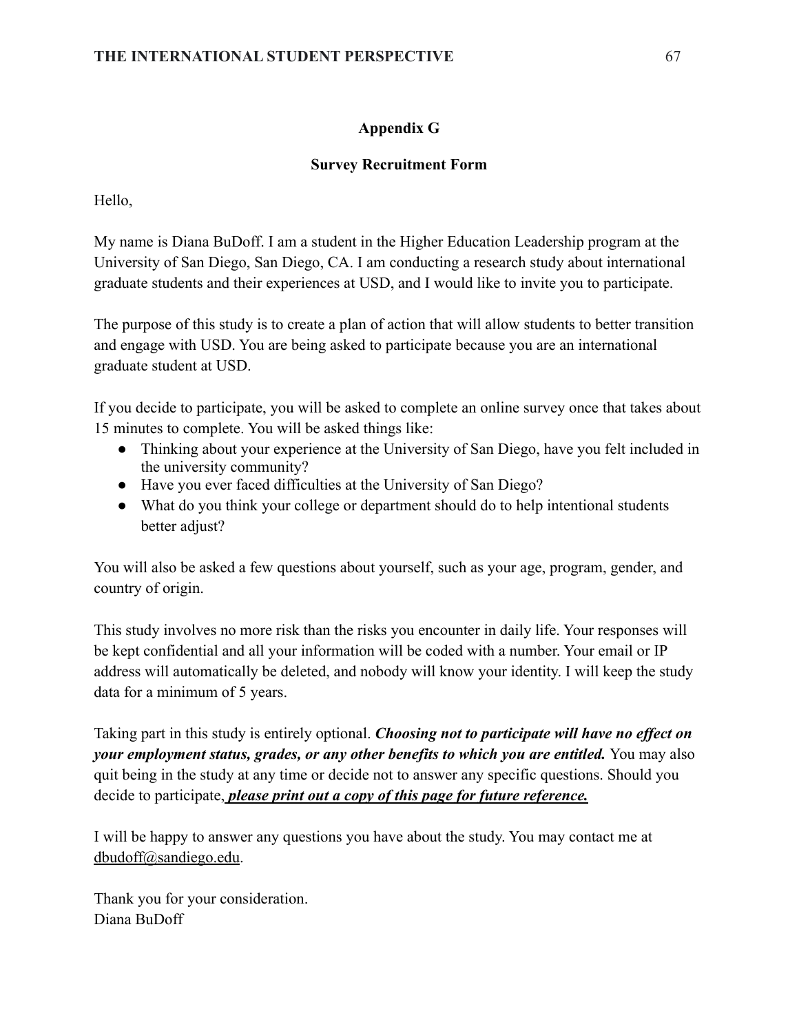## Appendix G

### Survey Recruitment Form

Hello,

My name is Diana BuDoff. I am a student in the Higher Education Leadership program at the University of San Diego, San Diego, CA. I am conducting a research study about international graduate students and their experiences at USD, and I would like to invite you to participate.

The purpose of this study is to create a plan of action that will allow students to better transition and engage with USD. You are being asked to participate because you are an international graduate student at USD.

If you decide to participate, you will be asked to complete an online survey once that takes about 15 minutes to complete. You will be asked things like:

- Thinking about your experience at the University of San Diego, have you felt included in the university community?
- Have you ever faced difficulties at the University of San Diego?
- What do you think your college or department should do to help intentional students better adjust?

You will also be asked a few questions about yourself, such as your age, program, gender, and country of origin.

This study involves no more risk than the risks you encounter in daily life. Your responses will be kept confidential and all your information will be coded with a number. Your email or IP address will automatically be deleted, and nobody will know your identity. I will keep the study data for a minimum of 5 years.

Taking part in this study is entirely optional. ***Choosing not to participate will have no effect on your employment status, grades, or any other benefits to which you are entitled.*** You may also quit being in the study at any time or decide not to answer any specific questions. Should you decide to participate, ***please print out a copy of this page for future reference.***

I will be happy to answer any questions you have about the study. You may contact me at dbudoff@sandiego.edu.

Thank you for your consideration.
Diana BuDoff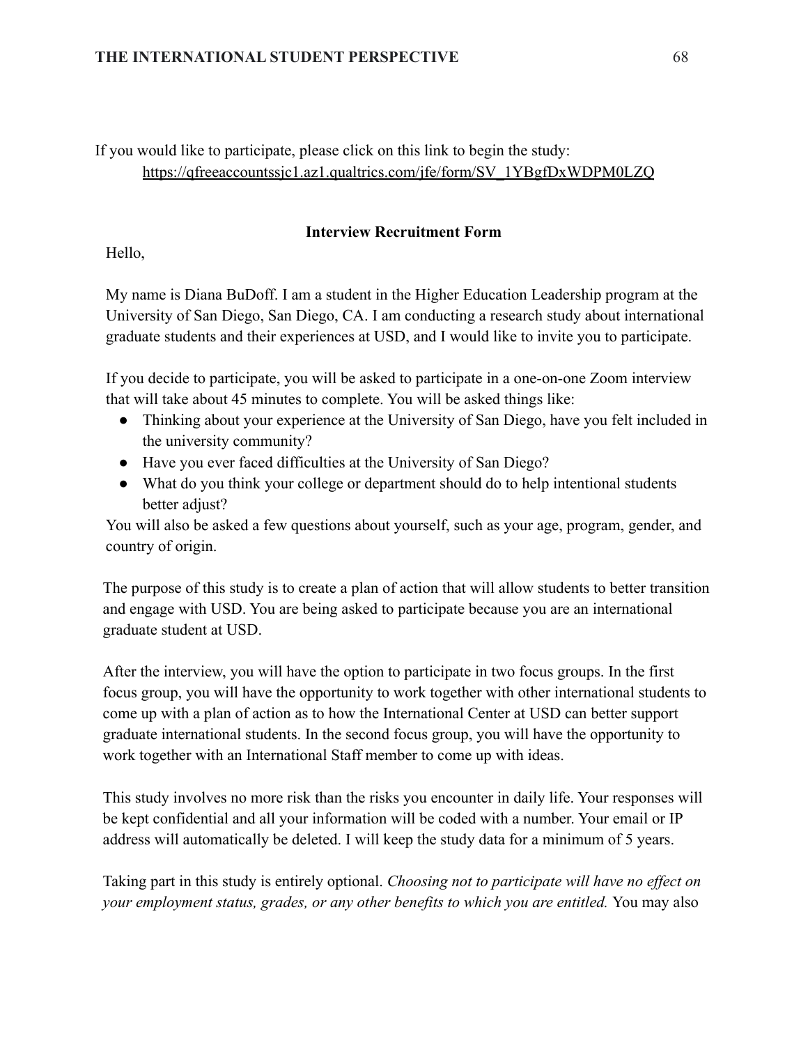If you would like to participate, please click on this link to begin the study:
https://qfreeaccountssjc1.az1.qualtrics.com/jfe/form/SV_1YBgfDxWDPM0LZQ

**Interview Recruitment Form**

Hello,

My name is Diana BuDoff. I am a student in the Higher Education Leadership program at the University of San Diego, San Diego, CA. I am conducting a research study about international graduate students and their experiences at USD, and I would like to invite you to participate.

If you decide to participate, you will be asked to participate in a one-on-one Zoom interview that will take about 45 minutes to complete. You will be asked things like:

- Thinking about your experience at the University of San Diego, have you felt included in the university community?
- Have you ever faced difficulties at the University of San Diego?
- What do you think your college or department should do to help intentional students better adjust?

You will also be asked a few questions about yourself, such as your age, program, gender, and country of origin.

The purpose of this study is to create a plan of action that will allow students to better transition and engage with USD. You are being asked to participate because you are an international graduate student at USD.

After the interview, you will have the option to participate in two focus groups. In the first focus group, you will have the opportunity to work together with other international students to come up with a plan of action as to how the International Center at USD can better support graduate international students. In the second focus group, you will have the opportunity to work together with an International Staff member to come up with ideas.

This study involves no more risk than the risks you encounter in daily life. Your responses will be kept confidential and all your information will be coded with a number. Your email or IP address will automatically be deleted. I will keep the study data for a minimum of 5 years.

Taking part in this study is entirely optional. *Choosing not to participate will have no effect on your employment status, grades, or any other benefits to which you are entitled.* You may also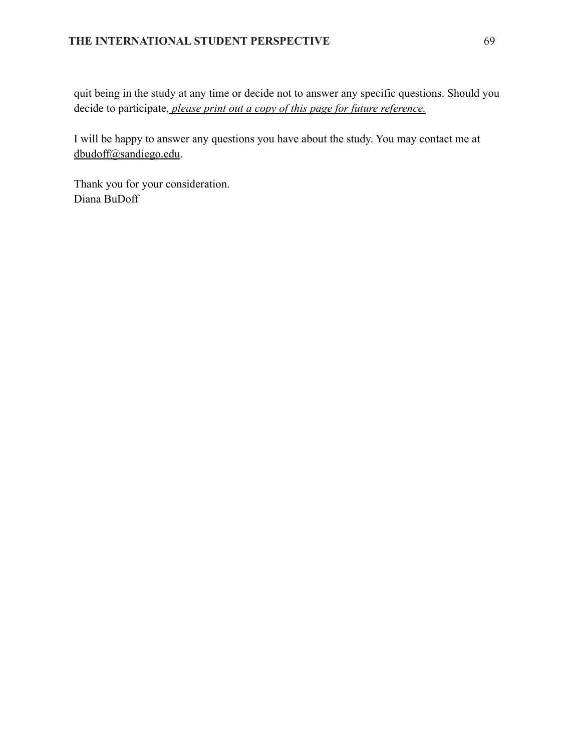quit being in the study at any time or decide not to answer any specific questions. Should you decide to participate, *please print out a copy of this page for future reference.*

I will be happy to answer any questions you have about the study. You may contact me at dbudoff@sandiego.edu.

Thank you for your consideration.
Diana BuDoff